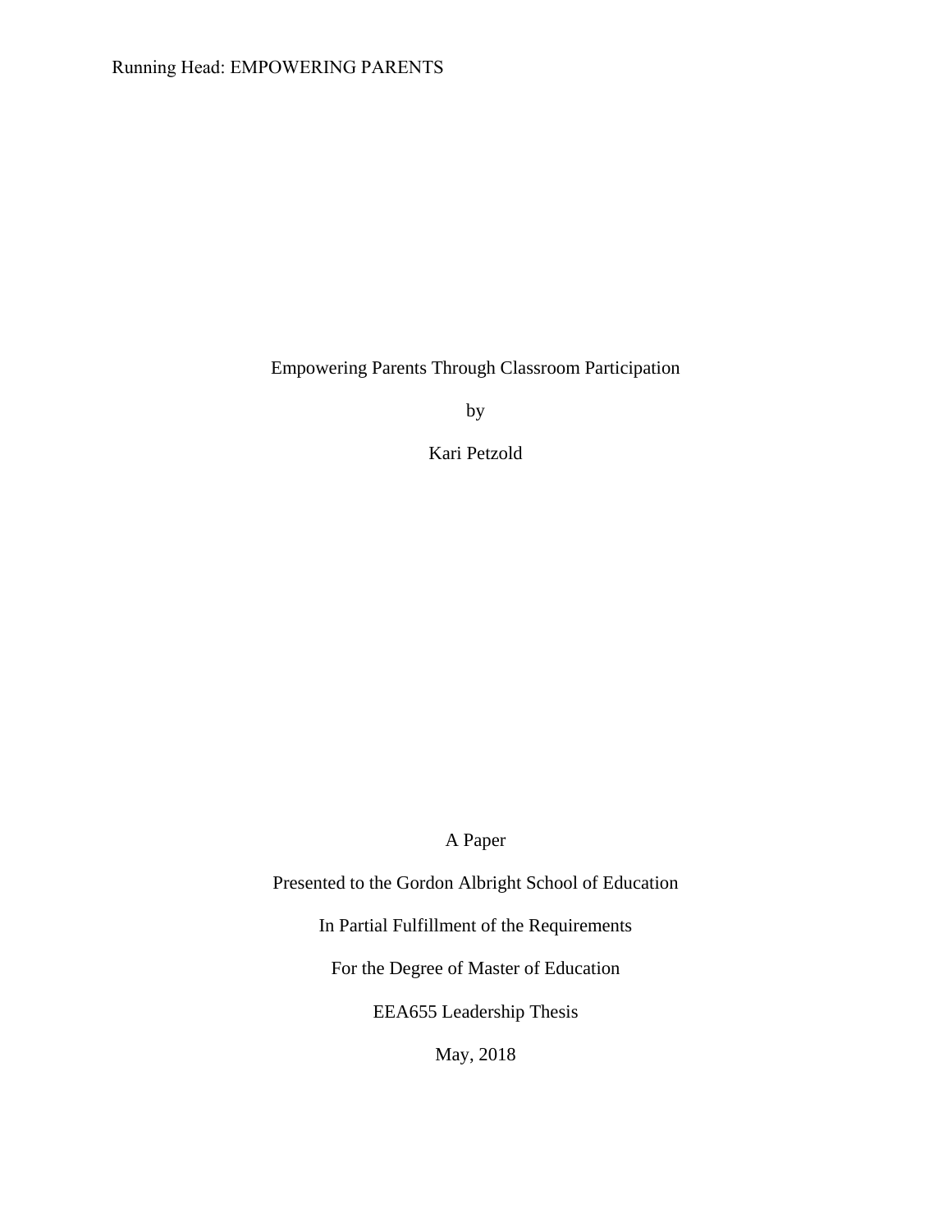# Empowering Parents Through Classroom Participation

by

Kari Petzold

A Paper

Presented to the Gordon Albright School of Education

In Partial Fulfillment of the Requirements

For the Degree of Master of Education

EEA655 Leadership Thesis

May, 2018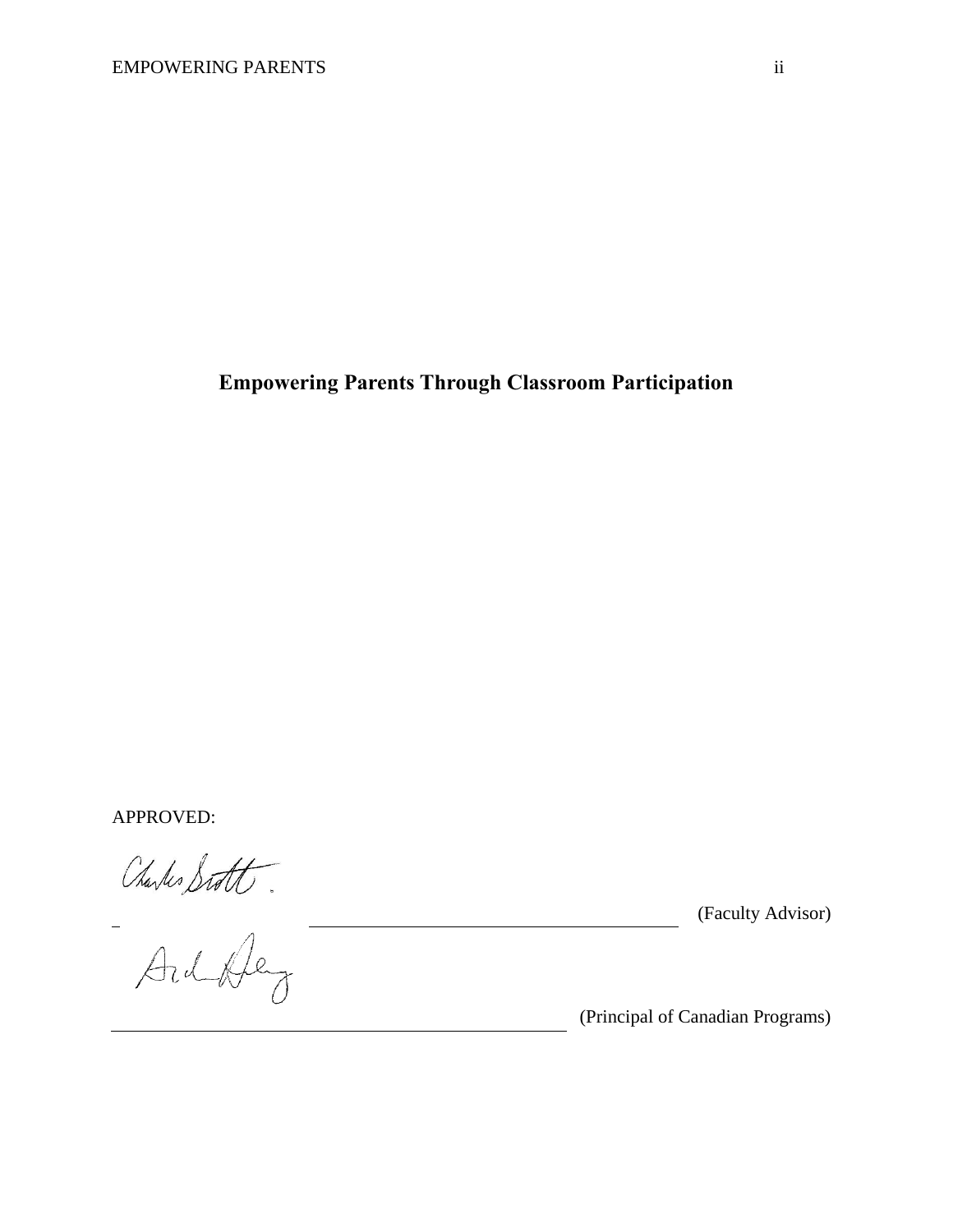**Empowering Parents Through Classroom Participation**

APPROVED:

Charles Scott

\_\_\_\_\_\_\_\_\_\_\_\_\_\_\_\_\_\_\_\_\_\_\_\_\_\_\_\_\_\_\_\_\_\_\_\_\_\_ (Faculty Advisor)

\_\_\_\_\_\_\_\_\_\_\_\_\_\_\_\_\_\_\_\_\_\_\_\_\_\_\_\_\_\_\_\_\_\_\_\_\_\_ (Principal of Canadian Programs)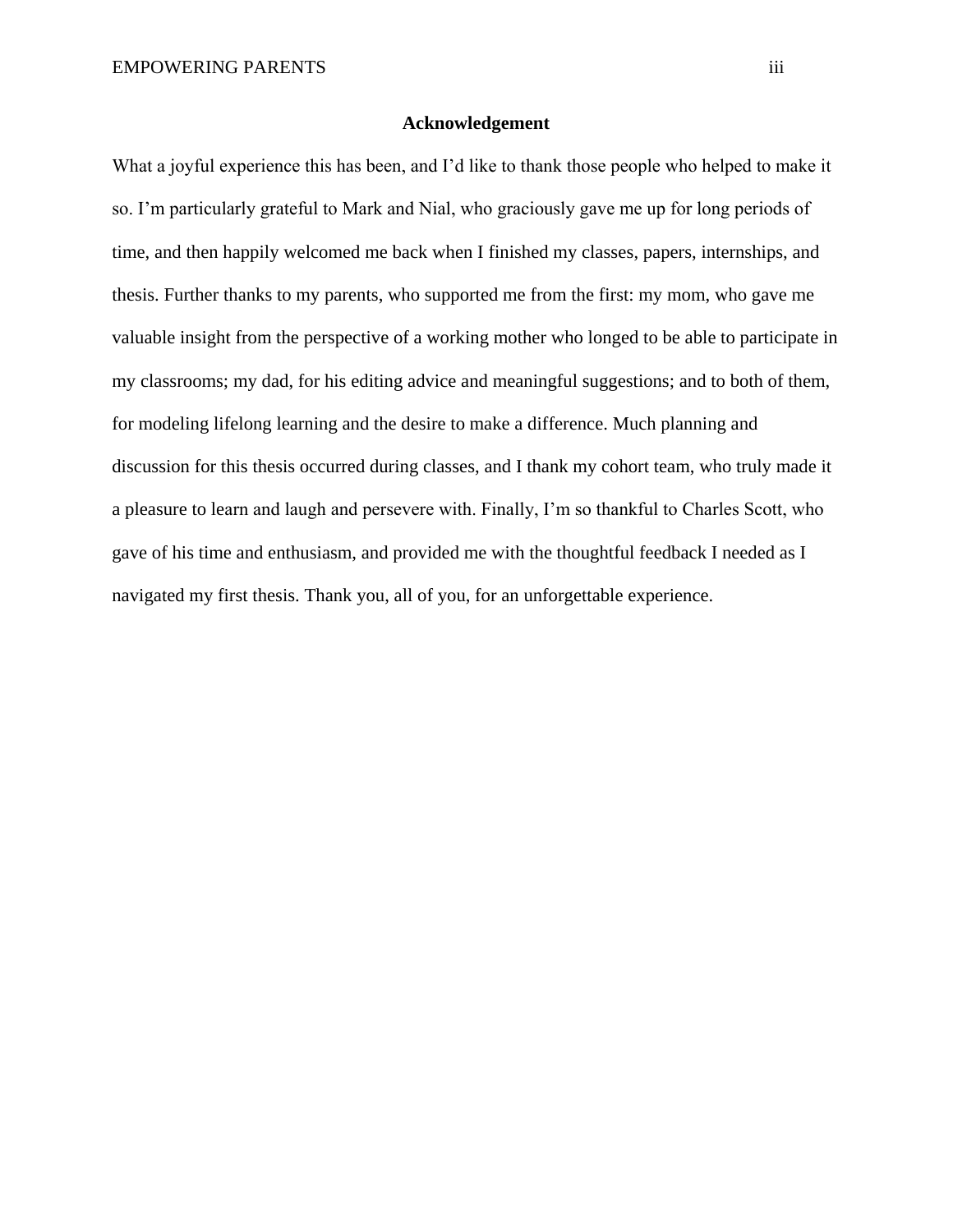## Acknowledgement

What a joyful experience this has been, and I'd like to thank those people who helped to make it so. I'm particularly grateful to Mark and Nial, who graciously gave me up for long periods of time, and then happily welcomed me back when I finished my classes, papers, internships, and thesis. Further thanks to my parents, who supported me from the first: my mom, who gave me valuable insight from the perspective of a working mother who longed to be able to participate in my classrooms; my dad, for his editing advice and meaningful suggestions; and to both of them, for modeling lifelong learning and the desire to make a difference. Much planning and discussion for this thesis occurred during classes, and I thank my cohort team, who truly made it a pleasure to learn and laugh and persevere with. Finally, I'm so thankful to Charles Scott, who gave of his time and enthusiasm, and provided me with the thoughtful feedback I needed as I navigated my first thesis. Thank you, all of you, for an unforgettable experience.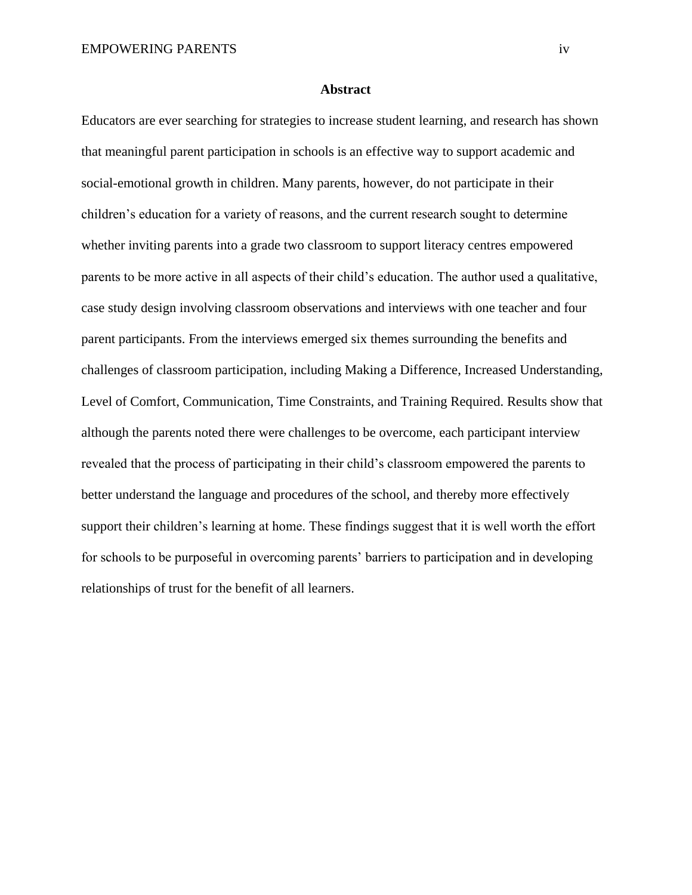## Abstract

Educators are ever searching for strategies to increase student learning, and research has shown that meaningful parent participation in schools is an effective way to support academic and social-emotional growth in children. Many parents, however, do not participate in their children's education for a variety of reasons, and the current research sought to determine whether inviting parents into a grade two classroom to support literacy centres empowered parents to be more active in all aspects of their child's education. The author used a qualitative, case study design involving classroom observations and interviews with one teacher and four parent participants. From the interviews emerged six themes surrounding the benefits and challenges of classroom participation, including Making a Difference, Increased Understanding, Level of Comfort, Communication, Time Constraints, and Training Required. Results show that although the parents noted there were challenges to be overcome, each participant interview revealed that the process of participating in their child's classroom empowered the parents to better understand the language and procedures of the school, and thereby more effectively support their children's learning at home. These findings suggest that it is well worth the effort for schools to be purposeful in overcoming parents' barriers to participation and in developing relationships of trust for the benefit of all learners.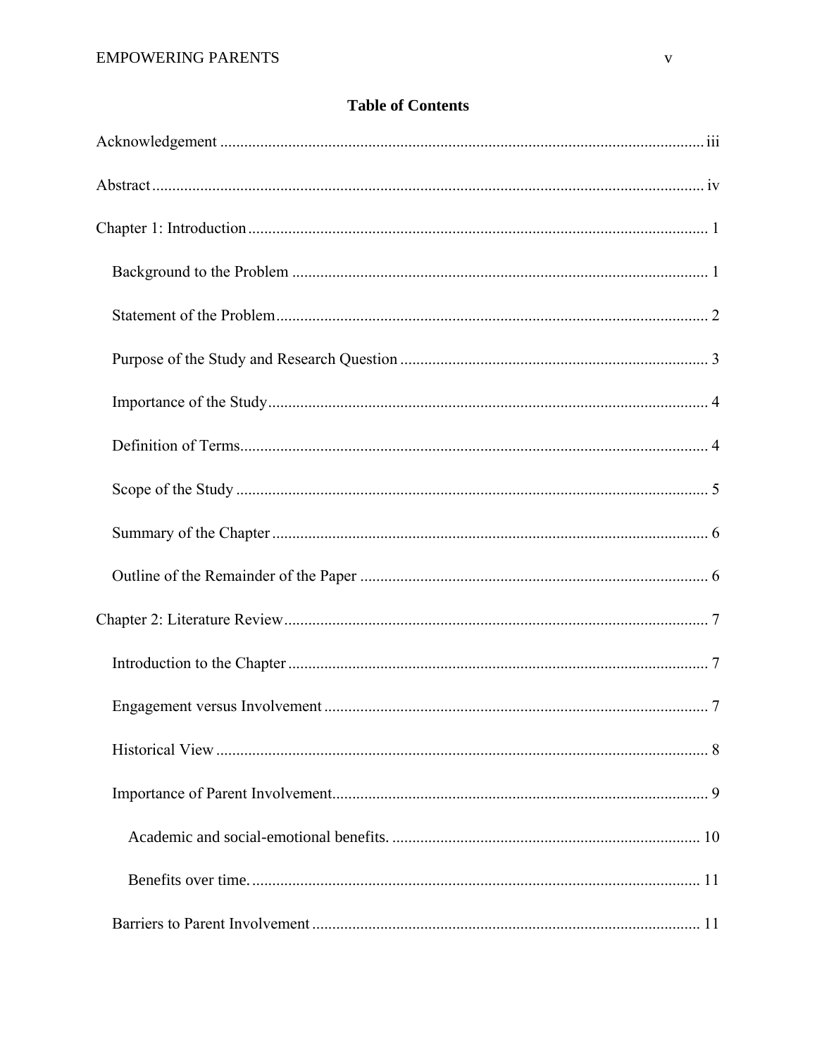**Table of Contents**

Acknowledgement ........................................................................................................................ iii

Abstract ........................................................................................................................................ iv

Chapter 1: Introduction .................................................................................................................. 1

- Background to the Problem ....................................................................................................... 1
- Statement of the Problem ........................................................................................................... 2
- Purpose of the Study and Research Question ............................................................................ 3
- Importance of the Study ............................................................................................................. 4
- Definition of Terms ..................................................................................................................... 4
- Scope of the Study ...................................................................................................................... 5
- Summary of the Chapter ............................................................................................................ 6
- Outline of the Remainder of the Paper ...................................................................................... 6

Chapter 2: Literature Review ......................................................................................................... 7

- Introduction to the Chapter ........................................................................................................ 7
- Engagement versus Involvement ................................................................................................ 7
- Historical View ........................................................................................................................... 8
- Importance of Parent Involvement ............................................................................................. 9
    - Academic and social-emotional benefits. ............................................................................ 10
    - Benefits over time. ............................................................................................................... 11
- Barriers to Parent Involvement ................................................................................................ 11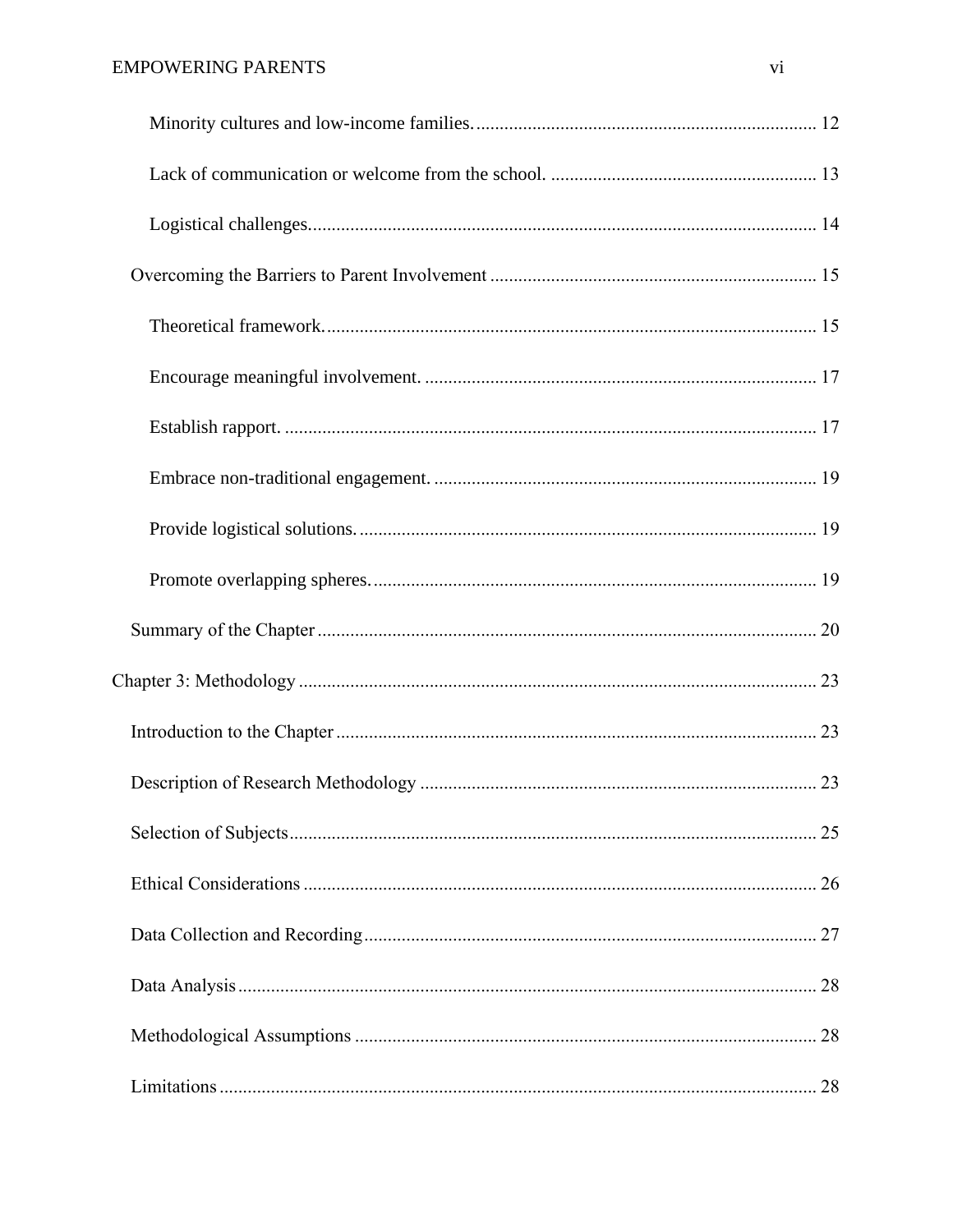Minority cultures and low-income families. ........................................................................ 12

Lack of communication or welcome from the school. ......................................................... 13

Logistical challenges............................................................................................................ 14

Overcoming the Barriers to Parent Involvement ...................................................................... 15

Theoretical framework. ........................................................................................................ 15

Encourage meaningful involvement. ................................................................................... 17

Establish rapport. ................................................................................................................. 17

Embrace non-traditional engagement. .................................................................................. 19

Provide logistical solutions. ................................................................................................. 19

Promote overlapping spheres. .............................................................................................. 19

Summary of the Chapter .......................................................................................................... 20

Chapter 3: Methodology ............................................................................................................... 23

Introduction to the Chapter ....................................................................................................... 23

Description of Research Methodology ..................................................................................... 23

Selection of Subjects ................................................................................................................. 25

Ethical Considerations .............................................................................................................. 26

Data Collection and Recording ................................................................................................. 27

Data Analysis ............................................................................................................................ 28

Methodological Assumptions ................................................................................................... 28

Limitations ................................................................................................................................ 28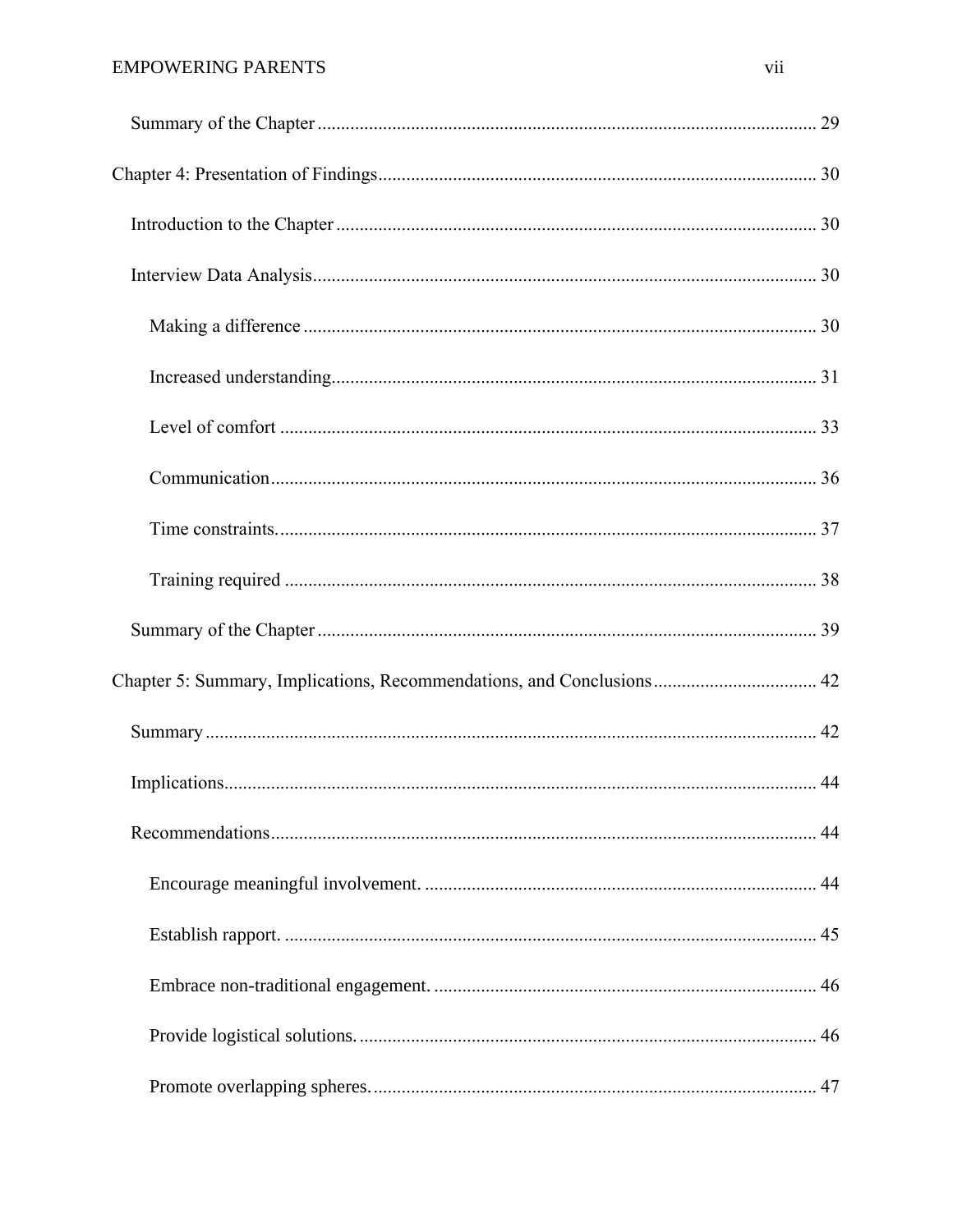Summary of the Chapter ........................................................................................................ 29

Chapter 4: Presentation of Findings ............................................................................................ 30

Introduction to the Chapter ..................................................................................................... 30

Interview Data Analysis .......................................................................................................... 30

Making a difference ........................................................................................................... 30

Increased understanding ...................................................................................................... 31

Level of comfort ................................................................................................................. 33

Communication ................................................................................................................... 36

Time constraints. ................................................................................................................. 37

Training required ................................................................................................................ 38

Summary of the Chapter ........................................................................................................ 39

Chapter 5: Summary, Implications, Recommendations, and Conclusions ................................... 42

Summary ................................................................................................................................. 42

Implications ............................................................................................................................ 44

Recommendations ................................................................................................................... 44

Encourage meaningful involvement. .................................................................................. 44

Establish rapport. ................................................................................................................ 45

Embrace non-traditional engagement. ................................................................................ 46

Provide logistical solutions. ................................................................................................ 46

Promote overlapping spheres. ............................................................................................. 47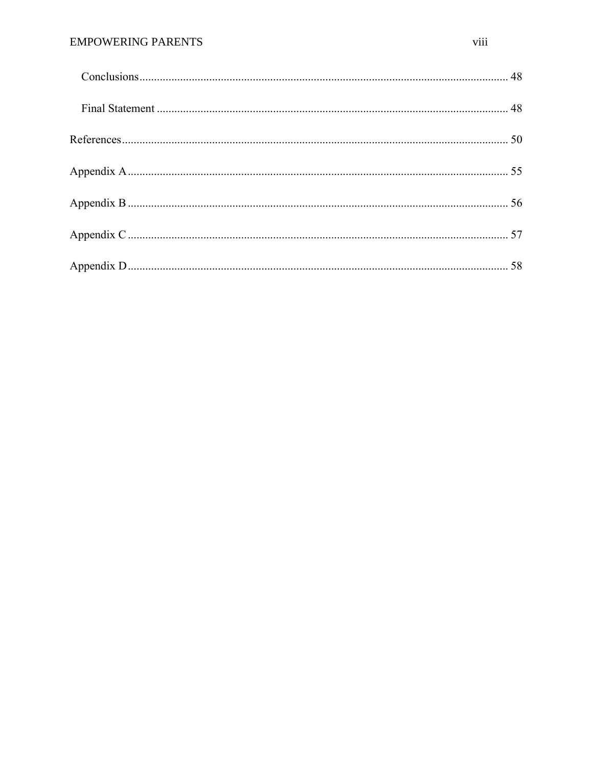Conclusions ........................................................................................................................ 48

Final Statement .................................................................................................................. 48

References ............................................................................................................................. 50

Appendix A ............................................................................................................................ 55

Appendix B ............................................................................................................................ 56

Appendix C ............................................................................................................................ 57

Appendix D ............................................................................................................................ 58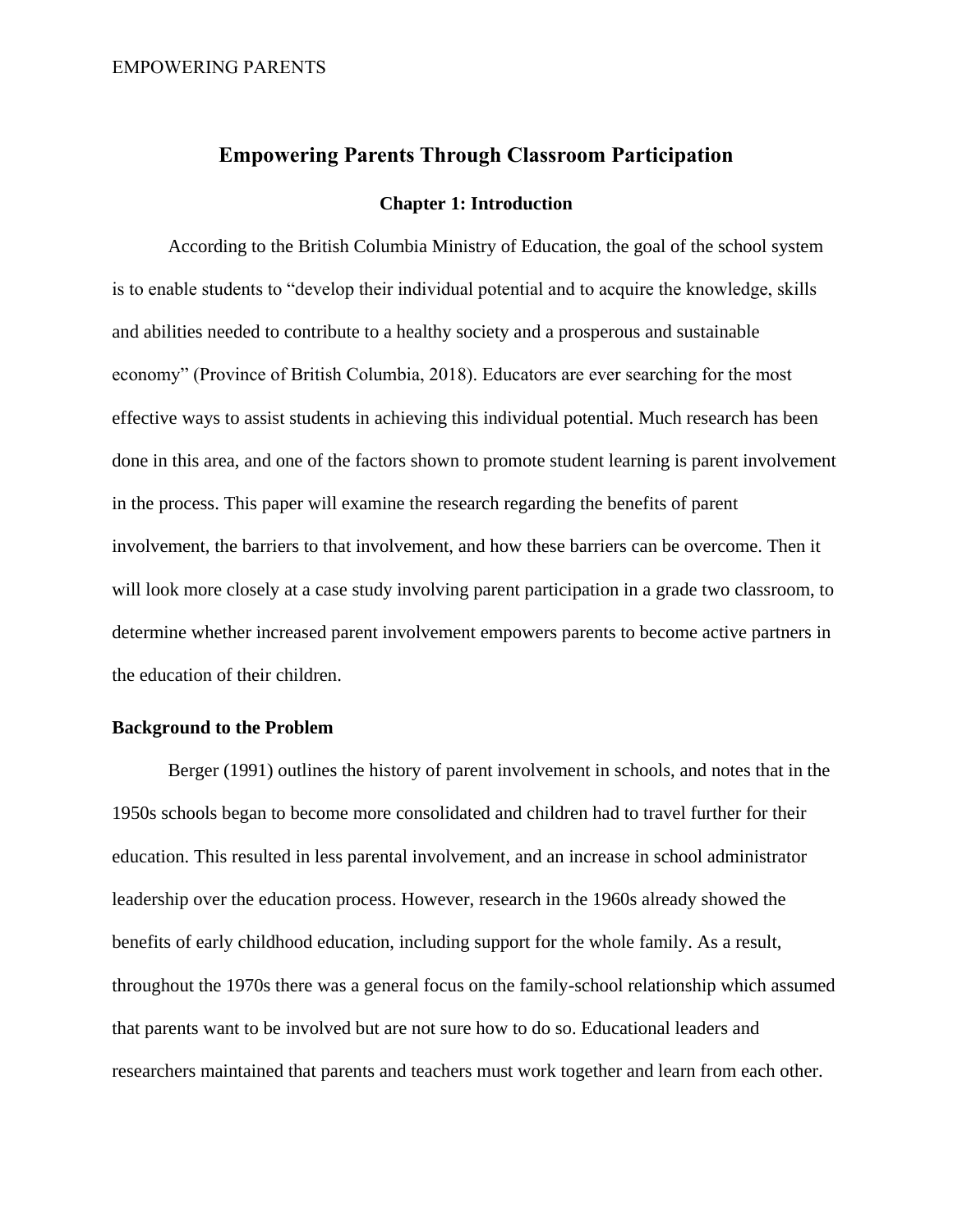# Empowering Parents Through Classroom Participation

## Chapter 1: Introduction

According to the British Columbia Ministry of Education, the goal of the school system is to enable students to "develop their individual potential and to acquire the knowledge, skills and abilities needed to contribute to a healthy society and a prosperous and sustainable economy" (Province of British Columbia, 2018). Educators are ever searching for the most effective ways to assist students in achieving this individual potential. Much research has been done in this area, and one of the factors shown to promote student learning is parent involvement in the process. This paper will examine the research regarding the benefits of parent involvement, the barriers to that involvement, and how these barriers can be overcome. Then it will look more closely at a case study involving parent participation in a grade two classroom, to determine whether increased parent involvement empowers parents to become active partners in the education of their children.

### Background to the Problem

Berger (1991) outlines the history of parent involvement in schools, and notes that in the 1950s schools began to become more consolidated and children had to travel further for their education. This resulted in less parental involvement, and an increase in school administrator leadership over the education process. However, research in the 1960s already showed the benefits of early childhood education, including support for the whole family. As a result, throughout the 1970s there was a general focus on the family-school relationship which assumed that parents want to be involved but are not sure how to do so. Educational leaders and researchers maintained that parents and teachers must work together and learn from each other.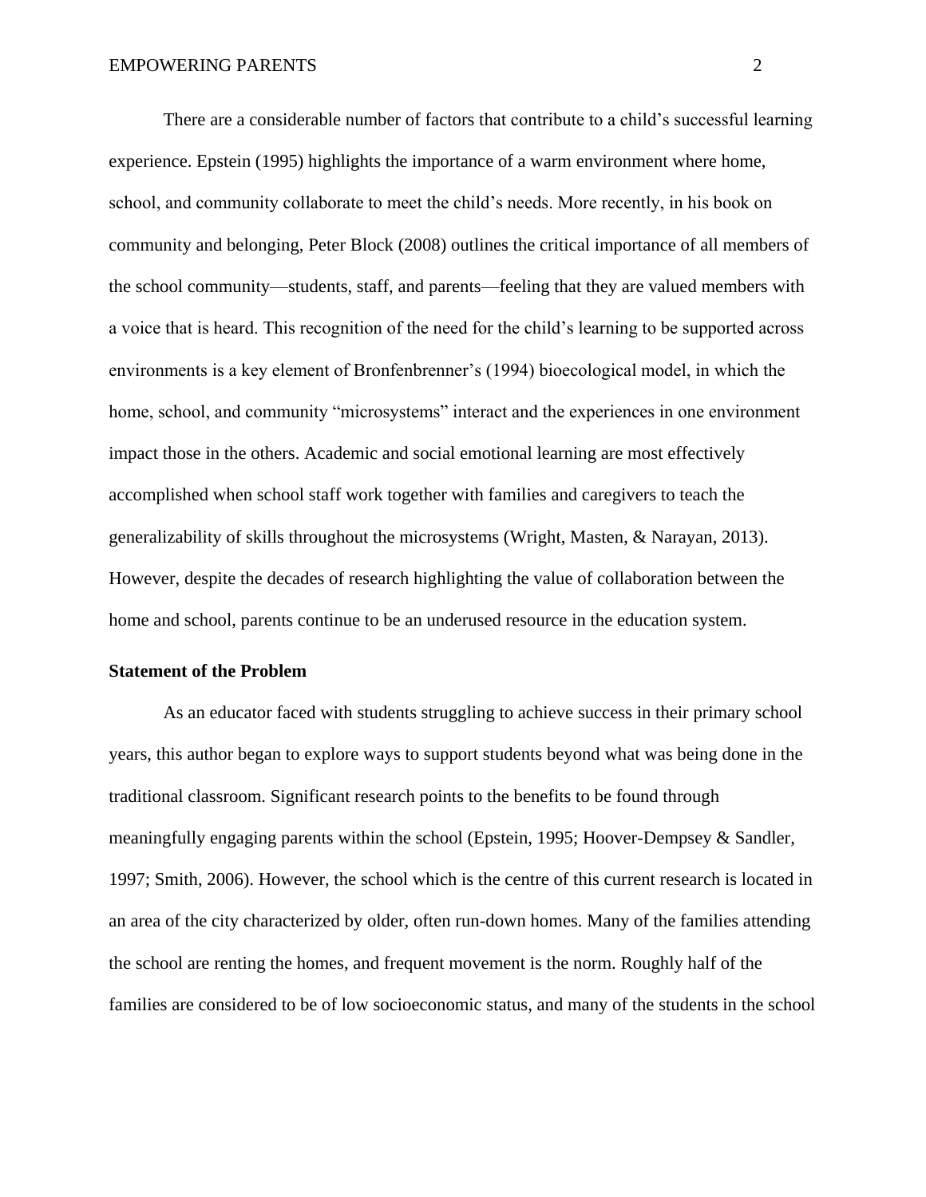There are a considerable number of factors that contribute to a child's successful learning experience. Epstein (1995) highlights the importance of a warm environment where home, school, and community collaborate to meet the child's needs. More recently, in his book on community and belonging, Peter Block (2008) outlines the critical importance of all members of the school community—students, staff, and parents—feeling that they are valued members with a voice that is heard. This recognition of the need for the child's learning to be supported across environments is a key element of Bronfenbrenner's (1994) bioecological model, in which the home, school, and community "microsystems" interact and the experiences in one environment impact those in the others. Academic and social emotional learning are most effectively accomplished when school staff work together with families and caregivers to teach the generalizability of skills throughout the microsystems (Wright, Masten, & Narayan, 2013). However, despite the decades of research highlighting the value of collaboration between the home and school, parents continue to be an underused resource in the education system.

**Statement of the Problem**

As an educator faced with students struggling to achieve success in their primary school years, this author began to explore ways to support students beyond what was being done in the traditional classroom. Significant research points to the benefits to be found through meaningfully engaging parents within the school (Epstein, 1995; Hoover-Dempsey & Sandler, 1997; Smith, 2006). However, the school which is the centre of this current research is located in an area of the city characterized by older, often run-down homes. Many of the families attending the school are renting the homes, and frequent movement is the norm. Roughly half of the families are considered to be of low socioeconomic status, and many of the students in the school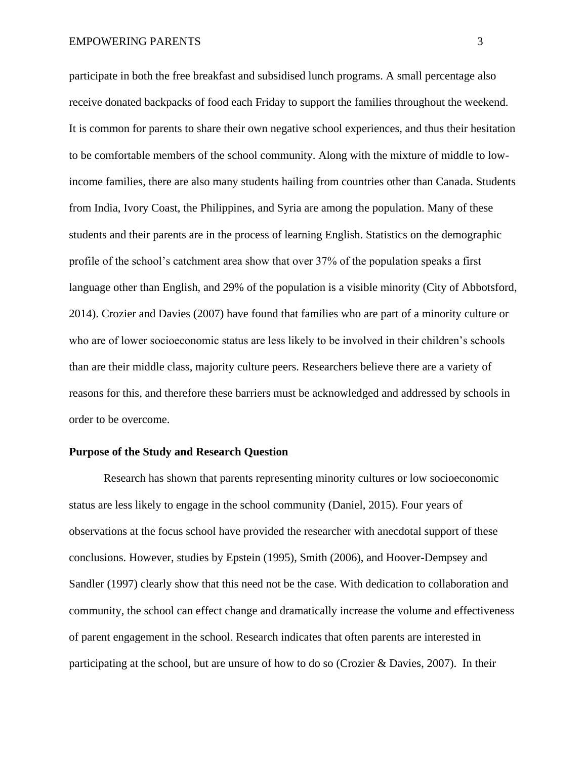participate in both the free breakfast and subsidised lunch programs. A small percentage also receive donated backpacks of food each Friday to support the families throughout the weekend. It is common for parents to share their own negative school experiences, and thus their hesitation to be comfortable members of the school community. Along with the mixture of middle to low-income families, there are also many students hailing from countries other than Canada. Students from India, Ivory Coast, the Philippines, and Syria are among the population. Many of these students and their parents are in the process of learning English. Statistics on the demographic profile of the school's catchment area show that over 37% of the population speaks a first language other than English, and 29% of the population is a visible minority (City of Abbotsford, 2014). Crozier and Davies (2007) have found that families who are part of a minority culture or who are of lower socioeconomic status are less likely to be involved in their children's schools than are their middle class, majority culture peers. Researchers believe there are a variety of reasons for this, and therefore these barriers must be acknowledged and addressed by schools in order to be overcome.

**Purpose of the Study and Research Question**

Research has shown that parents representing minority cultures or low socioeconomic status are less likely to engage in the school community (Daniel, 2015). Four years of observations at the focus school have provided the researcher with anecdotal support of these conclusions. However, studies by Epstein (1995), Smith (2006), and Hoover-Dempsey and Sandler (1997) clearly show that this need not be the case. With dedication to collaboration and community, the school can effect change and dramatically increase the volume and effectiveness of parent engagement in the school. Research indicates that often parents are interested in participating at the school, but are unsure of how to do so (Crozier & Davies, 2007). In their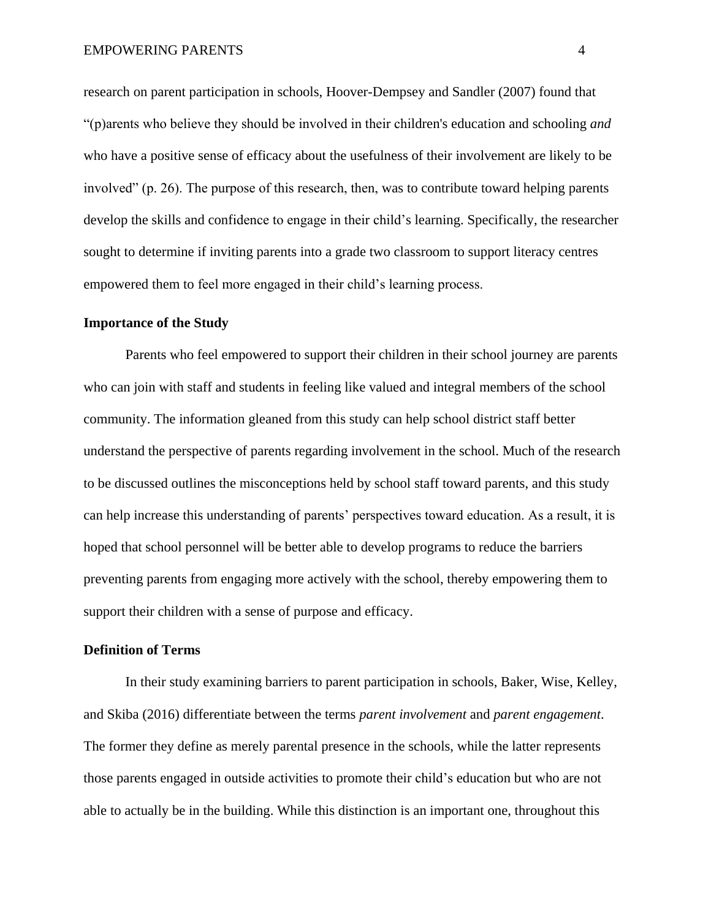research on parent participation in schools, Hoover-Dempsey and Sandler (2007) found that "(p)arents who believe they should be involved in their children's education and schooling *and* who have a positive sense of efficacy about the usefulness of their involvement are likely to be involved" (p. 26). The purpose of this research, then, was to contribute toward helping parents develop the skills and confidence to engage in their child's learning. Specifically, the researcher sought to determine if inviting parents into a grade two classroom to support literacy centres empowered them to feel more engaged in their child's learning process.

**Importance of the Study**

Parents who feel empowered to support their children in their school journey are parents who can join with staff and students in feeling like valued and integral members of the school community. The information gleaned from this study can help school district staff better understand the perspective of parents regarding involvement in the school. Much of the research to be discussed outlines the misconceptions held by school staff toward parents, and this study can help increase this understanding of parents' perspectives toward education. As a result, it is hoped that school personnel will be better able to develop programs to reduce the barriers preventing parents from engaging more actively with the school, thereby empowering them to support their children with a sense of purpose and efficacy.

**Definition of Terms**

In their study examining barriers to parent participation in schools, Baker, Wise, Kelley, and Skiba (2016) differentiate between the terms *parent involvement* and *parent engagement*. The former they define as merely parental presence in the schools, while the latter represents those parents engaged in outside activities to promote their child's education but who are not able to actually be in the building. While this distinction is an important one, throughout this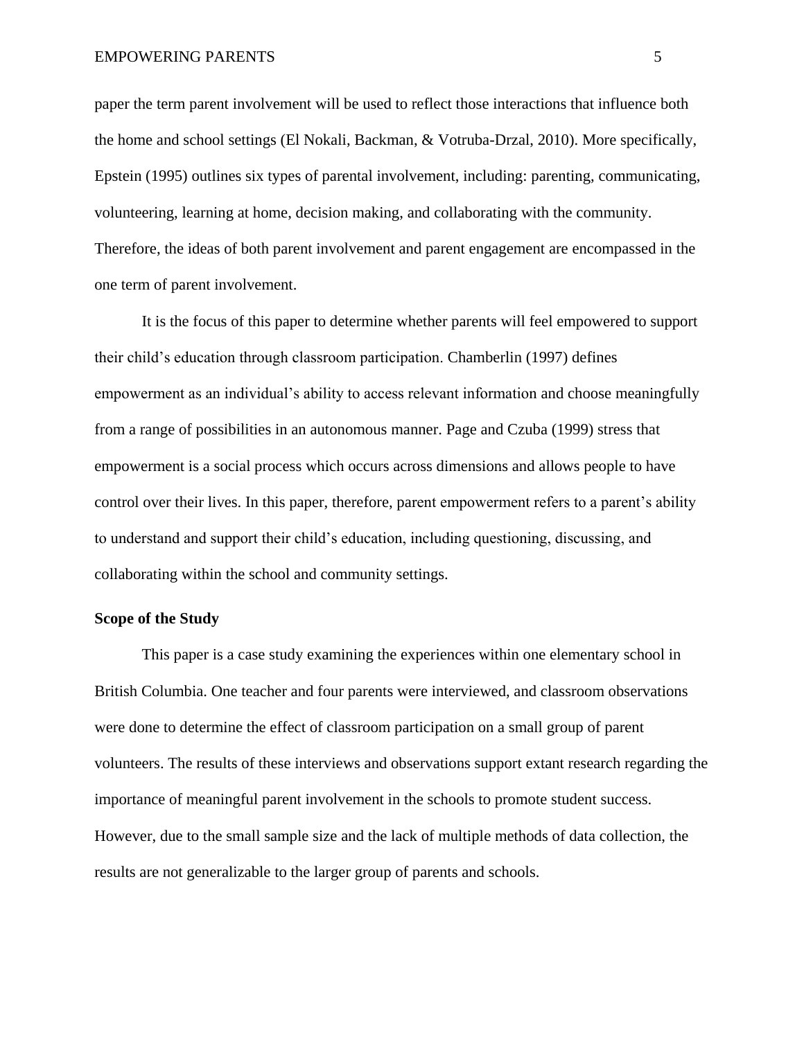paper the term parent involvement will be used to reflect those interactions that influence both the home and school settings (El Nokali, Backman, & Votruba-Drzal, 2010). More specifically, Epstein (1995) outlines six types of parental involvement, including: parenting, communicating, volunteering, learning at home, decision making, and collaborating with the community. Therefore, the ideas of both parent involvement and parent engagement are encompassed in the one term of parent involvement.

It is the focus of this paper to determine whether parents will feel empowered to support their child's education through classroom participation. Chamberlin (1997) defines empowerment as an individual's ability to access relevant information and choose meaningfully from a range of possibilities in an autonomous manner. Page and Czuba (1999) stress that empowerment is a social process which occurs across dimensions and allows people to have control over their lives. In this paper, therefore, parent empowerment refers to a parent's ability to understand and support their child's education, including questioning, discussing, and collaborating within the school and community settings.

**Scope of the Study**

This paper is a case study examining the experiences within one elementary school in British Columbia. One teacher and four parents were interviewed, and classroom observations were done to determine the effect of classroom participation on a small group of parent volunteers. The results of these interviews and observations support extant research regarding the importance of meaningful parent involvement in the schools to promote student success. However, due to the small sample size and the lack of multiple methods of data collection, the results are not generalizable to the larger group of parents and schools.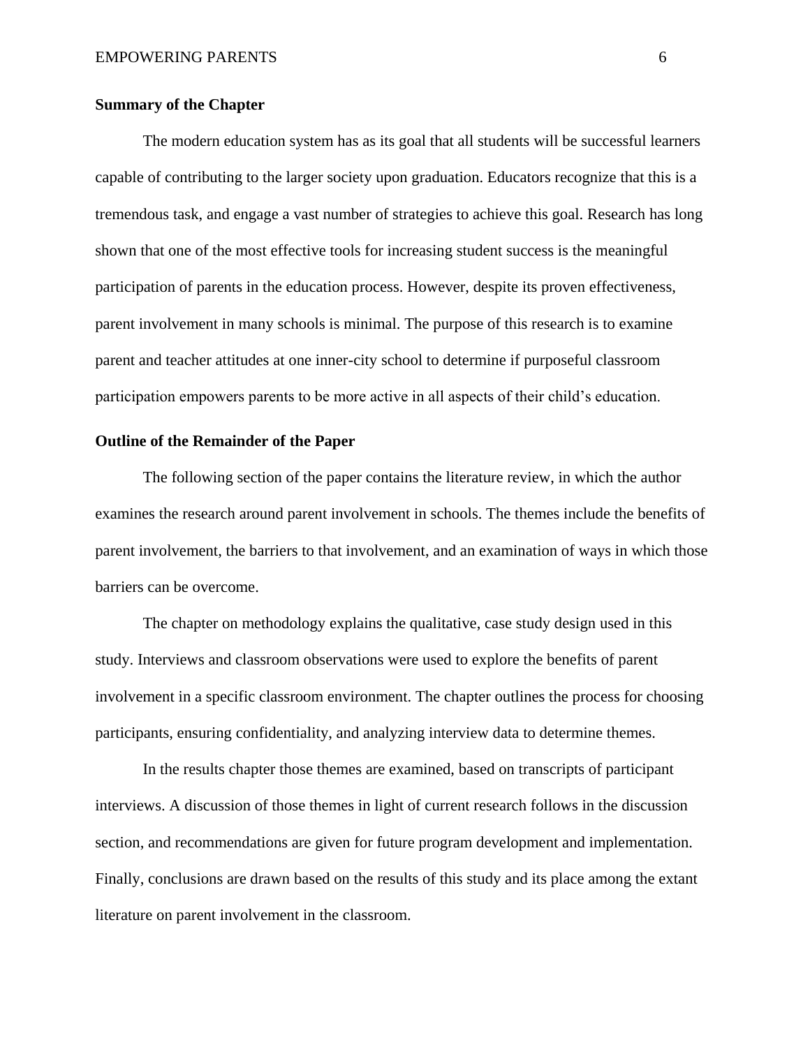**Summary of the Chapter**

The modern education system has as its goal that all students will be successful learners capable of contributing to the larger society upon graduation. Educators recognize that this is a tremendous task, and engage a vast number of strategies to achieve this goal. Research has long shown that one of the most effective tools for increasing student success is the meaningful participation of parents in the education process. However, despite its proven effectiveness, parent involvement in many schools is minimal. The purpose of this research is to examine parent and teacher attitudes at one inner-city school to determine if purposeful classroom participation empowers parents to be more active in all aspects of their child's education.

**Outline of the Remainder of the Paper**

The following section of the paper contains the literature review, in which the author examines the research around parent involvement in schools. The themes include the benefits of parent involvement, the barriers to that involvement, and an examination of ways in which those barriers can be overcome.

The chapter on methodology explains the qualitative, case study design used in this study. Interviews and classroom observations were used to explore the benefits of parent involvement in a specific classroom environment. The chapter outlines the process for choosing participants, ensuring confidentiality, and analyzing interview data to determine themes.

In the results chapter those themes are examined, based on transcripts of participant interviews. A discussion of those themes in light of current research follows in the discussion section, and recommendations are given for future program development and implementation. Finally, conclusions are drawn based on the results of this study and its place among the extant literature on parent involvement in the classroom.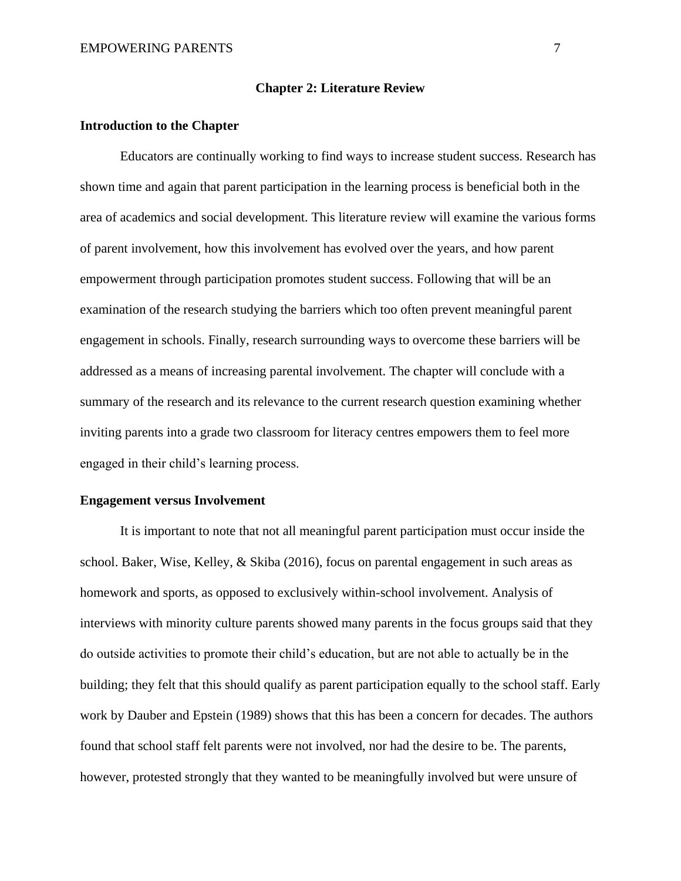## Chapter 2: Literature Review

### Introduction to the Chapter

Educators are continually working to find ways to increase student success. Research has shown time and again that parent participation in the learning process is beneficial both in the area of academics and social development. This literature review will examine the various forms of parent involvement, how this involvement has evolved over the years, and how parent empowerment through participation promotes student success. Following that will be an examination of the research studying the barriers which too often prevent meaningful parent engagement in schools. Finally, research surrounding ways to overcome these barriers will be addressed as a means of increasing parental involvement. The chapter will conclude with a summary of the research and its relevance to the current research question examining whether inviting parents into a grade two classroom for literacy centres empowers them to feel more engaged in their child's learning process.

### Engagement versus Involvement

It is important to note that not all meaningful parent participation must occur inside the school. Baker, Wise, Kelley, & Skiba (2016), focus on parental engagement in such areas as homework and sports, as opposed to exclusively within-school involvement. Analysis of interviews with minority culture parents showed many parents in the focus groups said that they do outside activities to promote their child's education, but are not able to actually be in the building; they felt that this should qualify as parent participation equally to the school staff. Early work by Dauber and Epstein (1989) shows that this has been a concern for decades. The authors found that school staff felt parents were not involved, nor had the desire to be. The parents, however, protested strongly that they wanted to be meaningfully involved but were unsure of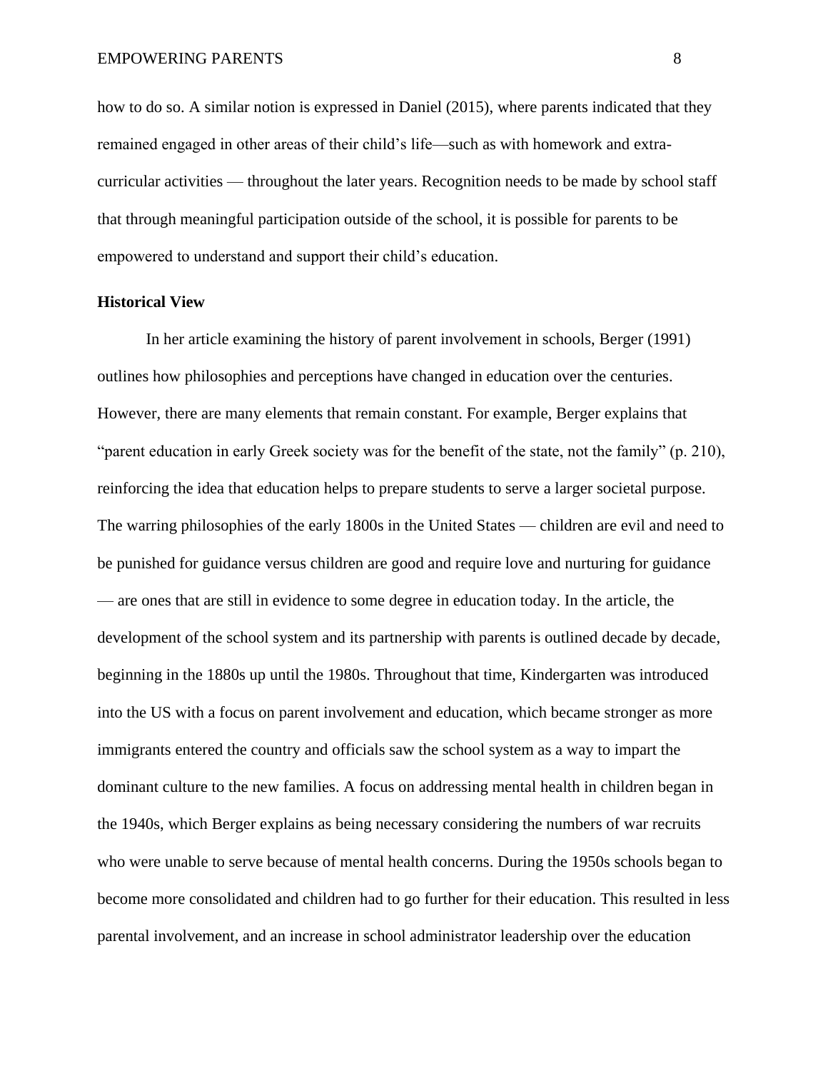how to do so. A similar notion is expressed in Daniel (2015), where parents indicated that they remained engaged in other areas of their child's life—such as with homework and extra-curricular activities — throughout the later years. Recognition needs to be made by school staff that through meaningful participation outside of the school, it is possible for parents to be empowered to understand and support their child's education.

**Historical View**

In her article examining the history of parent involvement in schools, Berger (1991) outlines how philosophies and perceptions have changed in education over the centuries. However, there are many elements that remain constant. For example, Berger explains that "parent education in early Greek society was for the benefit of the state, not the family" (p. 210), reinforcing the idea that education helps to prepare students to serve a larger societal purpose. The warring philosophies of the early 1800s in the United States — children are evil and need to be punished for guidance versus children are good and require love and nurturing for guidance — are ones that are still in evidence to some degree in education today. In the article, the development of the school system and its partnership with parents is outlined decade by decade, beginning in the 1880s up until the 1980s. Throughout that time, Kindergarten was introduced into the US with a focus on parent involvement and education, which became stronger as more immigrants entered the country and officials saw the school system as a way to impart the dominant culture to the new families. A focus on addressing mental health in children began in the 1940s, which Berger explains as being necessary considering the numbers of war recruits who were unable to serve because of mental health concerns. During the 1950s schools began to become more consolidated and children had to go further for their education. This resulted in less parental involvement, and an increase in school administrator leadership over the education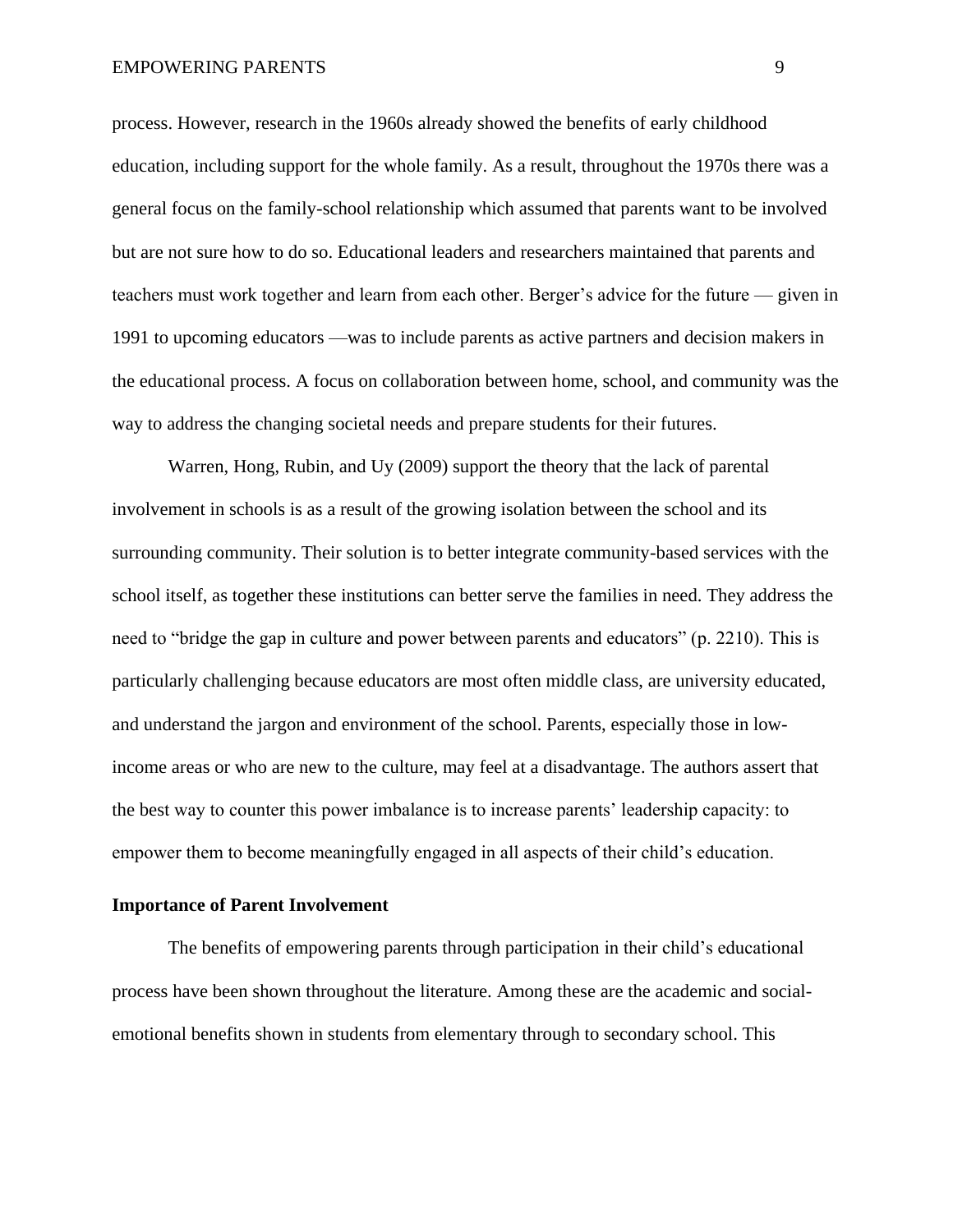process. However, research in the 1960s already showed the benefits of early childhood education, including support for the whole family. As a result, throughout the 1970s there was a general focus on the family-school relationship which assumed that parents want to be involved but are not sure how to do so. Educational leaders and researchers maintained that parents and teachers must work together and learn from each other. Berger's advice for the future — given in 1991 to upcoming educators —was to include parents as active partners and decision makers in the educational process. A focus on collaboration between home, school, and community was the way to address the changing societal needs and prepare students for their futures.

Warren, Hong, Rubin, and Uy (2009) support the theory that the lack of parental involvement in schools is as a result of the growing isolation between the school and its surrounding community. Their solution is to better integrate community-based services with the school itself, as together these institutions can better serve the families in need. They address the need to "bridge the gap in culture and power between parents and educators" (p. 2210). This is particularly challenging because educators are most often middle class, are university educated, and understand the jargon and environment of the school. Parents, especially those in low-income areas or who are new to the culture, may feel at a disadvantage. The authors assert that the best way to counter this power imbalance is to increase parents' leadership capacity: to empower them to become meaningfully engaged in all aspects of their child's education.

**Importance of Parent Involvement**

The benefits of empowering parents through participation in their child's educational process have been shown throughout the literature. Among these are the academic and social-emotional benefits shown in students from elementary through to secondary school. This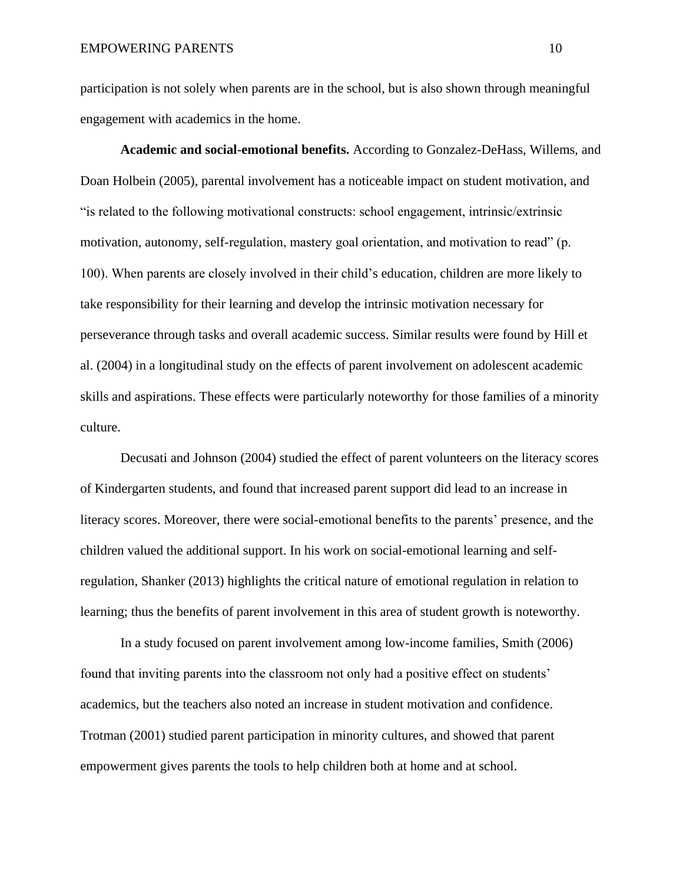participation is not solely when parents are in the school, but is also shown through meaningful engagement with academics in the home.

**Academic and social-emotional benefits.** According to Gonzalez-DeHass, Willems, and Doan Holbein (2005), parental involvement has a noticeable impact on student motivation, and "is related to the following motivational constructs: school engagement, intrinsic/extrinsic motivation, autonomy, self-regulation, mastery goal orientation, and motivation to read" (p. 100). When parents are closely involved in their child's education, children are more likely to take responsibility for their learning and develop the intrinsic motivation necessary for perseverance through tasks and overall academic success. Similar results were found by Hill et al. (2004) in a longitudinal study on the effects of parent involvement on adolescent academic skills and aspirations. These effects were particularly noteworthy for those families of a minority culture.

Decusati and Johnson (2004) studied the effect of parent volunteers on the literacy scores of Kindergarten students, and found that increased parent support did lead to an increase in literacy scores. Moreover, there were social-emotional benefits to the parents' presence, and the children valued the additional support. In his work on social-emotional learning and self-regulation, Shanker (2013) highlights the critical nature of emotional regulation in relation to learning; thus the benefits of parent involvement in this area of student growth is noteworthy.

In a study focused on parent involvement among low-income families, Smith (2006) found that inviting parents into the classroom not only had a positive effect on students' academics, but the teachers also noted an increase in student motivation and confidence. Trotman (2001) studied parent participation in minority cultures, and showed that parent empowerment gives parents the tools to help children both at home and at school.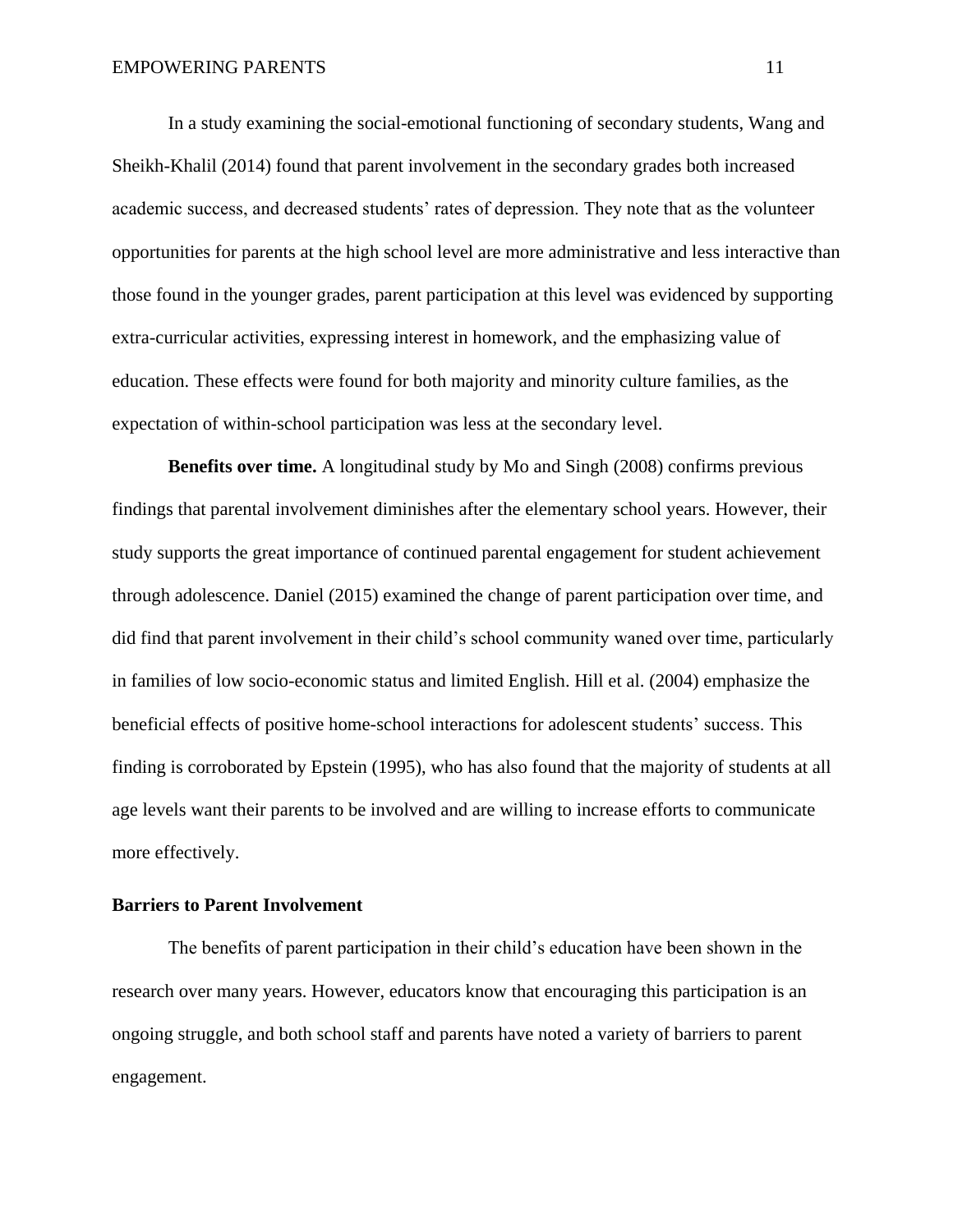In a study examining the social-emotional functioning of secondary students, Wang and Sheikh-Khalil (2014) found that parent involvement in the secondary grades both increased academic success, and decreased students' rates of depression. They note that as the volunteer opportunities for parents at the high school level are more administrative and less interactive than those found in the younger grades, parent participation at this level was evidenced by supporting extra-curricular activities, expressing interest in homework, and the emphasizing value of education. These effects were found for both majority and minority culture families, as the expectation of within-school participation was less at the secondary level.

**Benefits over time.** A longitudinal study by Mo and Singh (2008) confirms previous findings that parental involvement diminishes after the elementary school years. However, their study supports the great importance of continued parental engagement for student achievement through adolescence. Daniel (2015) examined the change of parent participation over time, and did find that parent involvement in their child's school community waned over time, particularly in families of low socio-economic status and limited English. Hill et al. (2004) emphasize the beneficial effects of positive home-school interactions for adolescent students' success. This finding is corroborated by Epstein (1995), who has also found that the majority of students at all age levels want their parents to be involved and are willing to increase efforts to communicate more effectively.

## Barriers to Parent Involvement

The benefits of parent participation in their child's education have been shown in the research over many years. However, educators know that encouraging this participation is an ongoing struggle, and both school staff and parents have noted a variety of barriers to parent engagement.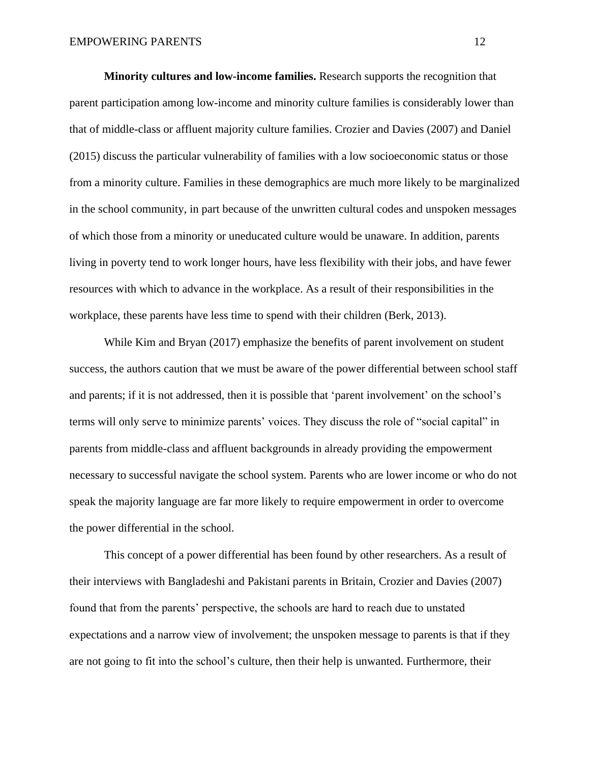**Minority cultures and low-income families.** Research supports the recognition that parent participation among low-income and minority culture families is considerably lower than that of middle-class or affluent majority culture families. Crozier and Davies (2007) and Daniel (2015) discuss the particular vulnerability of families with a low socioeconomic status or those from a minority culture. Families in these demographics are much more likely to be marginalized in the school community, in part because of the unwritten cultural codes and unspoken messages of which those from a minority or uneducated culture would be unaware. In addition, parents living in poverty tend to work longer hours, have less flexibility with their jobs, and have fewer resources with which to advance in the workplace. As a result of their responsibilities in the workplace, these parents have less time to spend with their children (Berk, 2013).

While Kim and Bryan (2017) emphasize the benefits of parent involvement on student success, the authors caution that we must be aware of the power differential between school staff and parents; if it is not addressed, then it is possible that 'parent involvement' on the school's terms will only serve to minimize parents' voices. They discuss the role of "social capital" in parents from middle-class and affluent backgrounds in already providing the empowerment necessary to successful navigate the school system. Parents who are lower income or who do not speak the majority language are far more likely to require empowerment in order to overcome the power differential in the school.

This concept of a power differential has been found by other researchers. As a result of their interviews with Bangladeshi and Pakistani parents in Britain, Crozier and Davies (2007) found that from the parents' perspective, the schools are hard to reach due to unstated expectations and a narrow view of involvement; the unspoken message to parents is that if they are not going to fit into the school's culture, then their help is unwanted. Furthermore, their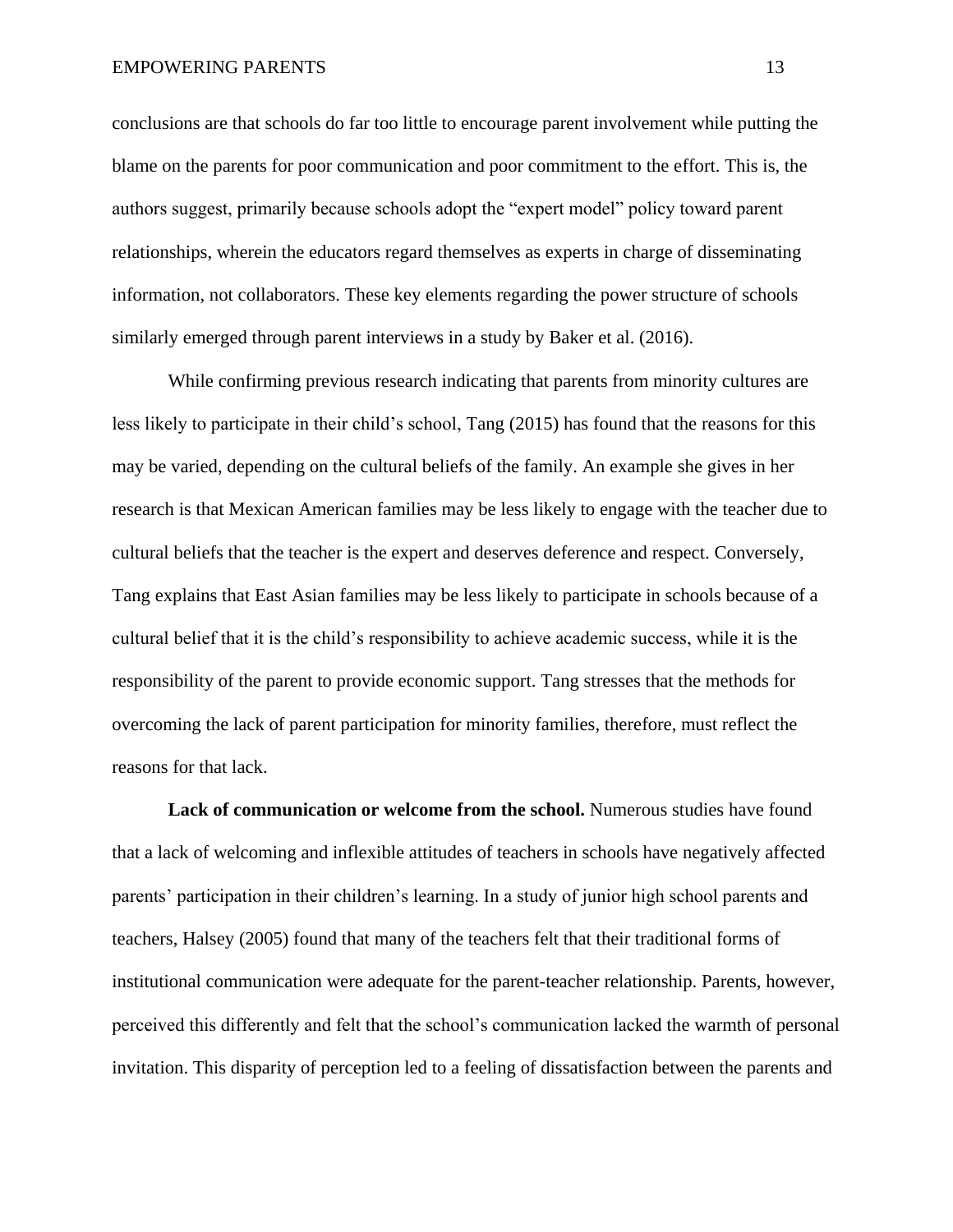conclusions are that schools do far too little to encourage parent involvement while putting the blame on the parents for poor communication and poor commitment to the effort. This is, the authors suggest, primarily because schools adopt the "expert model" policy toward parent relationships, wherein the educators regard themselves as experts in charge of disseminating information, not collaborators. These key elements regarding the power structure of schools similarly emerged through parent interviews in a study by Baker et al. (2016).

While confirming previous research indicating that parents from minority cultures are less likely to participate in their child's school, Tang (2015) has found that the reasons for this may be varied, depending on the cultural beliefs of the family. An example she gives in her research is that Mexican American families may be less likely to engage with the teacher due to cultural beliefs that the teacher is the expert and deserves deference and respect. Conversely, Tang explains that East Asian families may be less likely to participate in schools because of a cultural belief that it is the child's responsibility to achieve academic success, while it is the responsibility of the parent to provide economic support. Tang stresses that the methods for overcoming the lack of parent participation for minority families, therefore, must reflect the reasons for that lack.

**Lack of communication or welcome from the school.** Numerous studies have found that a lack of welcoming and inflexible attitudes of teachers in schools have negatively affected parents' participation in their children's learning. In a study of junior high school parents and teachers, Halsey (2005) found that many of the teachers felt that their traditional forms of institutional communication were adequate for the parent-teacher relationship. Parents, however, perceived this differently and felt that the school's communication lacked the warmth of personal invitation. This disparity of perception led to a feeling of dissatisfaction between the parents and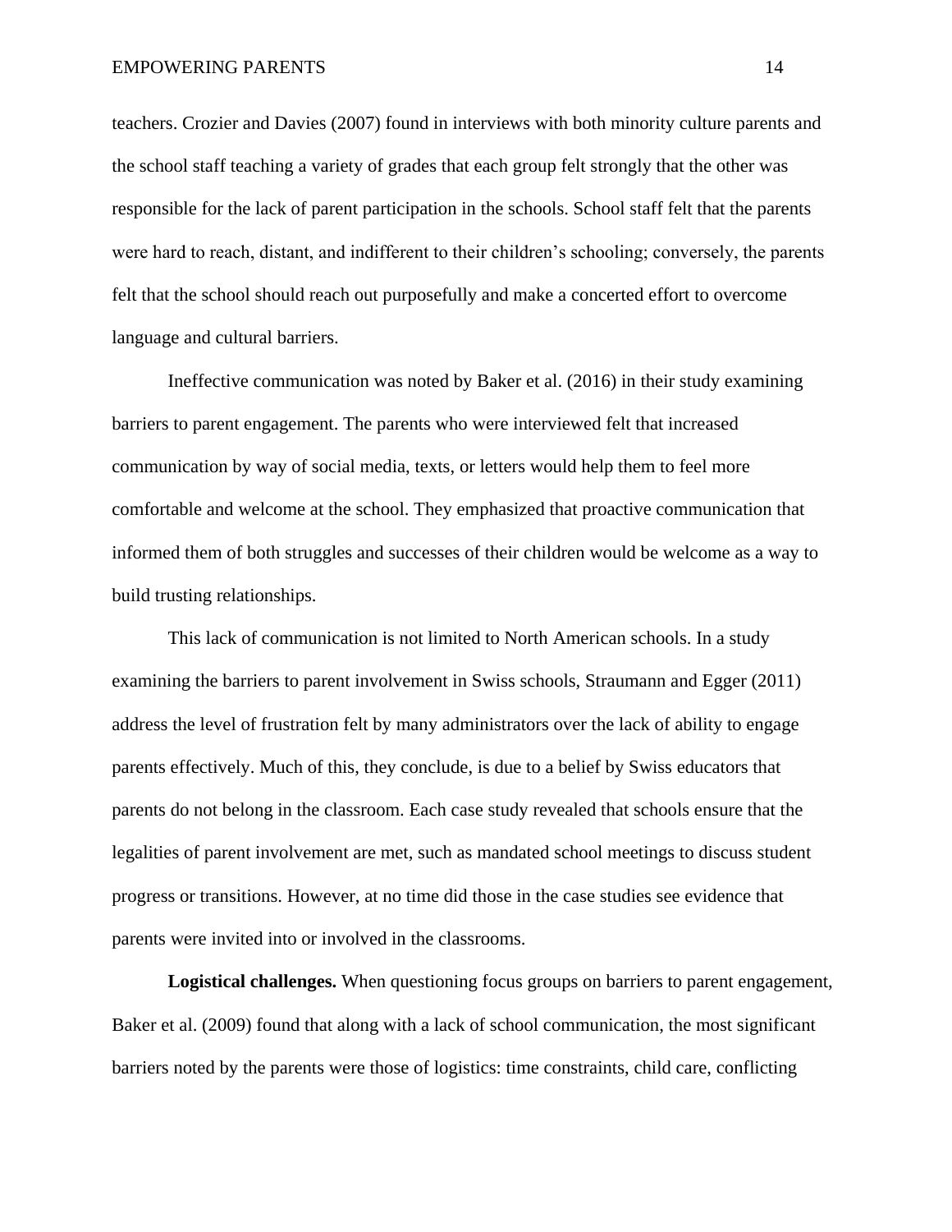teachers. Crozier and Davies (2007) found in interviews with both minority culture parents and the school staff teaching a variety of grades that each group felt strongly that the other was responsible for the lack of parent participation in the schools. School staff felt that the parents were hard to reach, distant, and indifferent to their children's schooling; conversely, the parents felt that the school should reach out purposefully and make a concerted effort to overcome language and cultural barriers.

Ineffective communication was noted by Baker et al. (2016) in their study examining barriers to parent engagement. The parents who were interviewed felt that increased communication by way of social media, texts, or letters would help them to feel more comfortable and welcome at the school. They emphasized that proactive communication that informed them of both struggles and successes of their children would be welcome as a way to build trusting relationships.

This lack of communication is not limited to North American schools. In a study examining the barriers to parent involvement in Swiss schools, Straumann and Egger (2011) address the level of frustration felt by many administrators over the lack of ability to engage parents effectively. Much of this, they conclude, is due to a belief by Swiss educators that parents do not belong in the classroom. Each case study revealed that schools ensure that the legalities of parent involvement are met, such as mandated school meetings to discuss student progress or transitions. However, at no time did those in the case studies see evidence that parents were invited into or involved in the classrooms.

**Logistical challenges.** When questioning focus groups on barriers to parent engagement, Baker et al. (2009) found that along with a lack of school communication, the most significant barriers noted by the parents were those of logistics: time constraints, child care, conflicting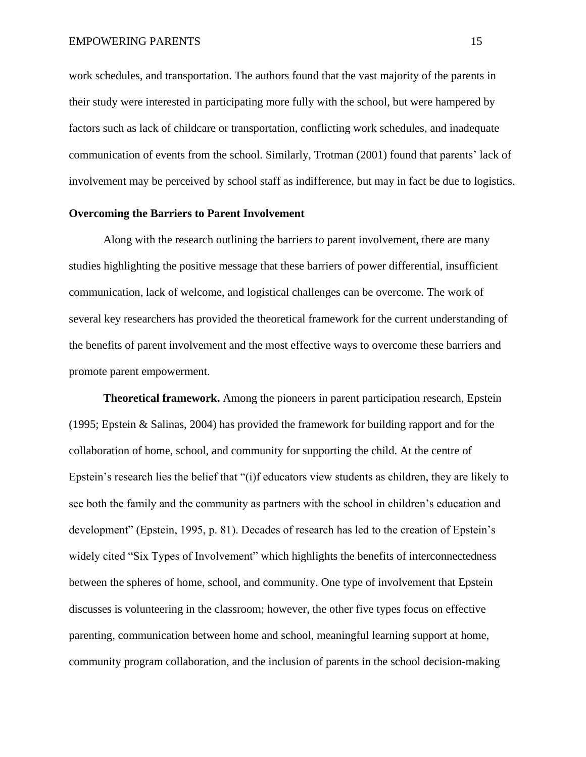work schedules, and transportation. The authors found that the vast majority of the parents in their study were interested in participating more fully with the school, but were hampered by factors such as lack of childcare or transportation, conflicting work schedules, and inadequate communication of events from the school. Similarly, Trotman (2001) found that parents' lack of involvement may be perceived by school staff as indifference, but may in fact be due to logistics.

## Overcoming the Barriers to Parent Involvement

Along with the research outlining the barriers to parent involvement, there are many studies highlighting the positive message that these barriers of power differential, insufficient communication, lack of welcome, and logistical challenges can be overcome. The work of several key researchers has provided the theoretical framework for the current understanding of the benefits of parent involvement and the most effective ways to overcome these barriers and promote parent empowerment.

**Theoretical framework.** Among the pioneers in parent participation research, Epstein (1995; Epstein & Salinas, 2004) has provided the framework for building rapport and for the collaboration of home, school, and community for supporting the child. At the centre of Epstein's research lies the belief that "(i)f educators view students as children, they are likely to see both the family and the community as partners with the school in children's education and development" (Epstein, 1995, p. 81). Decades of research has led to the creation of Epstein's widely cited "Six Types of Involvement" which highlights the benefits of interconnectedness between the spheres of home, school, and community. One type of involvement that Epstein discusses is volunteering in the classroom; however, the other five types focus on effective parenting, communication between home and school, meaningful learning support at home, community program collaboration, and the inclusion of parents in the school decision-making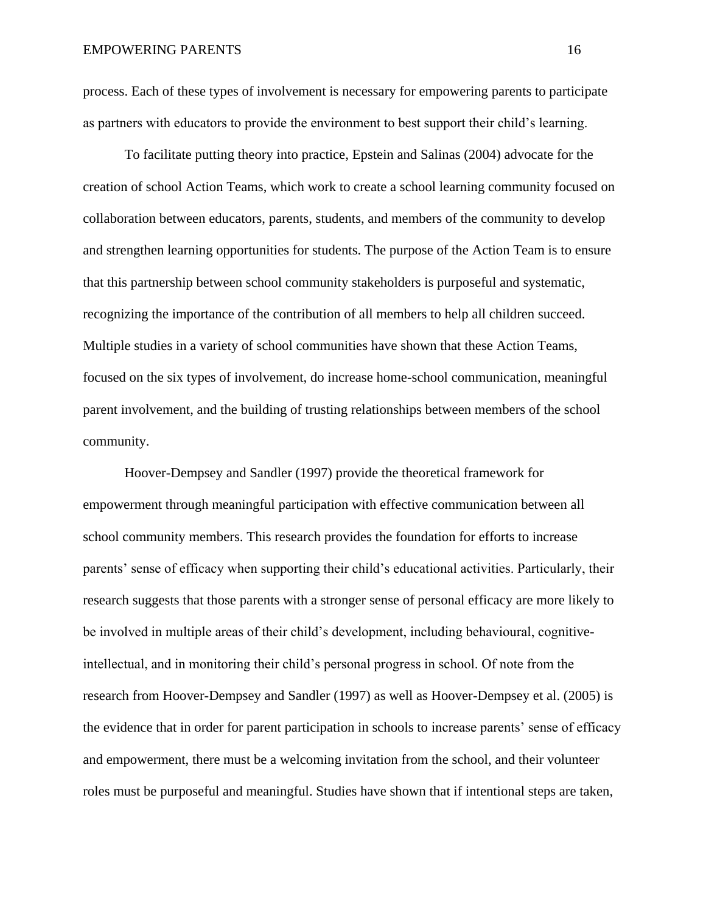process. Each of these types of involvement is necessary for empowering parents to participate as partners with educators to provide the environment to best support their child's learning.

To facilitate putting theory into practice, Epstein and Salinas (2004) advocate for the creation of school Action Teams, which work to create a school learning community focused on collaboration between educators, parents, students, and members of the community to develop and strengthen learning opportunities for students. The purpose of the Action Team is to ensure that this partnership between school community stakeholders is purposeful and systematic, recognizing the importance of the contribution of all members to help all children succeed. Multiple studies in a variety of school communities have shown that these Action Teams, focused on the six types of involvement, do increase home-school communication, meaningful parent involvement, and the building of trusting relationships between members of the school community.

Hoover-Dempsey and Sandler (1997) provide the theoretical framework for empowerment through meaningful participation with effective communication between all school community members. This research provides the foundation for efforts to increase parents' sense of efficacy when supporting their child's educational activities. Particularly, their research suggests that those parents with a stronger sense of personal efficacy are more likely to be involved in multiple areas of their child's development, including behavioural, cognitive-intellectual, and in monitoring their child's personal progress in school. Of note from the research from Hoover-Dempsey and Sandler (1997) as well as Hoover-Dempsey et al. (2005) is the evidence that in order for parent participation in schools to increase parents' sense of efficacy and empowerment, there must be a welcoming invitation from the school, and their volunteer roles must be purposeful and meaningful. Studies have shown that if intentional steps are taken,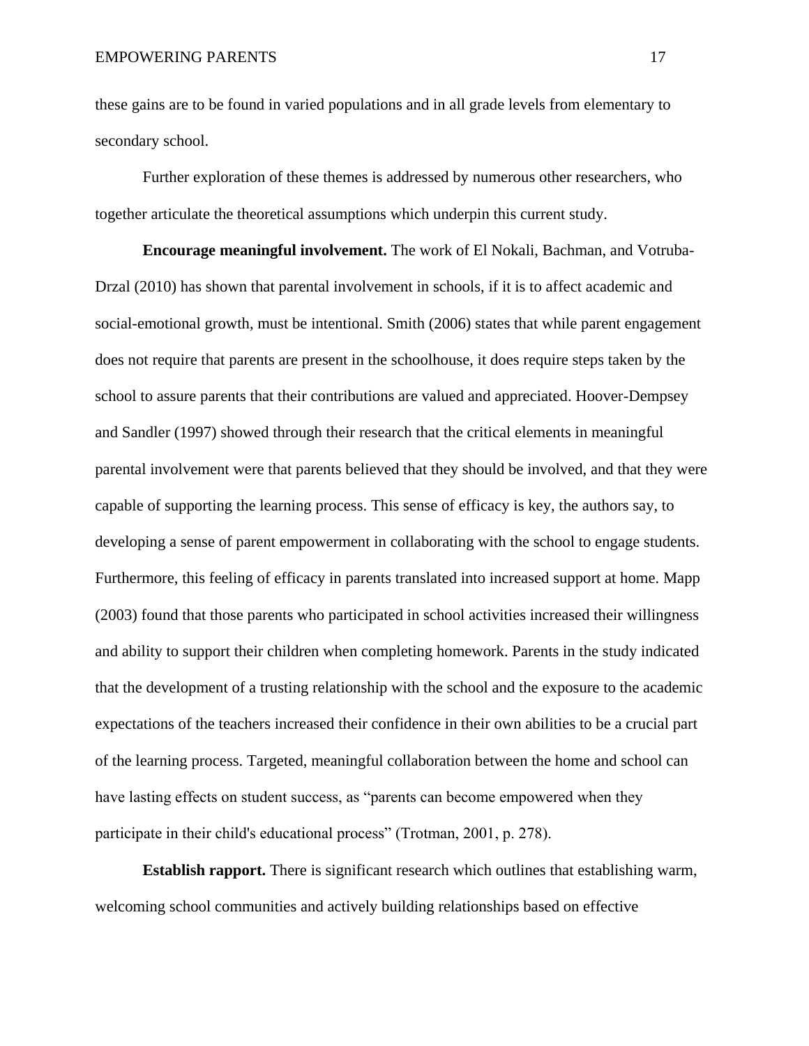these gains are to be found in varied populations and in all grade levels from elementary to secondary school.

Further exploration of these themes is addressed by numerous other researchers, who together articulate the theoretical assumptions which underpin this current study.

**Encourage meaningful involvement.** The work of El Nokali, Bachman, and Votruba-Drzal (2010) has shown that parental involvement in schools, if it is to affect academic and social-emotional growth, must be intentional. Smith (2006) states that while parent engagement does not require that parents are present in the schoolhouse, it does require steps taken by the school to assure parents that their contributions are valued and appreciated. Hoover-Dempsey and Sandler (1997) showed through their research that the critical elements in meaningful parental involvement were that parents believed that they should be involved, and that they were capable of supporting the learning process. This sense of efficacy is key, the authors say, to developing a sense of parent empowerment in collaborating with the school to engage students. Furthermore, this feeling of efficacy in parents translated into increased support at home. Mapp (2003) found that those parents who participated in school activities increased their willingness and ability to support their children when completing homework. Parents in the study indicated that the development of a trusting relationship with the school and the exposure to the academic expectations of the teachers increased their confidence in their own abilities to be a crucial part of the learning process. Targeted, meaningful collaboration between the home and school can have lasting effects on student success, as "parents can become empowered when they participate in their child's educational process" (Trotman, 2001, p. 278).

**Establish rapport.** There is significant research which outlines that establishing warm, welcoming school communities and actively building relationships based on effective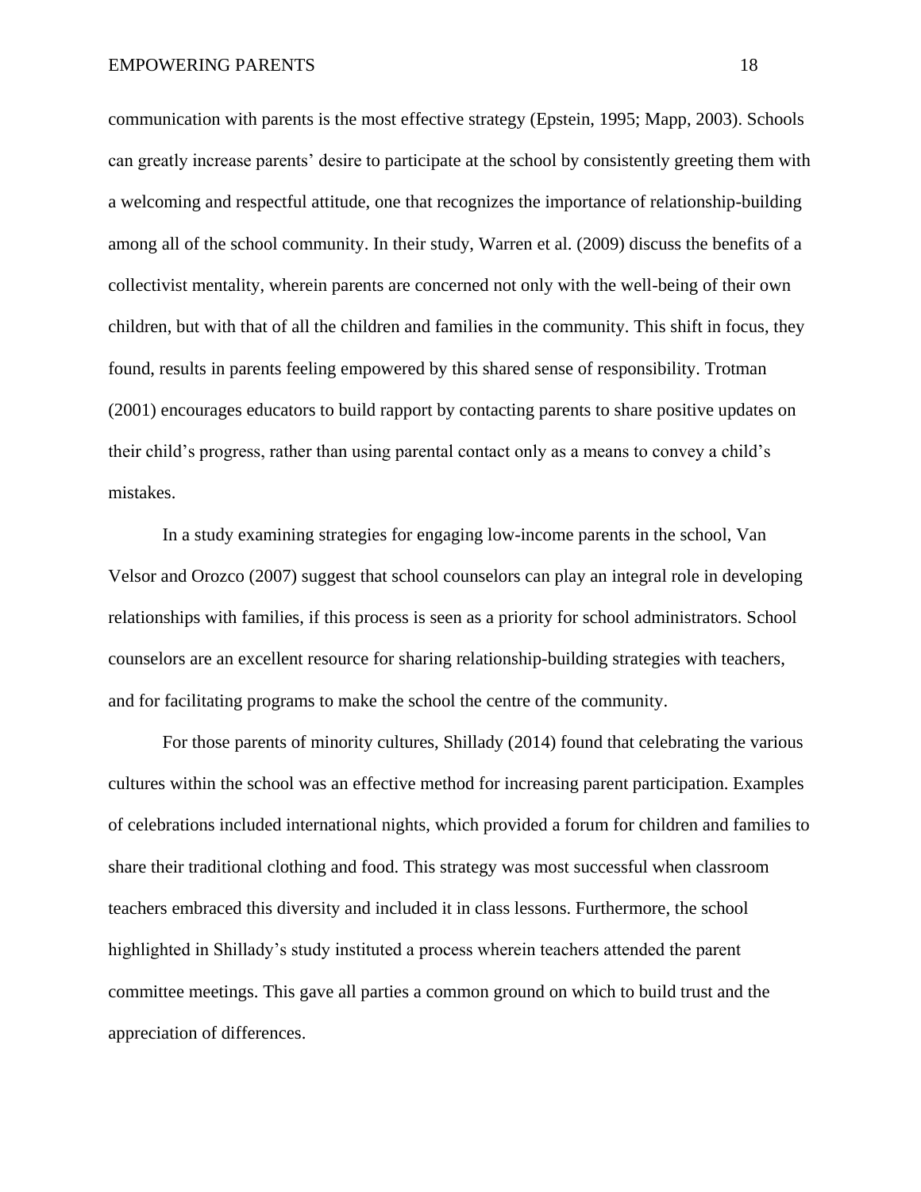communication with parents is the most effective strategy (Epstein, 1995; Mapp, 2003). Schools can greatly increase parents' desire to participate at the school by consistently greeting them with a welcoming and respectful attitude, one that recognizes the importance of relationship-building among all of the school community. In their study, Warren et al. (2009) discuss the benefits of a collectivist mentality, wherein parents are concerned not only with the well-being of their own children, but with that of all the children and families in the community. This shift in focus, they found, results in parents feeling empowered by this shared sense of responsibility. Trotman (2001) encourages educators to build rapport by contacting parents to share positive updates on their child's progress, rather than using parental contact only as a means to convey a child's mistakes.

In a study examining strategies for engaging low-income parents in the school, Van Velsor and Orozco (2007) suggest that school counselors can play an integral role in developing relationships with families, if this process is seen as a priority for school administrators. School counselors are an excellent resource for sharing relationship-building strategies with teachers, and for facilitating programs to make the school the centre of the community.

For those parents of minority cultures, Shillady (2014) found that celebrating the various cultures within the school was an effective method for increasing parent participation. Examples of celebrations included international nights, which provided a forum for children and families to share their traditional clothing and food. This strategy was most successful when classroom teachers embraced this diversity and included it in class lessons. Furthermore, the school highlighted in Shillady's study instituted a process wherein teachers attended the parent committee meetings. This gave all parties a common ground on which to build trust and the appreciation of differences.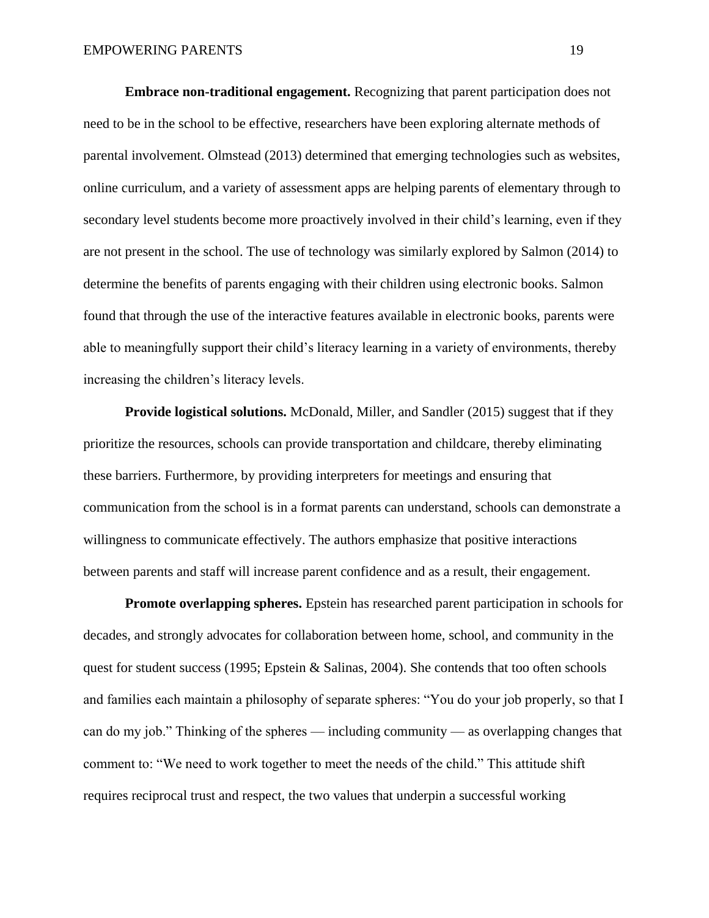**Embrace non-traditional engagement.** Recognizing that parent participation does not need to be in the school to be effective, researchers have been exploring alternate methods of parental involvement. Olmstead (2013) determined that emerging technologies such as websites, online curriculum, and a variety of assessment apps are helping parents of elementary through to secondary level students become more proactively involved in their child's learning, even if they are not present in the school. The use of technology was similarly explored by Salmon (2014) to determine the benefits of parents engaging with their children using electronic books. Salmon found that through the use of the interactive features available in electronic books, parents were able to meaningfully support their child's literacy learning in a variety of environments, thereby increasing the children's literacy levels.

**Provide logistical solutions.** McDonald, Miller, and Sandler (2015) suggest that if they prioritize the resources, schools can provide transportation and childcare, thereby eliminating these barriers. Furthermore, by providing interpreters for meetings and ensuring that communication from the school is in a format parents can understand, schools can demonstrate a willingness to communicate effectively. The authors emphasize that positive interactions between parents and staff will increase parent confidence and as a result, their engagement.

**Promote overlapping spheres.** Epstein has researched parent participation in schools for decades, and strongly advocates for collaboration between home, school, and community in the quest for student success (1995; Epstein & Salinas, 2004). She contends that too often schools and families each maintain a philosophy of separate spheres: "You do your job properly, so that I can do my job." Thinking of the spheres — including community — as overlapping changes that comment to: "We need to work together to meet the needs of the child." This attitude shift requires reciprocal trust and respect, the two values that underpin a successful working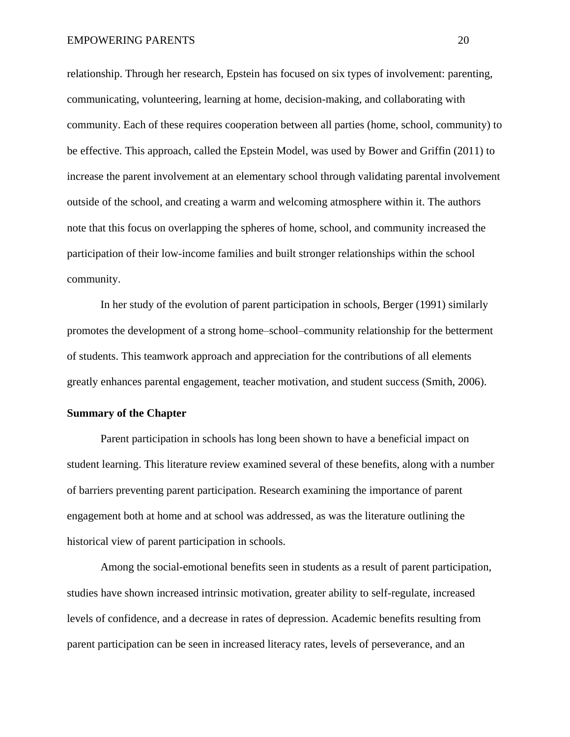relationship. Through her research, Epstein has focused on six types of involvement: parenting, communicating, volunteering, learning at home, decision-making, and collaborating with community. Each of these requires cooperation between all parties (home, school, community) to be effective. This approach, called the Epstein Model, was used by Bower and Griffin (2011) to increase the parent involvement at an elementary school through validating parental involvement outside of the school, and creating a warm and welcoming atmosphere within it. The authors note that this focus on overlapping the spheres of home, school, and community increased the participation of their low-income families and built stronger relationships within the school community.

In her study of the evolution of parent participation in schools, Berger (1991) similarly promotes the development of a strong home–school–community relationship for the betterment of students. This teamwork approach and appreciation for the contributions of all elements greatly enhances parental engagement, teacher motivation, and student success (Smith, 2006).

## Summary of the Chapter

Parent participation in schools has long been shown to have a beneficial impact on student learning. This literature review examined several of these benefits, along with a number of barriers preventing parent participation. Research examining the importance of parent engagement both at home and at school was addressed, as was the literature outlining the historical view of parent participation in schools.

Among the social-emotional benefits seen in students as a result of parent participation, studies have shown increased intrinsic motivation, greater ability to self-regulate, increased levels of confidence, and a decrease in rates of depression. Academic benefits resulting from parent participation can be seen in increased literacy rates, levels of perseverance, and an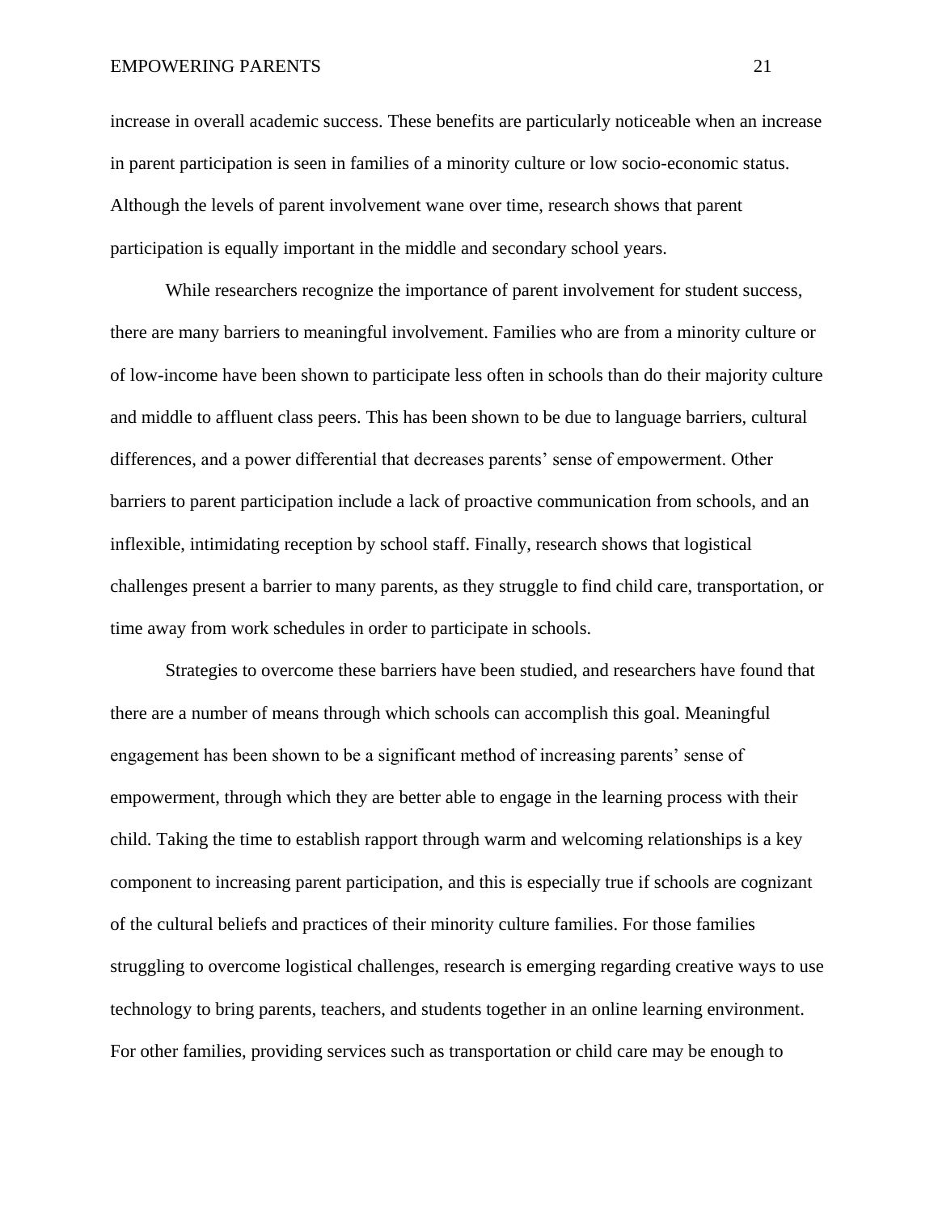increase in overall academic success. These benefits are particularly noticeable when an increase in parent participation is seen in families of a minority culture or low socio-economic status. Although the levels of parent involvement wane over time, research shows that parent participation is equally important in the middle and secondary school years.

While researchers recognize the importance of parent involvement for student success, there are many barriers to meaningful involvement. Families who are from a minority culture or of low-income have been shown to participate less often in schools than do their majority culture and middle to affluent class peers. This has been shown to be due to language barriers, cultural differences, and a power differential that decreases parents' sense of empowerment. Other barriers to parent participation include a lack of proactive communication from schools, and an inflexible, intimidating reception by school staff. Finally, research shows that logistical challenges present a barrier to many parents, as they struggle to find child care, transportation, or time away from work schedules in order to participate in schools.

Strategies to overcome these barriers have been studied, and researchers have found that there are a number of means through which schools can accomplish this goal. Meaningful engagement has been shown to be a significant method of increasing parents' sense of empowerment, through which they are better able to engage in the learning process with their child. Taking the time to establish rapport through warm and welcoming relationships is a key component to increasing parent participation, and this is especially true if schools are cognizant of the cultural beliefs and practices of their minority culture families. For those families struggling to overcome logistical challenges, research is emerging regarding creative ways to use technology to bring parents, teachers, and students together in an online learning environment. For other families, providing services such as transportation or child care may be enough to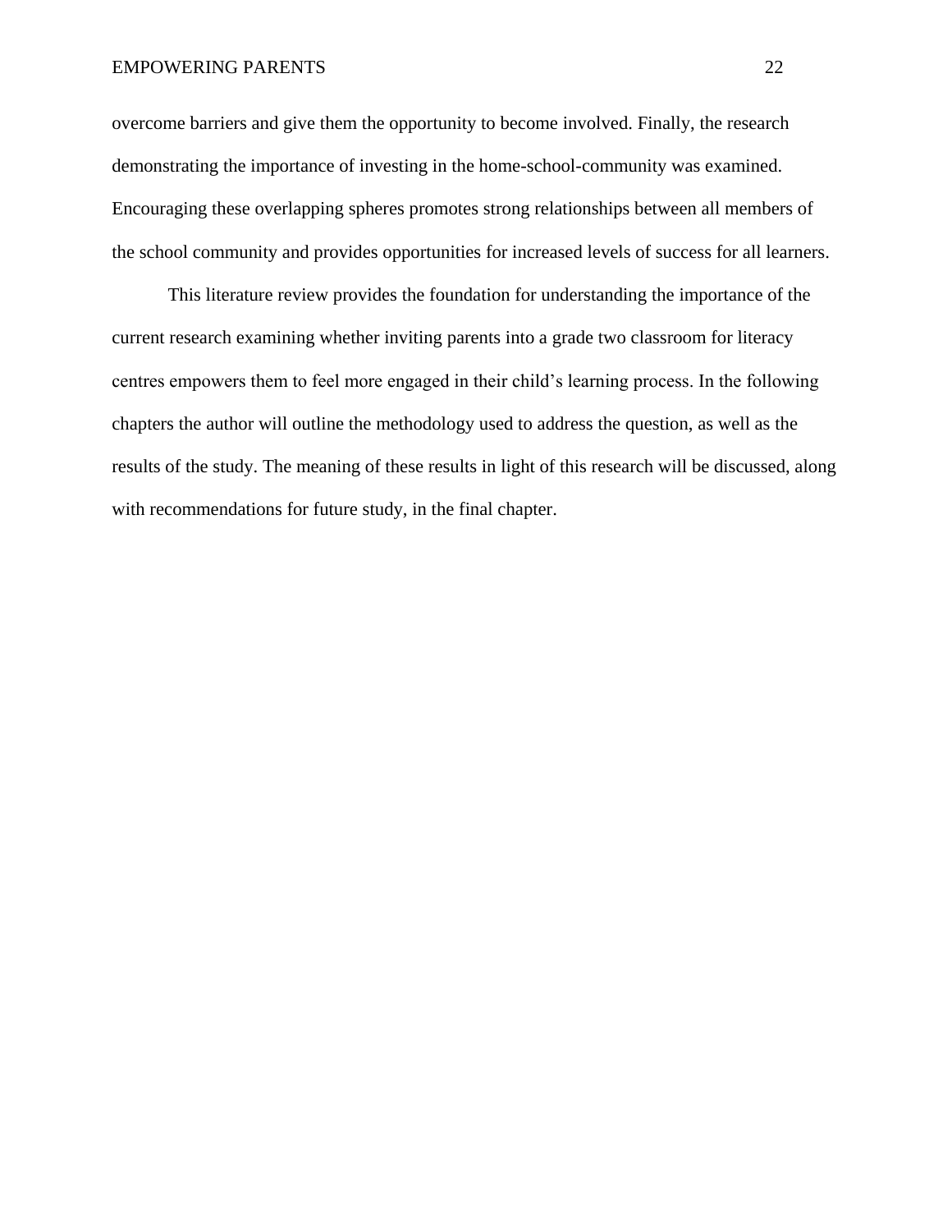overcome barriers and give them the opportunity to become involved. Finally, the research demonstrating the importance of investing in the home-school-community was examined. Encouraging these overlapping spheres promotes strong relationships between all members of the school community and provides opportunities for increased levels of success for all learners.

This literature review provides the foundation for understanding the importance of the current research examining whether inviting parents into a grade two classroom for literacy centres empowers them to feel more engaged in their child's learning process. In the following chapters the author will outline the methodology used to address the question, as well as the results of the study. The meaning of these results in light of this research will be discussed, along with recommendations for future study, in the final chapter.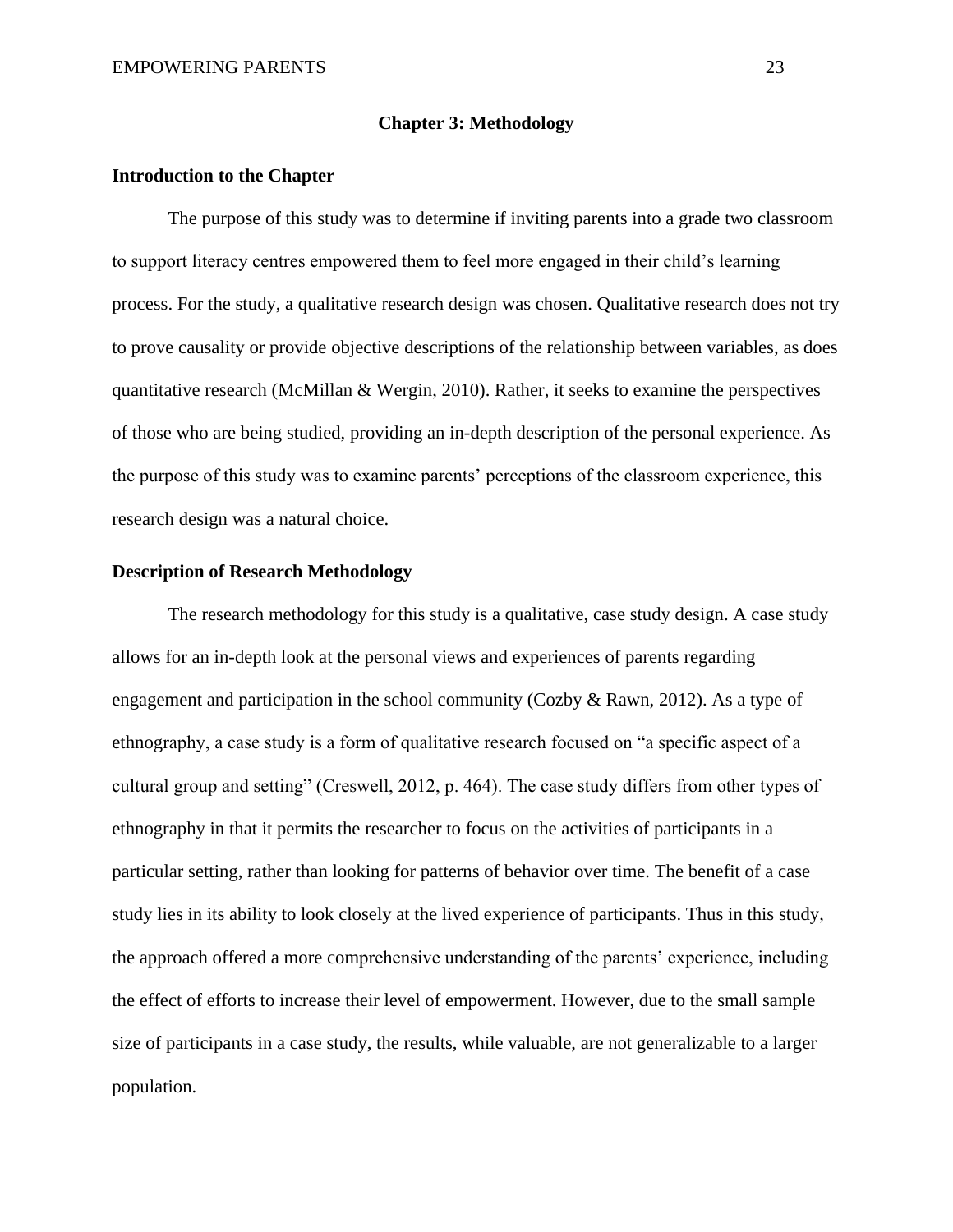# Chapter 3: Methodology

## Introduction to the Chapter

The purpose of this study was to determine if inviting parents into a grade two classroom to support literacy centres empowered them to feel more engaged in their child's learning process. For the study, a qualitative research design was chosen. Qualitative research does not try to prove causality or provide objective descriptions of the relationship between variables, as does quantitative research (McMillan & Wergin, 2010). Rather, it seeks to examine the perspectives of those who are being studied, providing an in-depth description of the personal experience. As the purpose of this study was to examine parents' perceptions of the classroom experience, this research design was a natural choice.

## Description of Research Methodology

The research methodology for this study is a qualitative, case study design. A case study allows for an in-depth look at the personal views and experiences of parents regarding engagement and participation in the school community (Cozby & Rawn, 2012). As a type of ethnography, a case study is a form of qualitative research focused on "a specific aspect of a cultural group and setting" (Creswell, 2012, p. 464). The case study differs from other types of ethnography in that it permits the researcher to focus on the activities of participants in a particular setting, rather than looking for patterns of behavior over time. The benefit of a case study lies in its ability to look closely at the lived experience of participants. Thus in this study, the approach offered a more comprehensive understanding of the parents' experience, including the effect of efforts to increase their level of empowerment. However, due to the small sample size of participants in a case study, the results, while valuable, are not generalizable to a larger population.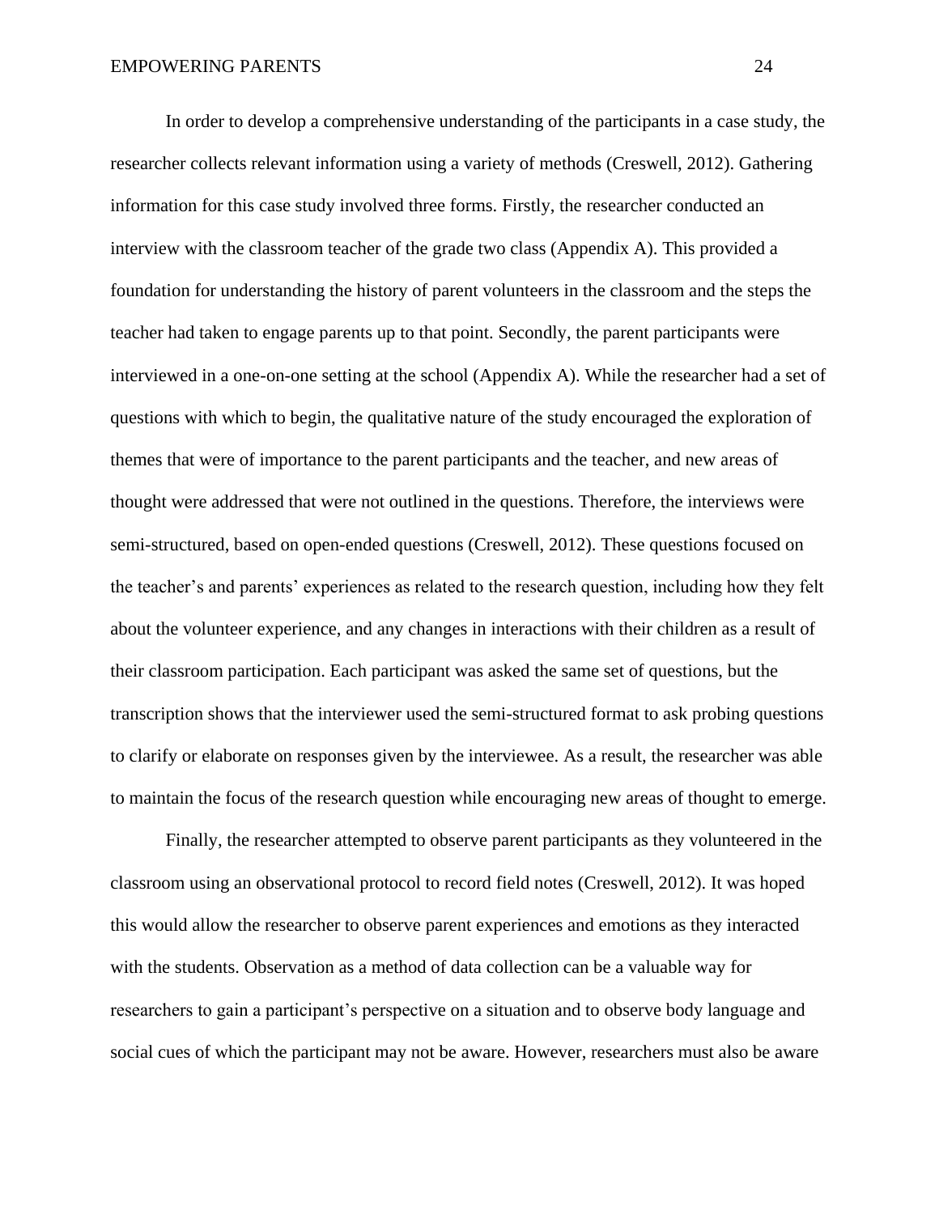In order to develop a comprehensive understanding of the participants in a case study, the researcher collects relevant information using a variety of methods (Creswell, 2012). Gathering information for this case study involved three forms. Firstly, the researcher conducted an interview with the classroom teacher of the grade two class (Appendix A). This provided a foundation for understanding the history of parent volunteers in the classroom and the steps the teacher had taken to engage parents up to that point. Secondly, the parent participants were interviewed in a one-on-one setting at the school (Appendix A). While the researcher had a set of questions with which to begin, the qualitative nature of the study encouraged the exploration of themes that were of importance to the parent participants and the teacher, and new areas of thought were addressed that were not outlined in the questions. Therefore, the interviews were semi-structured, based on open-ended questions (Creswell, 2012). These questions focused on the teacher's and parents' experiences as related to the research question, including how they felt about the volunteer experience, and any changes in interactions with their children as a result of their classroom participation. Each participant was asked the same set of questions, but the transcription shows that the interviewer used the semi-structured format to ask probing questions to clarify or elaborate on responses given by the interviewee. As a result, the researcher was able to maintain the focus of the research question while encouraging new areas of thought to emerge.

Finally, the researcher attempted to observe parent participants as they volunteered in the classroom using an observational protocol to record field notes (Creswell, 2012). It was hoped this would allow the researcher to observe parent experiences and emotions as they interacted with the students. Observation as a method of data collection can be a valuable way for researchers to gain a participant's perspective on a situation and to observe body language and social cues of which the participant may not be aware. However, researchers must also be aware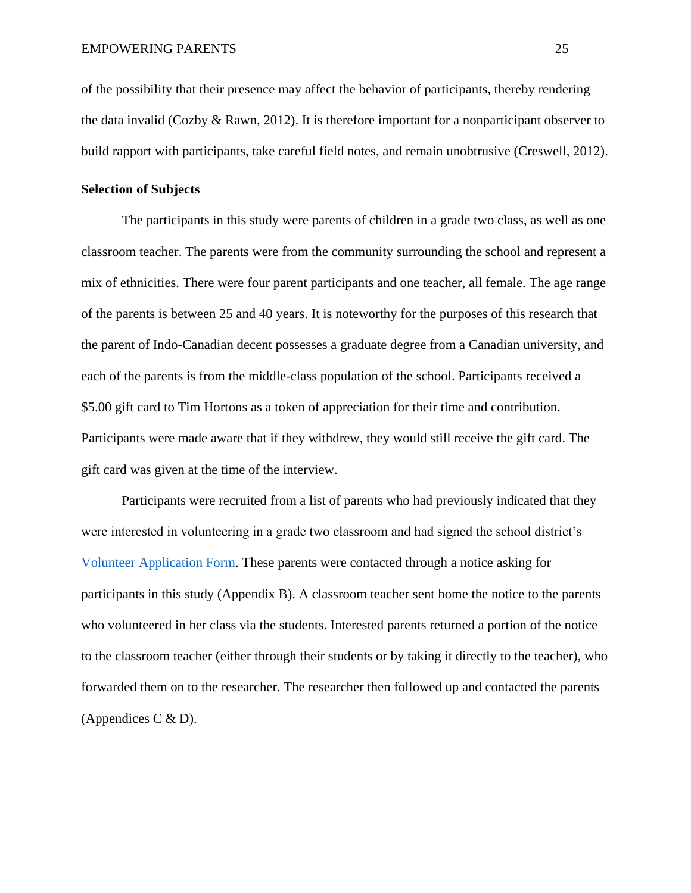of the possibility that their presence may affect the behavior of participants, thereby rendering the data invalid (Cozby & Rawn, 2012). It is therefore important for a nonparticipant observer to build rapport with participants, take careful field notes, and remain unobtrusive (Creswell, 2012).

**Selection of Subjects**

The participants in this study were parents of children in a grade two class, as well as one classroom teacher. The parents were from the community surrounding the school and represent a mix of ethnicities. There were four parent participants and one teacher, all female. The age range of the parents is between 25 and 40 years. It is noteworthy for the purposes of this research that the parent of Indo-Canadian decent possesses a graduate degree from a Canadian university, and each of the parents is from the middle-class population of the school. Participants received a $5.00 gift card to Tim Hortons as a token of appreciation for their time and contribution. Participants were made aware that if they withdrew, they would still receive the gift card. The gift card was given at the time of the interview.

Participants were recruited from a list of parents who had previously indicated that they were interested in volunteering in a grade two classroom and had signed the school district's Volunteer Application Form. These parents were contacted through a notice asking for participants in this study (Appendix B). A classroom teacher sent home the notice to the parents who volunteered in her class via the students. Interested parents returned a portion of the notice to the classroom teacher (either through their students or by taking it directly to the teacher), who forwarded them on to the researcher. The researcher then followed up and contacted the parents (Appendices C & D).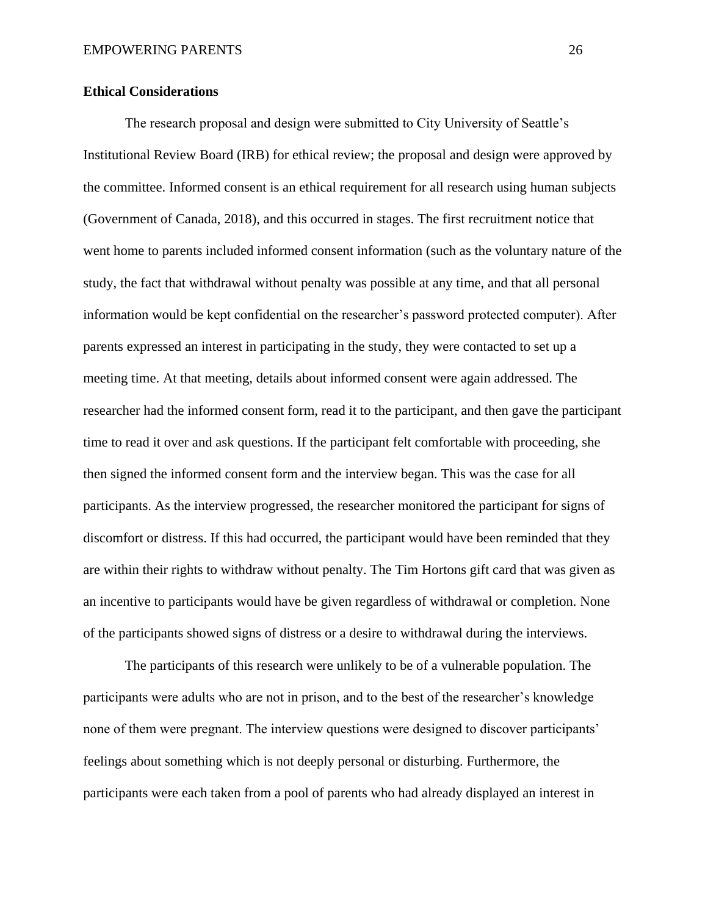### Ethical Considerations

The research proposal and design were submitted to City University of Seattle's Institutional Review Board (IRB) for ethical review; the proposal and design were approved by the committee. Informed consent is an ethical requirement for all research using human subjects (Government of Canada, 2018), and this occurred in stages. The first recruitment notice that went home to parents included informed consent information (such as the voluntary nature of the study, the fact that withdrawal without penalty was possible at any time, and that all personal information would be kept confidential on the researcher's password protected computer). After parents expressed an interest in participating in the study, they were contacted to set up a meeting time. At that meeting, details about informed consent were again addressed. The researcher had the informed consent form, read it to the participant, and then gave the participant time to read it over and ask questions. If the participant felt comfortable with proceeding, she then signed the informed consent form and the interview began. This was the case for all participants. As the interview progressed, the researcher monitored the participant for signs of discomfort or distress. If this had occurred, the participant would have been reminded that they are within their rights to withdraw without penalty. The Tim Hortons gift card that was given as an incentive to participants would have be given regardless of withdrawal or completion. None of the participants showed signs of distress or a desire to withdrawal during the interviews.

The participants of this research were unlikely to be of a vulnerable population. The participants were adults who are not in prison, and to the best of the researcher's knowledge none of them were pregnant. The interview questions were designed to discover participants' feelings about something which is not deeply personal or disturbing. Furthermore, the participants were each taken from a pool of parents who had already displayed an interest in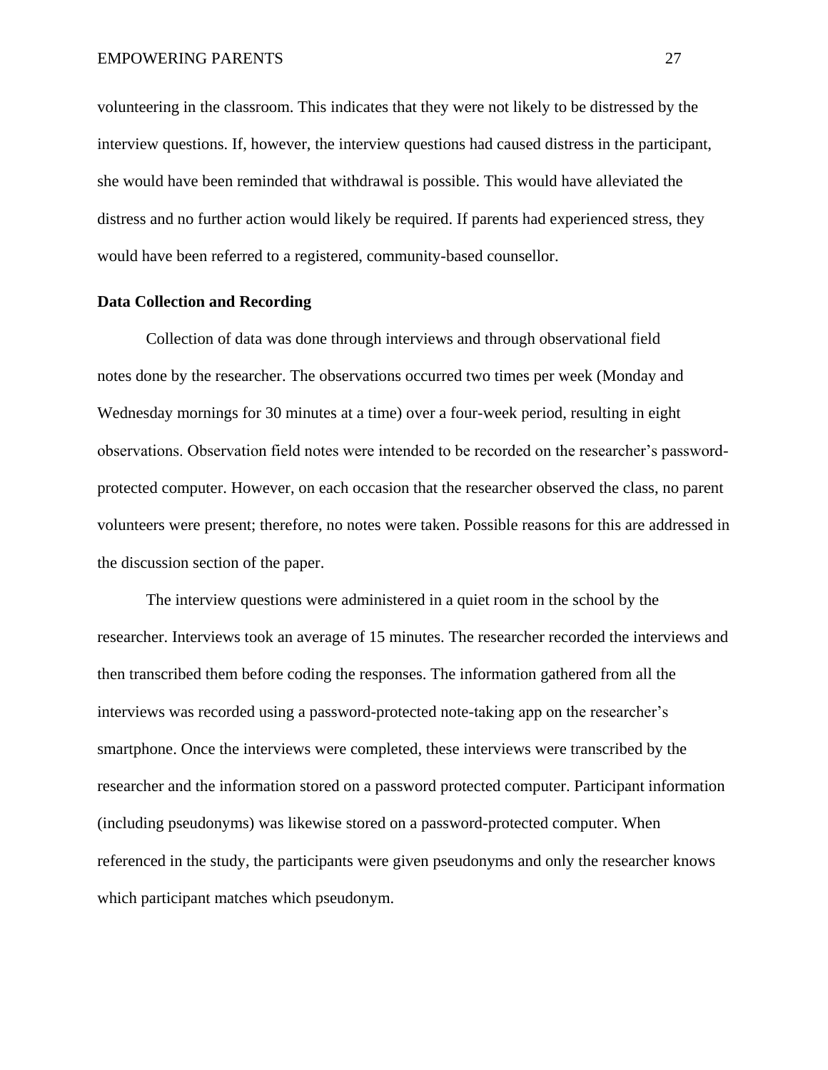volunteering in the classroom. This indicates that they were not likely to be distressed by the interview questions. If, however, the interview questions had caused distress in the participant, she would have been reminded that withdrawal is possible. This would have alleviated the distress and no further action would likely be required. If parents had experienced stress, they would have been referred to a registered, community-based counsellor.

**Data Collection and Recording**

Collection of data was done through interviews and through observational field notes done by the researcher. The observations occurred two times per week (Monday and Wednesday mornings for 30 minutes at a time) over a four-week period, resulting in eight observations. Observation field notes were intended to be recorded on the researcher's password-protected computer. However, on each occasion that the researcher observed the class, no parent volunteers were present; therefore, no notes were taken. Possible reasons for this are addressed in the discussion section of the paper.

The interview questions were administered in a quiet room in the school by the researcher. Interviews took an average of 15 minutes. The researcher recorded the interviews and then transcribed them before coding the responses. The information gathered from all the interviews was recorded using a password-protected note-taking app on the researcher's smartphone. Once the interviews were completed, these interviews were transcribed by the researcher and the information stored on a password protected computer. Participant information (including pseudonyms) was likewise stored on a password-protected computer. When referenced in the study, the participants were given pseudonyms and only the researcher knows which participant matches which pseudonym.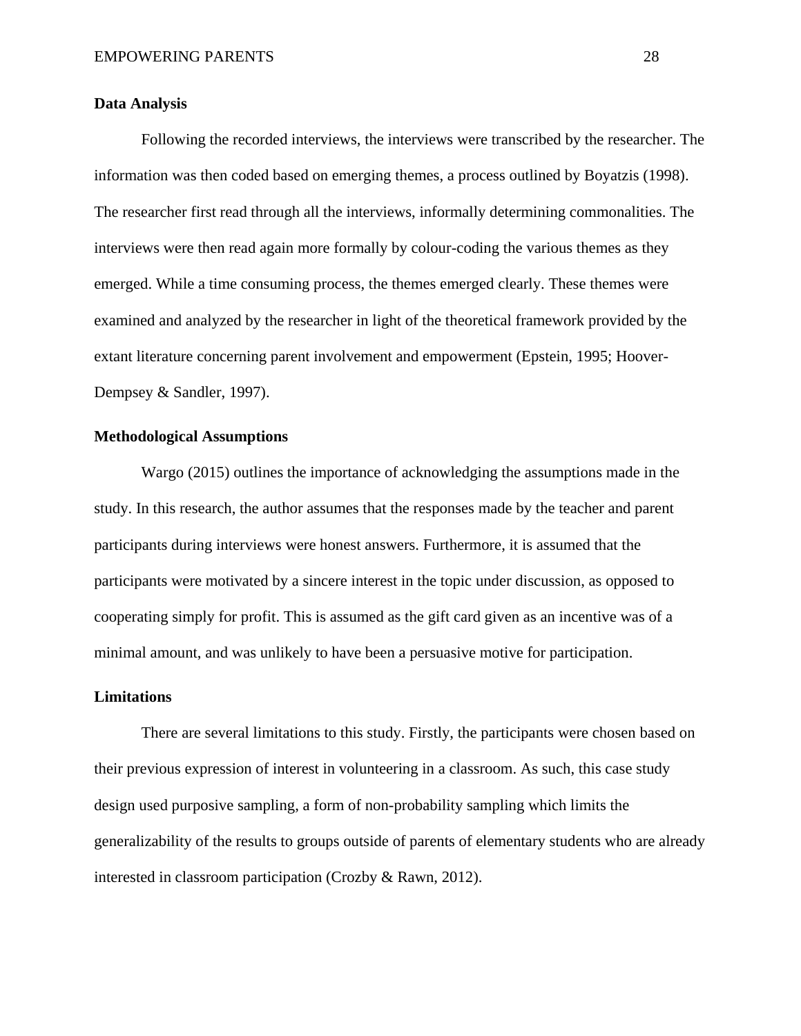### Data Analysis

Following the recorded interviews, the interviews were transcribed by the researcher. The information was then coded based on emerging themes, a process outlined by Boyatzis (1998). The researcher first read through all the interviews, informally determining commonalities. The interviews were then read again more formally by colour-coding the various themes as they emerged. While a time consuming process, the themes emerged clearly. These themes were examined and analyzed by the researcher in light of the theoretical framework provided by the extant literature concerning parent involvement and empowerment (Epstein, 1995; Hoover-Dempsey & Sandler, 1997).

### Methodological Assumptions

Wargo (2015) outlines the importance of acknowledging the assumptions made in the study. In this research, the author assumes that the responses made by the teacher and parent participants during interviews were honest answers. Furthermore, it is assumed that the participants were motivated by a sincere interest in the topic under discussion, as opposed to cooperating simply for profit. This is assumed as the gift card given as an incentive was of a minimal amount, and was unlikely to have been a persuasive motive for participation.

### Limitations

There are several limitations to this study. Firstly, the participants were chosen based on their previous expression of interest in volunteering in a classroom. As such, this case study design used purposive sampling, a form of non-probability sampling which limits the generalizability of the results to groups outside of parents of elementary students who are already interested in classroom participation (Crozby & Rawn, 2012).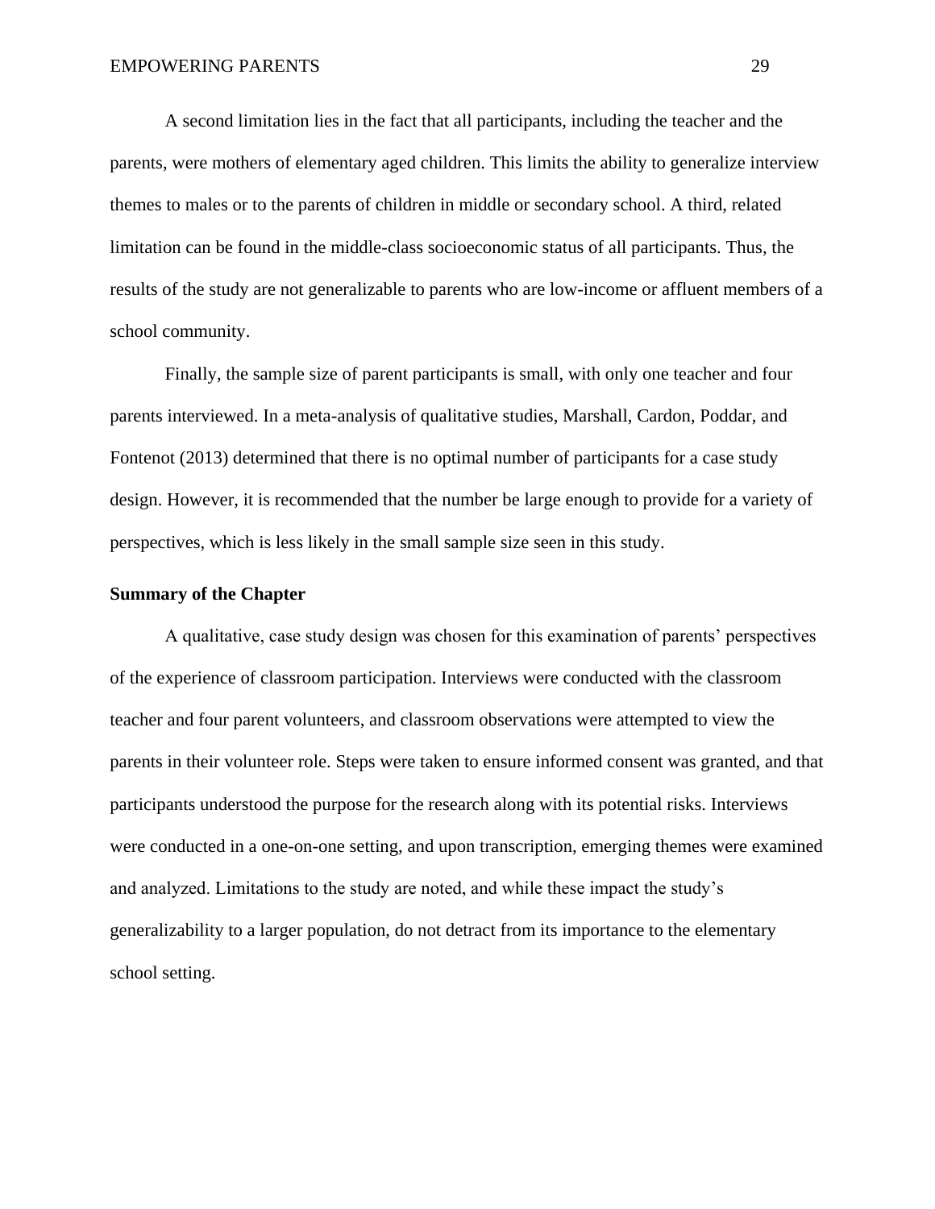A second limitation lies in the fact that all participants, including the teacher and the parents, were mothers of elementary aged children. This limits the ability to generalize interview themes to males or to the parents of children in middle or secondary school. A third, related limitation can be found in the middle-class socioeconomic status of all participants. Thus, the results of the study are not generalizable to parents who are low-income or affluent members of a school community.

Finally, the sample size of parent participants is small, with only one teacher and four parents interviewed. In a meta-analysis of qualitative studies, Marshall, Cardon, Poddar, and Fontenot (2013) determined that there is no optimal number of participants for a case study design. However, it is recommended that the number be large enough to provide for a variety of perspectives, which is less likely in the small sample size seen in this study.

**Summary of the Chapter**

A qualitative, case study design was chosen for this examination of parents' perspectives of the experience of classroom participation. Interviews were conducted with the classroom teacher and four parent volunteers, and classroom observations were attempted to view the parents in their volunteer role. Steps were taken to ensure informed consent was granted, and that participants understood the purpose for the research along with its potential risks. Interviews were conducted in a one-on-one setting, and upon transcription, emerging themes were examined and analyzed. Limitations to the study are noted, and while these impact the study's generalizability to a larger population, do not detract from its importance to the elementary school setting.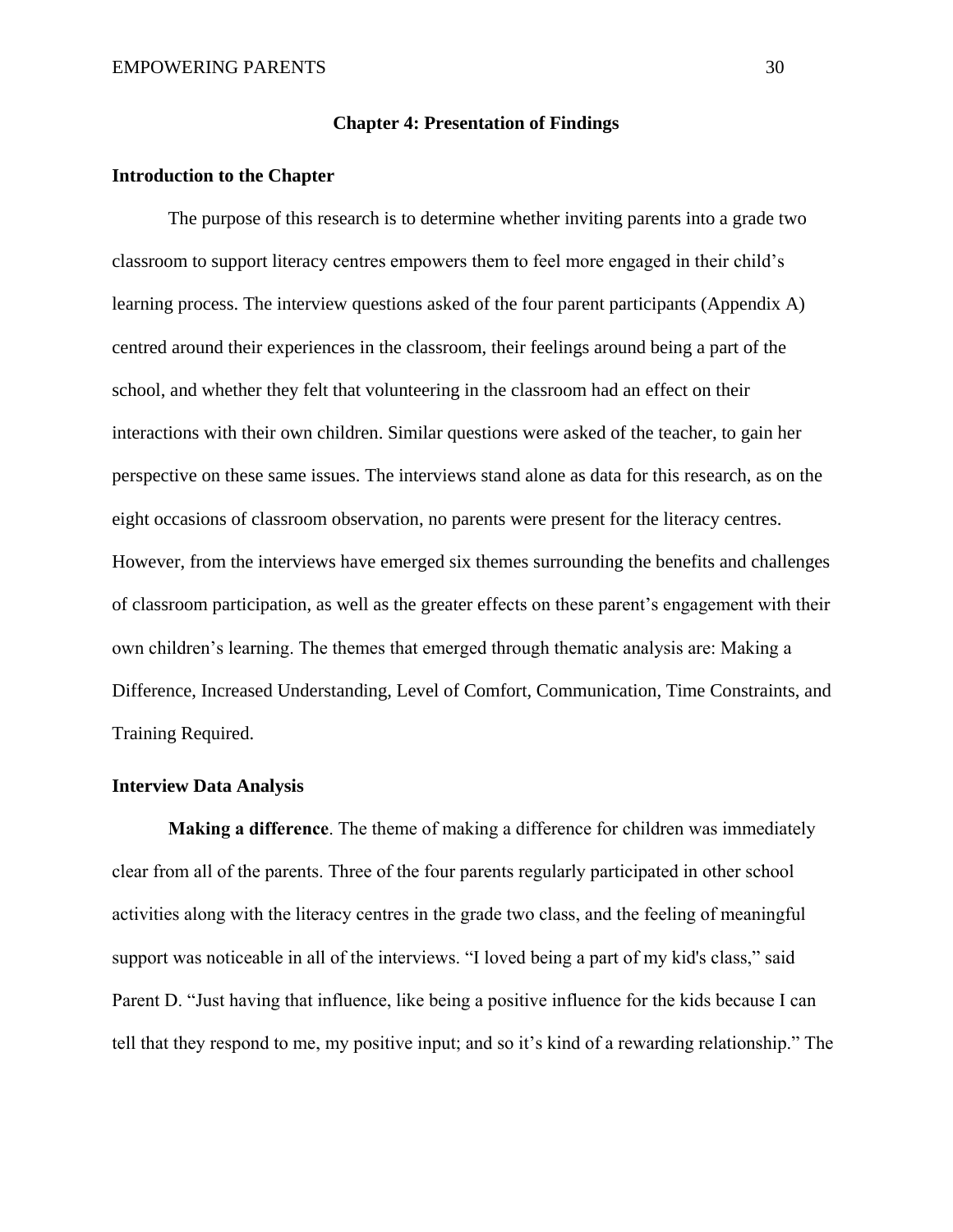# Chapter 4: Presentation of Findings

## Introduction to the Chapter

The purpose of this research is to determine whether inviting parents into a grade two classroom to support literacy centres empowers them to feel more engaged in their child's learning process. The interview questions asked of the four parent participants (Appendix A) centred around their experiences in the classroom, their feelings around being a part of the school, and whether they felt that volunteering in the classroom had an effect on their interactions with their own children. Similar questions were asked of the teacher, to gain her perspective on these same issues. The interviews stand alone as data for this research, as on the eight occasions of classroom observation, no parents were present for the literacy centres. However, from the interviews have emerged six themes surrounding the benefits and challenges of classroom participation, as well as the greater effects on these parent's engagement with their own children's learning. The themes that emerged through thematic analysis are: Making a Difference, Increased Understanding, Level of Comfort, Communication, Time Constraints, and Training Required.

## Interview Data Analysis

**Making a difference**. The theme of making a difference for children was immediately clear from all of the parents. Three of the four parents regularly participated in other school activities along with the literacy centres in the grade two class, and the feeling of meaningful support was noticeable in all of the interviews. "I loved being a part of my kid's class," said Parent D. "Just having that influence, like being a positive influence for the kids because I can tell that they respond to me, my positive input; and so it's kind of a rewarding relationship." The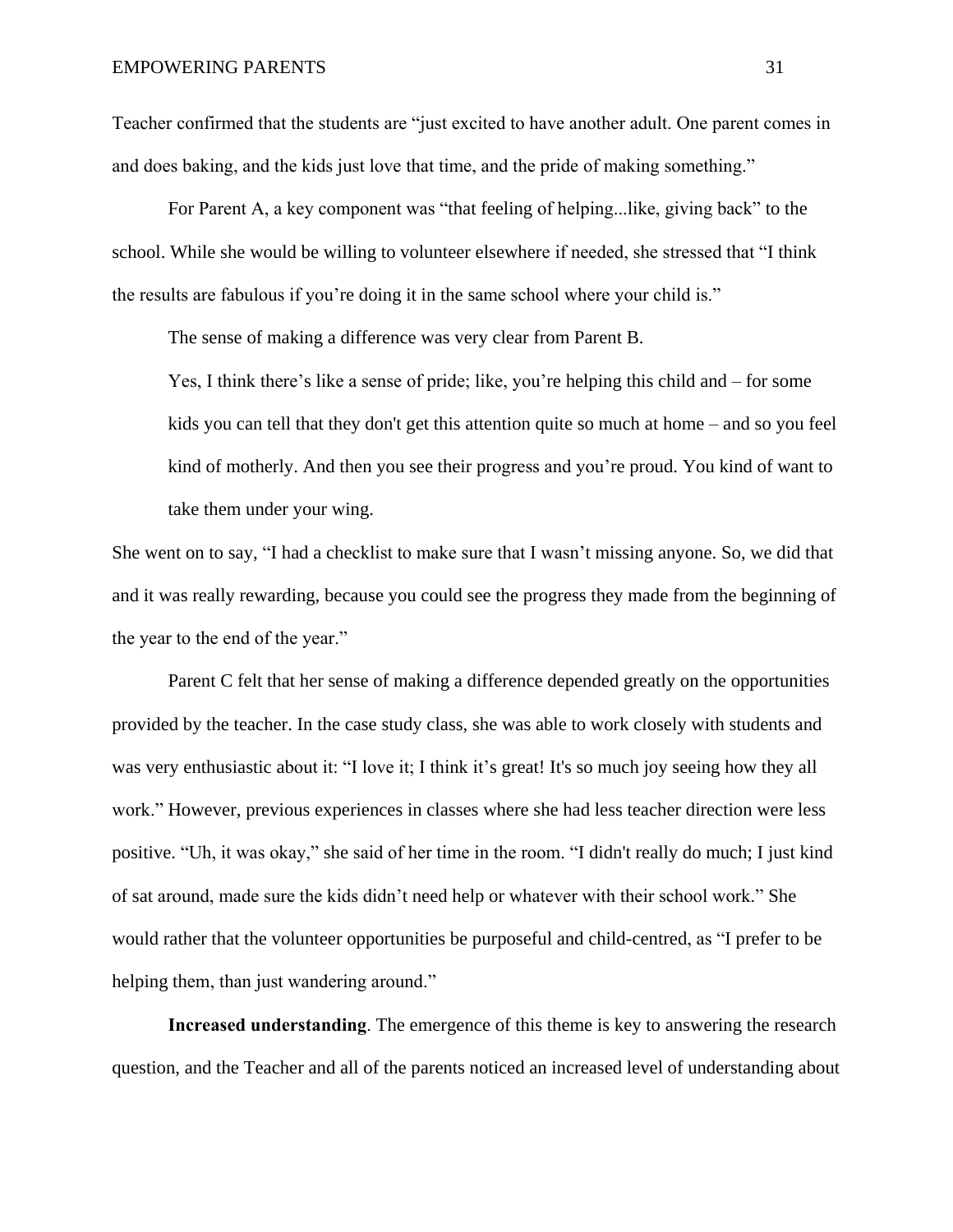Teacher confirmed that the students are “just excited to have another adult. One parent comes in and does baking, and the kids just love that time, and the pride of making something.”

For Parent A, a key component was “that feeling of helping...like, giving back” to the school. While she would be willing to volunteer elsewhere if needed, she stressed that “I think the results are fabulous if you’re doing it in the same school where your child is.”

The sense of making a difference was very clear from Parent B.

> Yes, I think there’s like a sense of pride; like, you’re helping this child and – for some kids you can tell that they don't get this attention quite so much at home – and so you feel kind of motherly. And then you see their progress and you’re proud. You kind of want to take them under your wing.

She went on to say, “I had a checklist to make sure that I wasn’t missing anyone. So, we did that and it was really rewarding, because you could see the progress they made from the beginning of the year to the end of the year.”

Parent C felt that her sense of making a difference depended greatly on the opportunities provided by the teacher. In the case study class, she was able to work closely with students and was very enthusiastic about it: “I love it; I think it’s great! It's so much joy seeing how they all work.” However, previous experiences in classes where she had less teacher direction were less positive. “Uh, it was okay,” she said of her time in the room. “I didn't really do much; I just kind of sat around, made sure the kids didn’t need help or whatever with their school work.” She would rather that the volunteer opportunities be purposeful and child-centred, as “I prefer to be helping them, than just wandering around.”

**Increased understanding**. The emergence of this theme is key to answering the research question, and the Teacher and all of the parents noticed an increased level of understanding about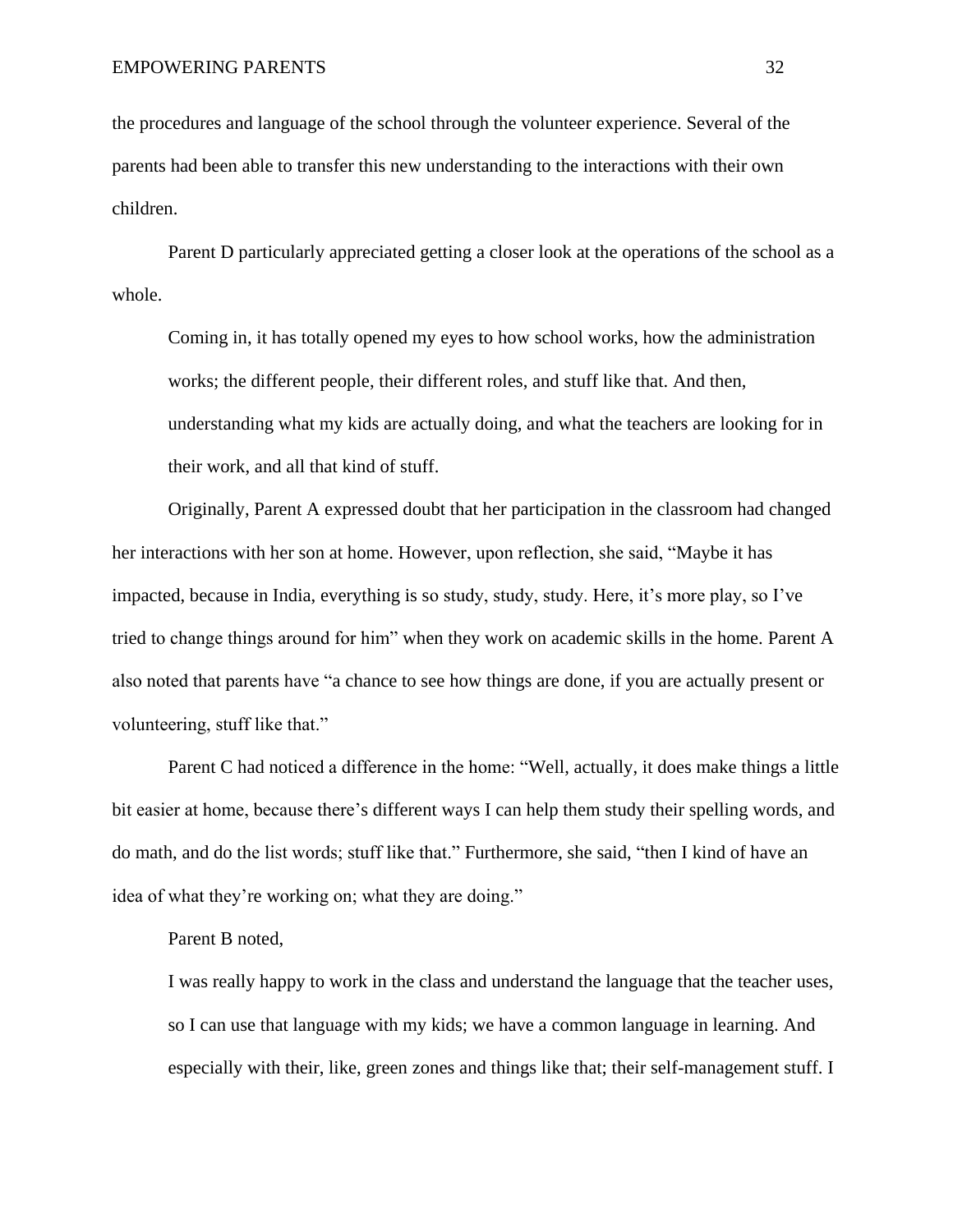the procedures and language of the school through the volunteer experience. Several of the parents had been able to transfer this new understanding to the interactions with their own children.

Parent D particularly appreciated getting a closer look at the operations of the school as a whole.

> Coming in, it has totally opened my eyes to how school works, how the administration works; the different people, their different roles, and stuff like that. And then, understanding what my kids are actually doing, and what the teachers are looking for in their work, and all that kind of stuff.

Originally, Parent A expressed doubt that her participation in the classroom had changed her interactions with her son at home. However, upon reflection, she said, "Maybe it has impacted, because in India, everything is so study, study, study. Here, it's more play, so I've tried to change things around for him" when they work on academic skills in the home. Parent A also noted that parents have "a chance to see how things are done, if you are actually present or volunteering, stuff like that."

Parent C had noticed a difference in the home: "Well, actually, it does make things a little bit easier at home, because there's different ways I can help them study their spelling words, and do math, and do the list words; stuff like that." Furthermore, she said, "then I kind of have an idea of what they're working on; what they are doing."

Parent B noted,

> I was really happy to work in the class and understand the language that the teacher uses, so I can use that language with my kids; we have a common language in learning. And especially with their, like, green zones and things like that; their self-management stuff. I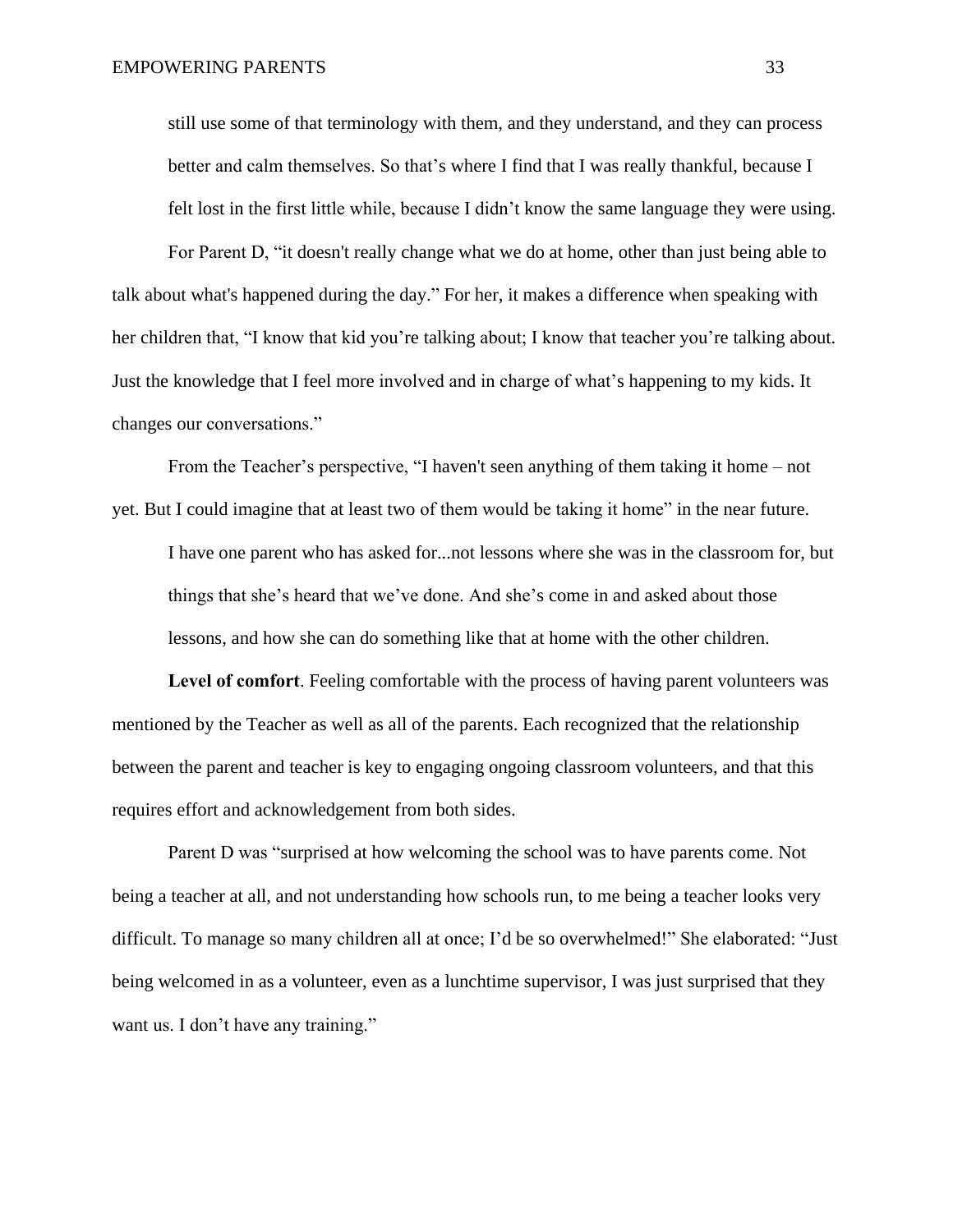still use some of that terminology with them, and they understand, and they can process better and calm themselves. So that's where I find that I was really thankful, because I felt lost in the first little while, because I didn't know the same language they were using.

For Parent D, "it doesn't really change what we do at home, other than just being able to talk about what's happened during the day." For her, it makes a difference when speaking with her children that, "I know that kid you're talking about; I know that teacher you're talking about. Just the knowledge that I feel more involved and in charge of what's happening to my kids. It changes our conversations."

From the Teacher's perspective, "I haven't seen anything of them taking it home – not yet. But I could imagine that at least two of them would be taking it home" in the near future.

> I have one parent who has asked for...not lessons where she was in the classroom for, but things that she's heard that we've done. And she's come in and asked about those lessons, and how she can do something like that at home with the other children.

**Level of comfort**. Feeling comfortable with the process of having parent volunteers was mentioned by the Teacher as well as all of the parents. Each recognized that the relationship between the parent and teacher is key to engaging ongoing classroom volunteers, and that this requires effort and acknowledgement from both sides.

Parent D was "surprised at how welcoming the school was to have parents come. Not being a teacher at all, and not understanding how schools run, to me being a teacher looks very difficult. To manage so many children all at once; I'd be so overwhelmed!" She elaborated: "Just being welcomed in as a volunteer, even as a lunchtime supervisor, I was just surprised that they want us. I don't have any training."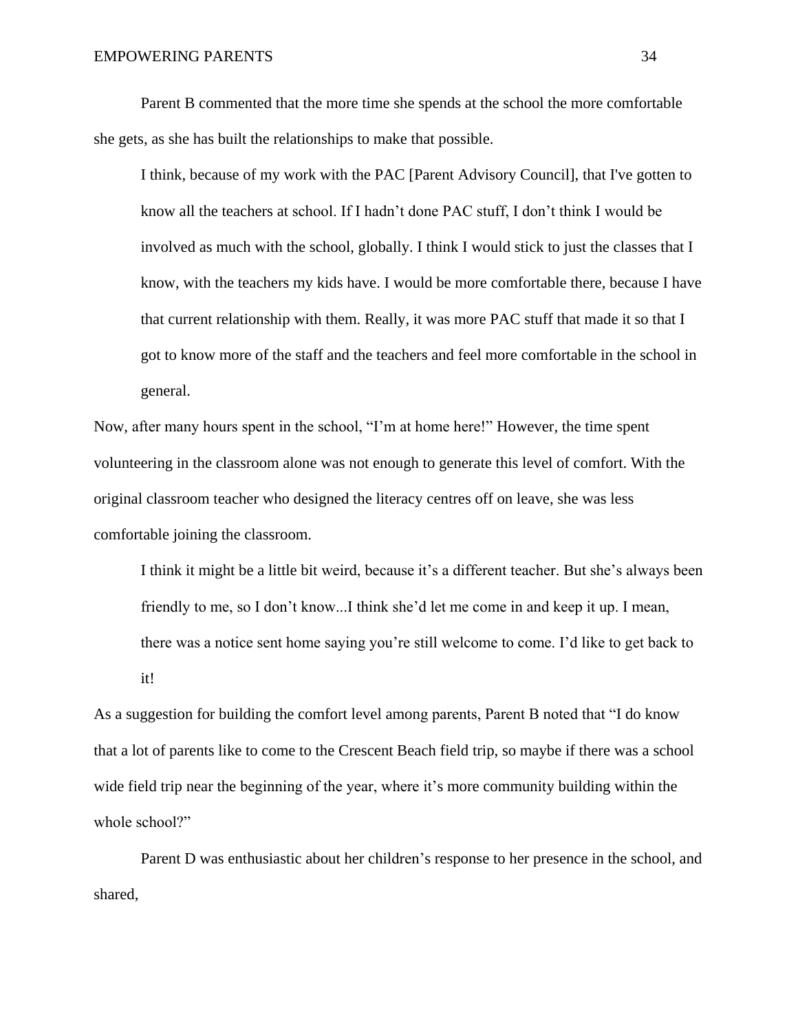Parent B commented that the more time she spends at the school the more comfortable she gets, as she has built the relationships to make that possible.

> I think, because of my work with the PAC [Parent Advisory Council], that I've gotten to know all the teachers at school. If I hadn't done PAC stuff, I don't think I would be involved as much with the school, globally. I think I would stick to just the classes that I know, with the teachers my kids have. I would be more comfortable there, because I have that current relationship with them. Really, it was more PAC stuff that made it so that I got to know more of the staff and the teachers and feel more comfortable in the school in general.

Now, after many hours spent in the school, "I'm at home here!" However, the time spent volunteering in the classroom alone was not enough to generate this level of comfort. With the original classroom teacher who designed the literacy centres off on leave, she was less comfortable joining the classroom.

> I think it might be a little bit weird, because it's a different teacher. But she's always been friendly to me, so I don't know...I think she'd let me come in and keep it up. I mean, there was a notice sent home saying you're still welcome to come. I'd like to get back to it!

As a suggestion for building the comfort level among parents, Parent B noted that "I do know that a lot of parents like to come to the Crescent Beach field trip, so maybe if there was a school wide field trip near the beginning of the year, where it's more community building within the whole school?"

Parent D was enthusiastic about her children's response to her presence in the school, and shared,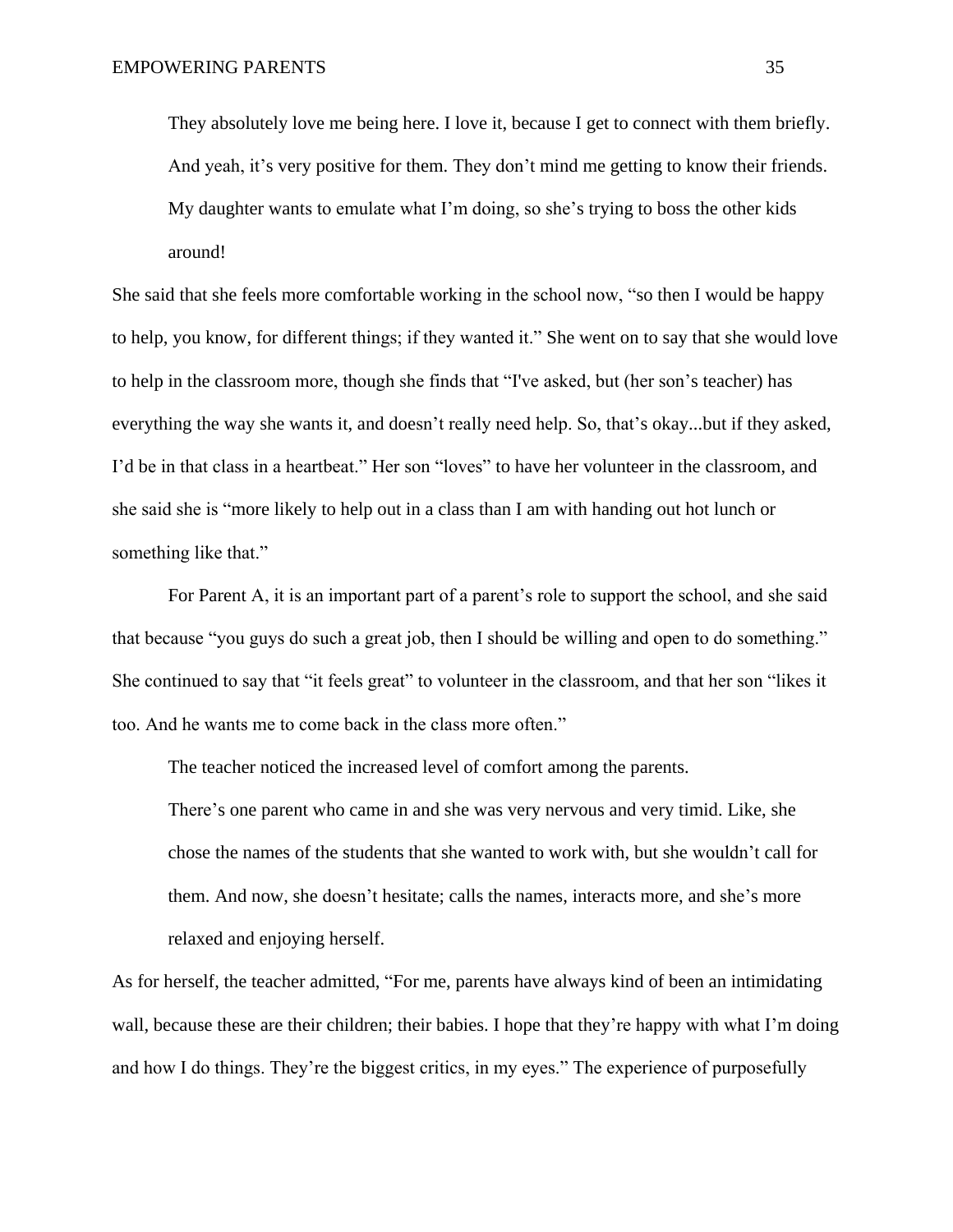> They absolutely love me being here. I love it, because I get to connect with them briefly. And yeah, it's very positive for them. They don't mind me getting to know their friends. My daughter wants to emulate what I'm doing, so she's trying to boss the other kids around!

She said that she feels more comfortable working in the school now, "so then I would be happy to help, you know, for different things; if they wanted it." She went on to say that she would love to help in the classroom more, though she finds that "I've asked, but (her son's teacher) has everything the way she wants it, and doesn't really need help. So, that's okay...but if they asked, I'd be in that class in a heartbeat." Her son "loves" to have her volunteer in the classroom, and she said she is "more likely to help out in a class than I am with handing out hot lunch or something like that."

For Parent A, it is an important part of a parent's role to support the school, and she said that because "you guys do such a great job, then I should be willing and open to do something." She continued to say that "it feels great" to volunteer in the classroom, and that her son "likes it too. And he wants me to come back in the class more often."

The teacher noticed the increased level of comfort among the parents.

> There's one parent who came in and she was very nervous and very timid. Like, she chose the names of the students that she wanted to work with, but she wouldn't call for them. And now, she doesn't hesitate; calls the names, interacts more, and she's more relaxed and enjoying herself.

As for herself, the teacher admitted, "For me, parents have always kind of been an intimidating wall, because these are their children; their babies. I hope that they're happy with what I'm doing and how I do things. They're the biggest critics, in my eyes." The experience of purposefully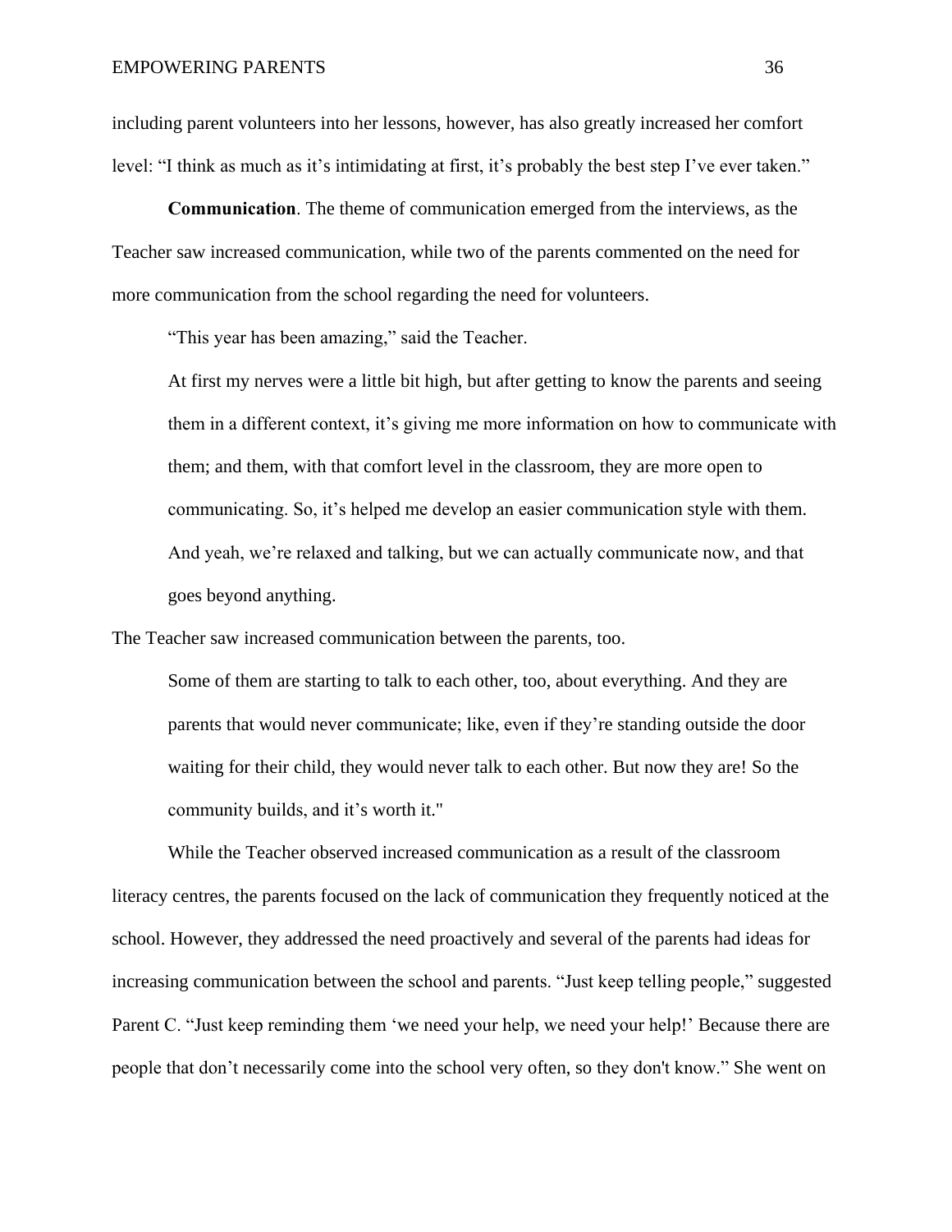including parent volunteers into her lessons, however, has also greatly increased her comfort level: "I think as much as it's intimidating at first, it's probably the best step I've ever taken."

**Communication**. The theme of communication emerged from the interviews, as the Teacher saw increased communication, while two of the parents commented on the need for more communication from the school regarding the need for volunteers.

"This year has been amazing," said the Teacher.

> At first my nerves were a little bit high, but after getting to know the parents and seeing them in a different context, it's giving me more information on how to communicate with them; and them, with that comfort level in the classroom, they are more open to communicating. So, it's helped me develop an easier communication style with them. And yeah, we're relaxed and talking, but we can actually communicate now, and that goes beyond anything.

The Teacher saw increased communication between the parents, too.

> Some of them are starting to talk to each other, too, about everything. And they are parents that would never communicate; like, even if they're standing outside the door waiting for their child, they would never talk to each other. But now they are! So the community builds, and it's worth it."

While the Teacher observed increased communication as a result of the classroom literacy centres, the parents focused on the lack of communication they frequently noticed at the school. However, they addressed the need proactively and several of the parents had ideas for increasing communication between the school and parents. "Just keep telling people," suggested Parent C. "Just keep reminding them 'we need your help, we need your help!' Because there are people that don't necessarily come into the school very often, so they don't know." She went on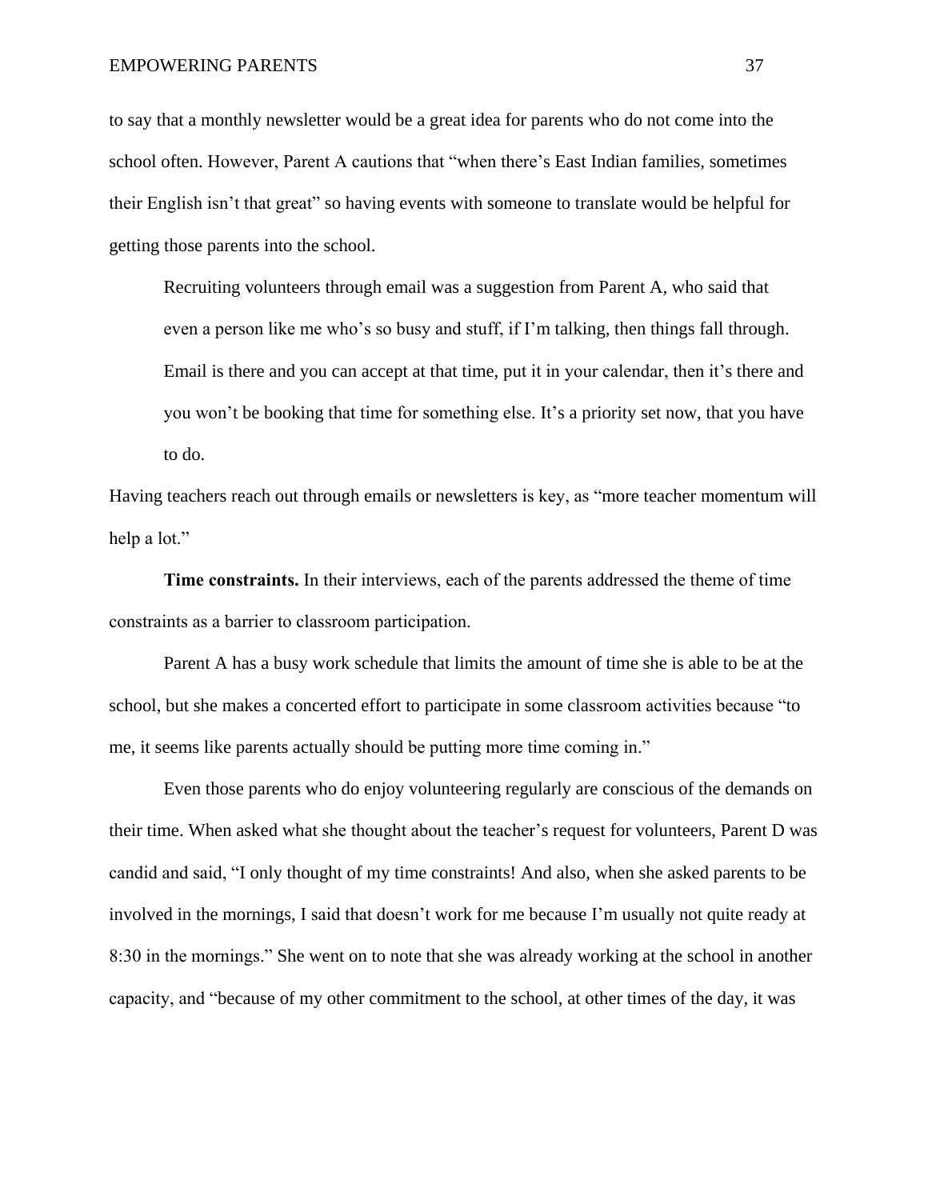to say that a monthly newsletter would be a great idea for parents who do not come into the school often. However, Parent A cautions that "when there's East Indian families, sometimes their English isn't that great" so having events with someone to translate would be helpful for getting those parents into the school.

> Recruiting volunteers through email was a suggestion from Parent A, who said that even a person like me who's so busy and stuff, if I'm talking, then things fall through. Email is there and you can accept at that time, put it in your calendar, then it's there and you won't be booking that time for something else. It's a priority set now, that you have to do.

Having teachers reach out through emails or newsletters is key, as "more teacher momentum will help a lot."

**Time constraints.** In their interviews, each of the parents addressed the theme of time constraints as a barrier to classroom participation.

Parent A has a busy work schedule that limits the amount of time she is able to be at the school, but she makes a concerted effort to participate in some classroom activities because "to me, it seems like parents actually should be putting more time coming in."

Even those parents who do enjoy volunteering regularly are conscious of the demands on their time. When asked what she thought about the teacher's request for volunteers, Parent D was candid and said, "I only thought of my time constraints! And also, when she asked parents to be involved in the mornings, I said that doesn't work for me because I'm usually not quite ready at 8:30 in the mornings." She went on to note that she was already working at the school in another capacity, and "because of my other commitment to the school, at other times of the day, it was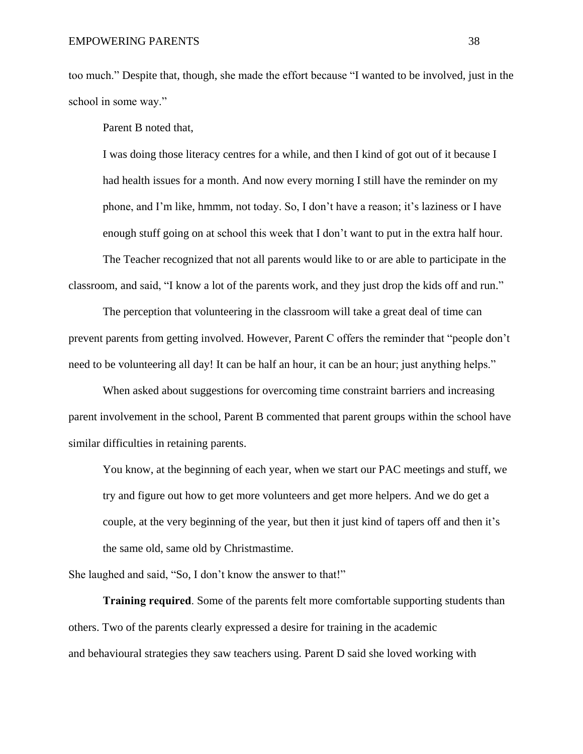too much." Despite that, though, she made the effort because "I wanted to be involved, just in the school in some way."

Parent B noted that,

> I was doing those literacy centres for a while, and then I kind of got out of it because I had health issues for a month. And now every morning I still have the reminder on my phone, and I'm like, hmmm, not today. So, I don't have a reason; it's laziness or I have enough stuff going on at school this week that I don't want to put in the extra half hour.

The Teacher recognized that not all parents would like to or are able to participate in the classroom, and said, "I know a lot of the parents work, and they just drop the kids off and run."

The perception that volunteering in the classroom will take a great deal of time can prevent parents from getting involved. However, Parent C offers the reminder that "people don't need to be volunteering all day! It can be half an hour, it can be an hour; just anything helps."

When asked about suggestions for overcoming time constraint barriers and increasing parent involvement in the school, Parent B commented that parent groups within the school have similar difficulties in retaining parents.

> You know, at the beginning of each year, when we start our PAC meetings and stuff, we try and figure out how to get more volunteers and get more helpers. And we do get a couple, at the very beginning of the year, but then it just kind of tapers off and then it's the same old, same old by Christmastime.

She laughed and said, "So, I don't know the answer to that!"

**Training required**. Some of the parents felt more comfortable supporting students than others. Two of the parents clearly expressed a desire for training in the academic and behavioural strategies they saw teachers using. Parent D said she loved working with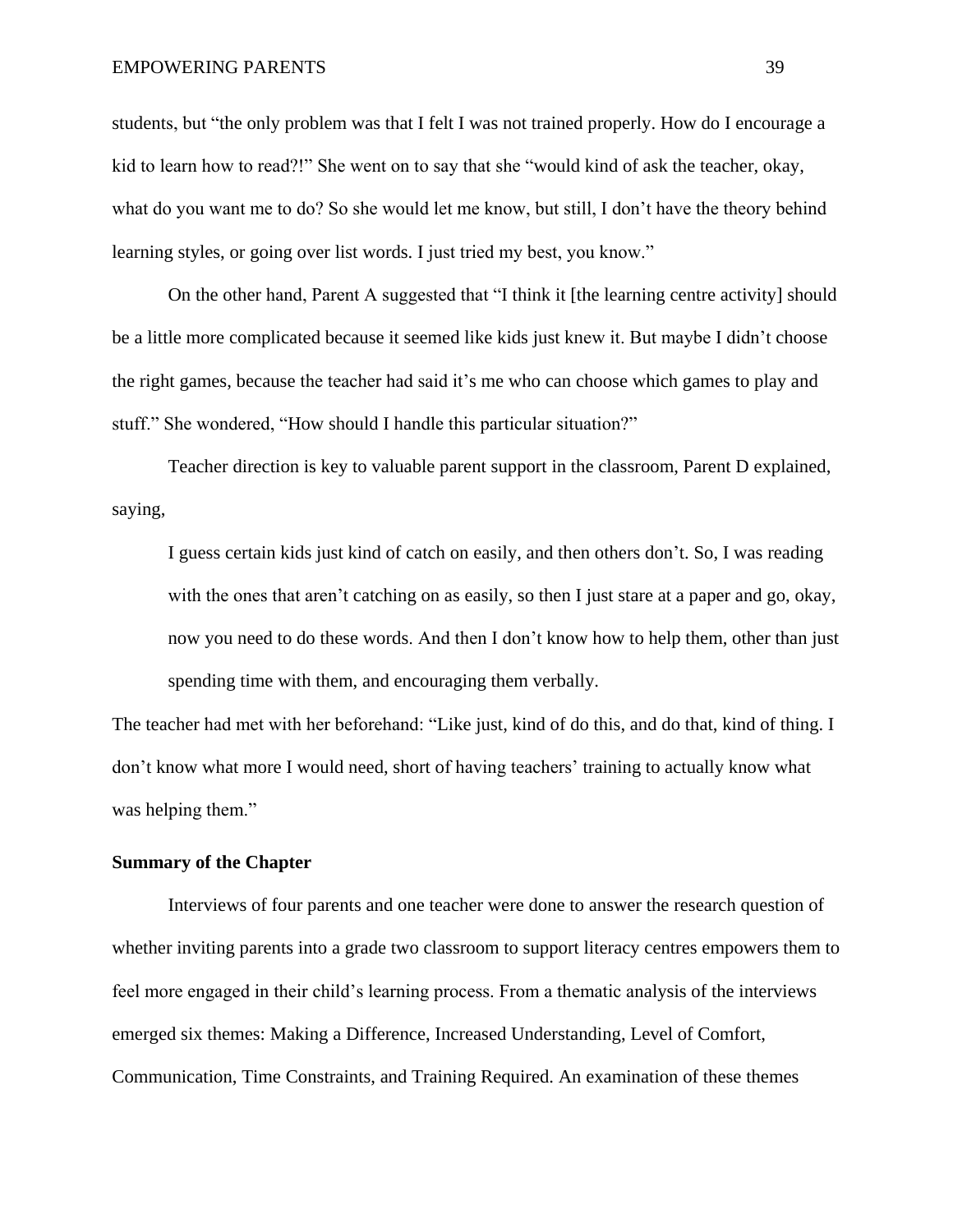students, but “the only problem was that I felt I was not trained properly. How do I encourage a kid to learn how to read?!” She went on to say that she “would kind of ask the teacher, okay, what do you want me to do? So she would let me know, but still, I don’t have the theory behind learning styles, or going over list words. I just tried my best, you know.”

On the other hand, Parent A suggested that “I think it [the learning centre activity] should be a little more complicated because it seemed like kids just knew it. But maybe I didn’t choose the right games, because the teacher had said it’s me who can choose which games to play and stuff.” She wondered, “How should I handle this particular situation?”

Teacher direction is key to valuable parent support in the classroom, Parent D explained, saying,

> I guess certain kids just kind of catch on easily, and then others don’t. So, I was reading with the ones that aren’t catching on as easily, so then I just stare at a paper and go, okay, now you need to do these words. And then I don’t know how to help them, other than just spending time with them, and encouraging them verbally.

The teacher had met with her beforehand: “Like just, kind of do this, and do that, kind of thing. I don’t know what more I would need, short of having teachers’ training to actually know what was helping them.”

### Summary of the Chapter

Interviews of four parents and one teacher were done to answer the research question of whether inviting parents into a grade two classroom to support literacy centres empowers them to feel more engaged in their child’s learning process. From a thematic analysis of the interviews emerged six themes: Making a Difference, Increased Understanding, Level of Comfort, Communication, Time Constraints, and Training Required. An examination of these themes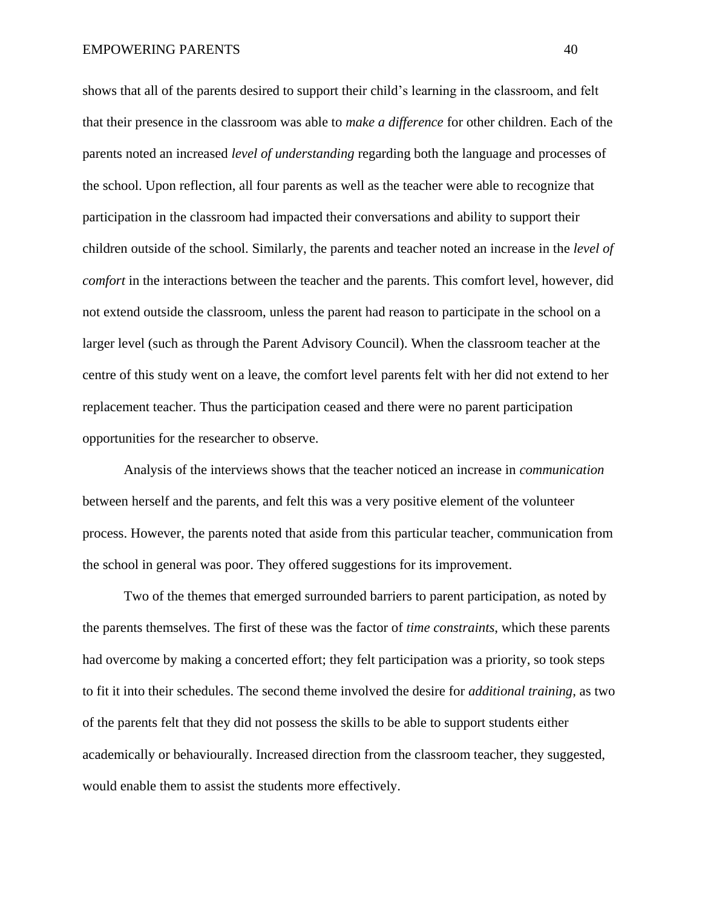shows that all of the parents desired to support their child's learning in the classroom, and felt that their presence in the classroom was able to *make a difference* for other children. Each of the parents noted an increased *level of understanding* regarding both the language and processes of the school. Upon reflection, all four parents as well as the teacher were able to recognize that participation in the classroom had impacted their conversations and ability to support their children outside of the school. Similarly, the parents and teacher noted an increase in the *level of comfort* in the interactions between the teacher and the parents. This comfort level, however, did not extend outside the classroom, unless the parent had reason to participate in the school on a larger level (such as through the Parent Advisory Council). When the classroom teacher at the centre of this study went on a leave, the comfort level parents felt with her did not extend to her replacement teacher. Thus the participation ceased and there were no parent participation opportunities for the researcher to observe.

Analysis of the interviews shows that the teacher noticed an increase in *communication* between herself and the parents, and felt this was a very positive element of the volunteer process. However, the parents noted that aside from this particular teacher, communication from the school in general was poor. They offered suggestions for its improvement.

Two of the themes that emerged surrounded barriers to parent participation, as noted by the parents themselves. The first of these was the factor of *time constraints*, which these parents had overcome by making a concerted effort; they felt participation was a priority, so took steps to fit it into their schedules. The second theme involved the desire for *additional training*, as two of the parents felt that they did not possess the skills to be able to support students either academically or behaviourally. Increased direction from the classroom teacher, they suggested, would enable them to assist the students more effectively.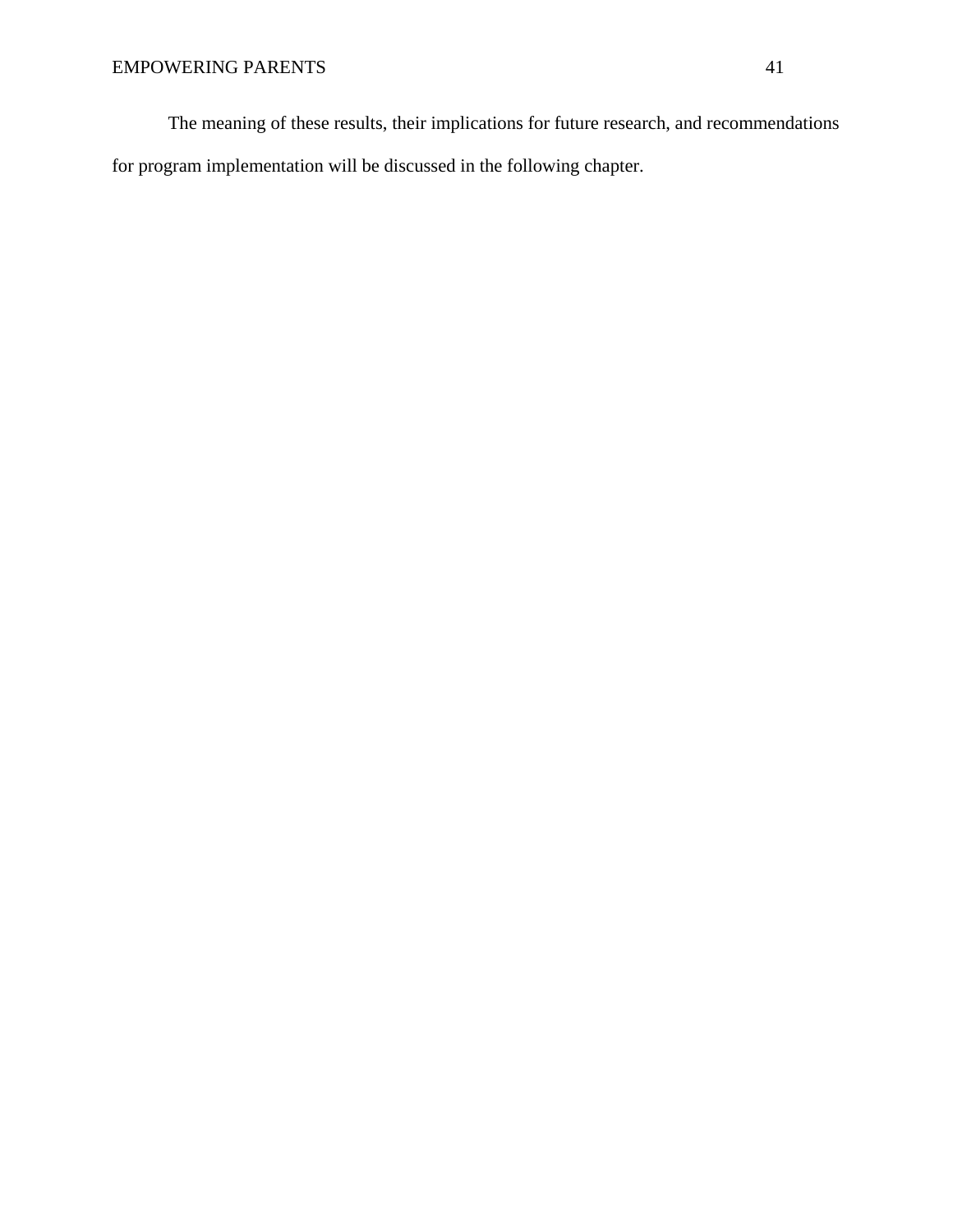The meaning of these results, their implications for future research, and recommendations for program implementation will be discussed in the following chapter.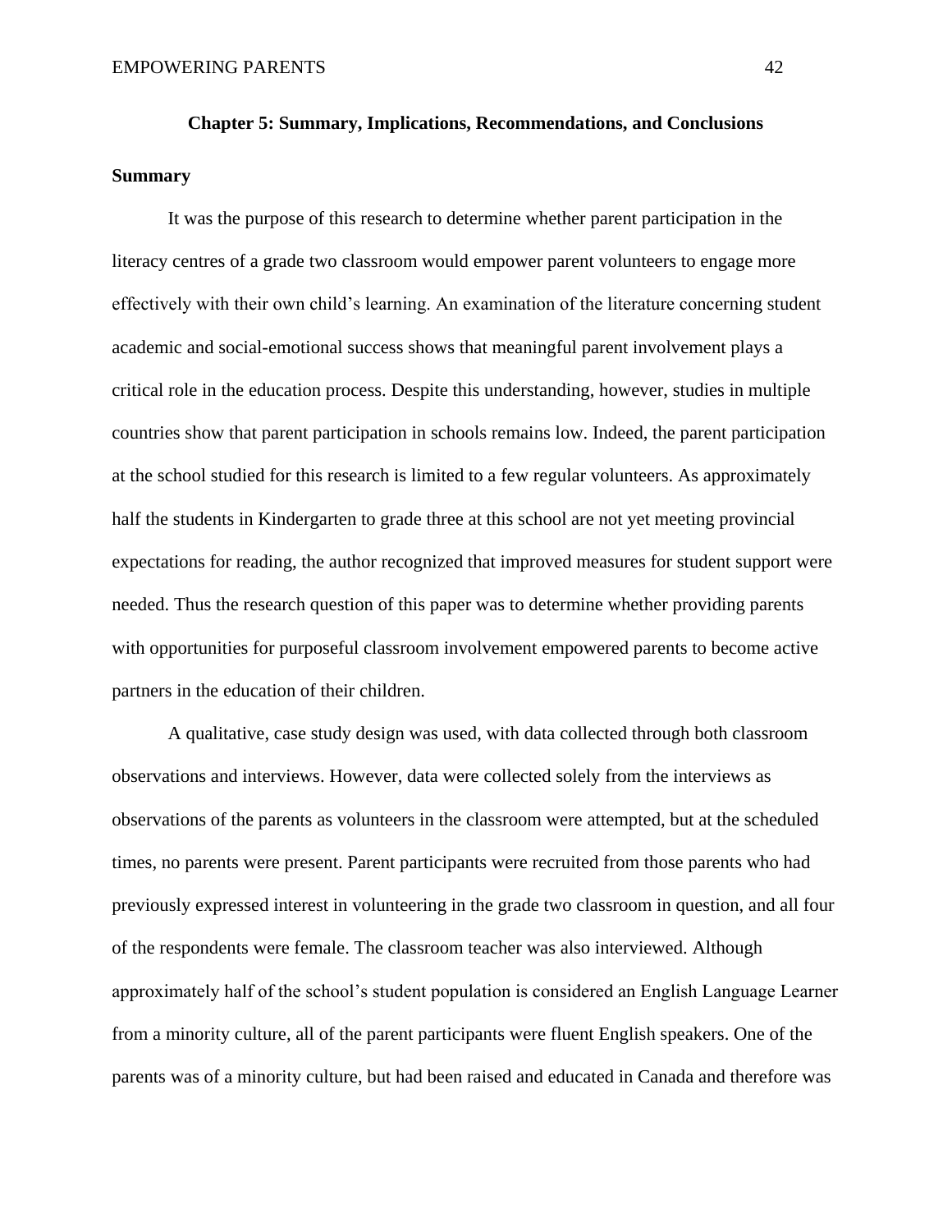## Chapter 5: Summary, Implications, Recommendations, and Conclusions

### Summary

It was the purpose of this research to determine whether parent participation in the literacy centres of a grade two classroom would empower parent volunteers to engage more effectively with their own child's learning. An examination of the literature concerning student academic and social-emotional success shows that meaningful parent involvement plays a critical role in the education process. Despite this understanding, however, studies in multiple countries show that parent participation in schools remains low. Indeed, the parent participation at the school studied for this research is limited to a few regular volunteers. As approximately half the students in Kindergarten to grade three at this school are not yet meeting provincial expectations for reading, the author recognized that improved measures for student support were needed. Thus the research question of this paper was to determine whether providing parents with opportunities for purposeful classroom involvement empowered parents to become active partners in the education of their children.

A qualitative, case study design was used, with data collected through both classroom observations and interviews. However, data were collected solely from the interviews as observations of the parents as volunteers in the classroom were attempted, but at the scheduled times, no parents were present. Parent participants were recruited from those parents who had previously expressed interest in volunteering in the grade two classroom in question, and all four of the respondents were female. The classroom teacher was also interviewed. Although approximately half of the school's student population is considered an English Language Learner from a minority culture, all of the parent participants were fluent English speakers. One of the parents was of a minority culture, but had been raised and educated in Canada and therefore was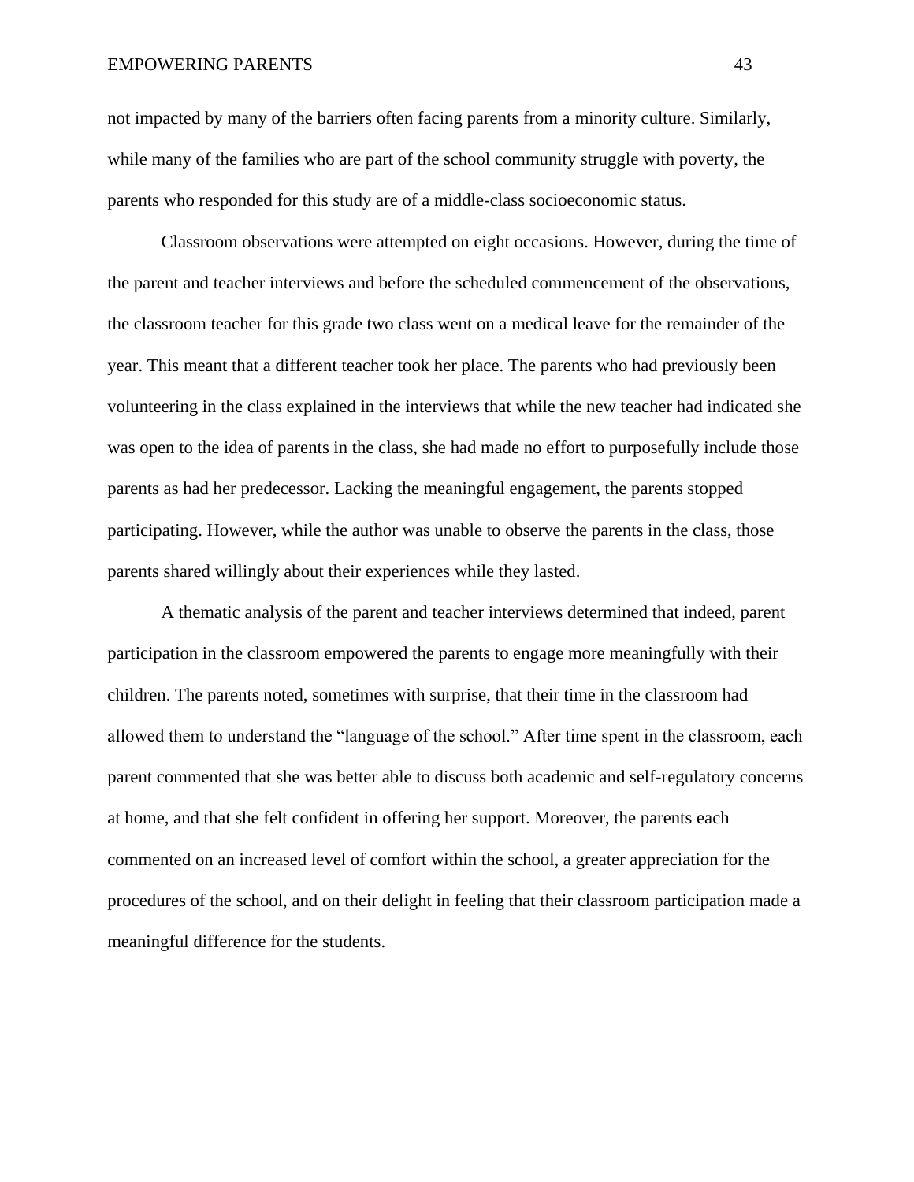not impacted by many of the barriers often facing parents from a minority culture. Similarly, while many of the families who are part of the school community struggle with poverty, the parents who responded for this study are of a middle-class socioeconomic status.

Classroom observations were attempted on eight occasions. However, during the time of the parent and teacher interviews and before the scheduled commencement of the observations, the classroom teacher for this grade two class went on a medical leave for the remainder of the year. This meant that a different teacher took her place. The parents who had previously been volunteering in the class explained in the interviews that while the new teacher had indicated she was open to the idea of parents in the class, she had made no effort to purposefully include those parents as had her predecessor. Lacking the meaningful engagement, the parents stopped participating. However, while the author was unable to observe the parents in the class, those parents shared willingly about their experiences while they lasted.

A thematic analysis of the parent and teacher interviews determined that indeed, parent participation in the classroom empowered the parents to engage more meaningfully with their children. The parents noted, sometimes with surprise, that their time in the classroom had allowed them to understand the "language of the school." After time spent in the classroom, each parent commented that she was better able to discuss both academic and self-regulatory concerns at home, and that she felt confident in offering her support. Moreover, the parents each commented on an increased level of comfort within the school, a greater appreciation for the procedures of the school, and on their delight in feeling that their classroom participation made a meaningful difference for the students.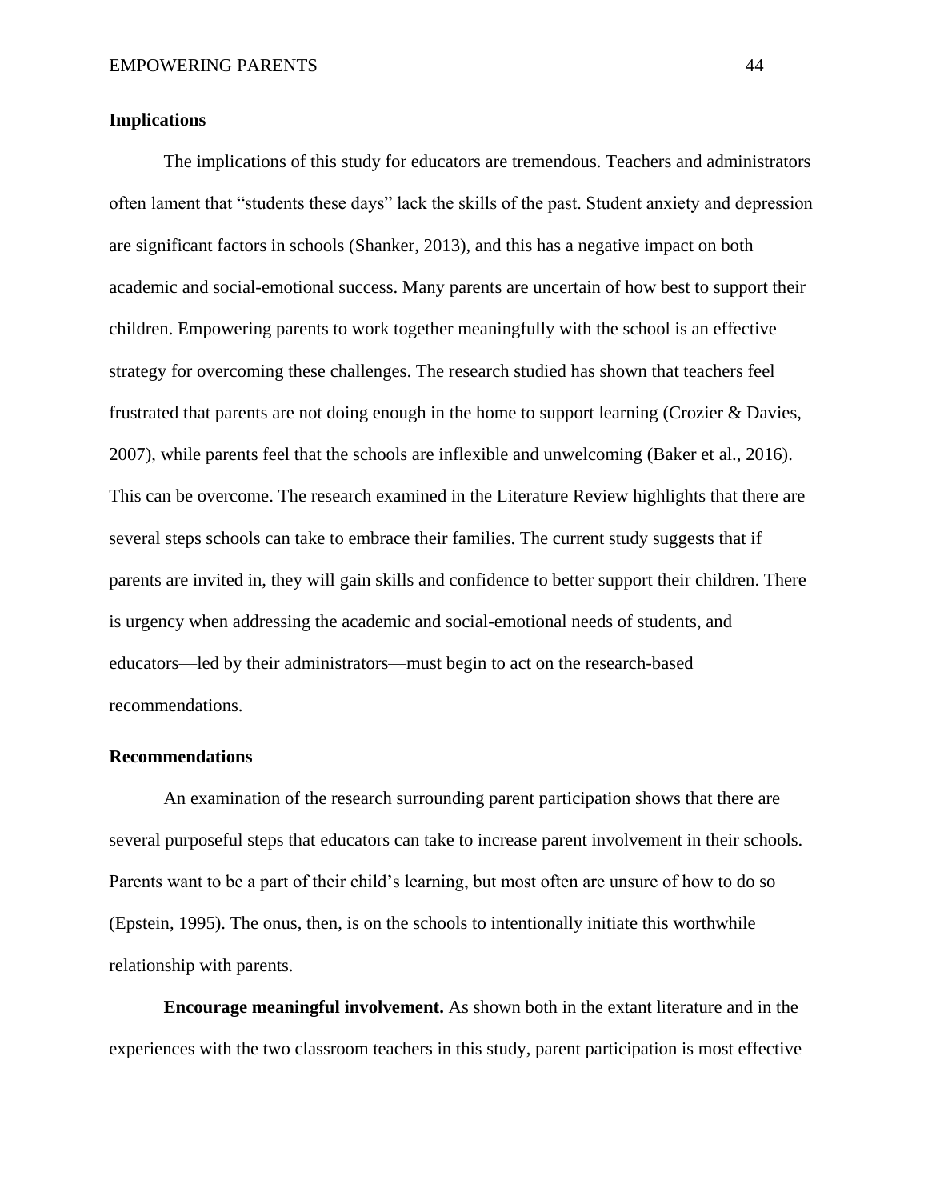## Implications

The implications of this study for educators are tremendous. Teachers and administrators often lament that "students these days" lack the skills of the past. Student anxiety and depression are significant factors in schools (Shanker, 2013), and this has a negative impact on both academic and social-emotional success. Many parents are uncertain of how best to support their children. Empowering parents to work together meaningfully with the school is an effective strategy for overcoming these challenges. The research studied has shown that teachers feel frustrated that parents are not doing enough in the home to support learning (Crozier & Davies, 2007), while parents feel that the schools are inflexible and unwelcoming (Baker et al., 2016). This can be overcome. The research examined in the Literature Review highlights that there are several steps schools can take to embrace their families. The current study suggests that if parents are invited in, they will gain skills and confidence to better support their children. There is urgency when addressing the academic and social-emotional needs of students, and educators—led by their administrators—must begin to act on the research-based recommendations.

## Recommendations

An examination of the research surrounding parent participation shows that there are several purposeful steps that educators can take to increase parent involvement in their schools. Parents want to be a part of their child's learning, but most often are unsure of how to do so (Epstein, 1995). The onus, then, is on the schools to intentionally initiate this worthwhile relationship with parents.

**Encourage meaningful involvement.** As shown both in the extant literature and in the experiences with the two classroom teachers in this study, parent participation is most effective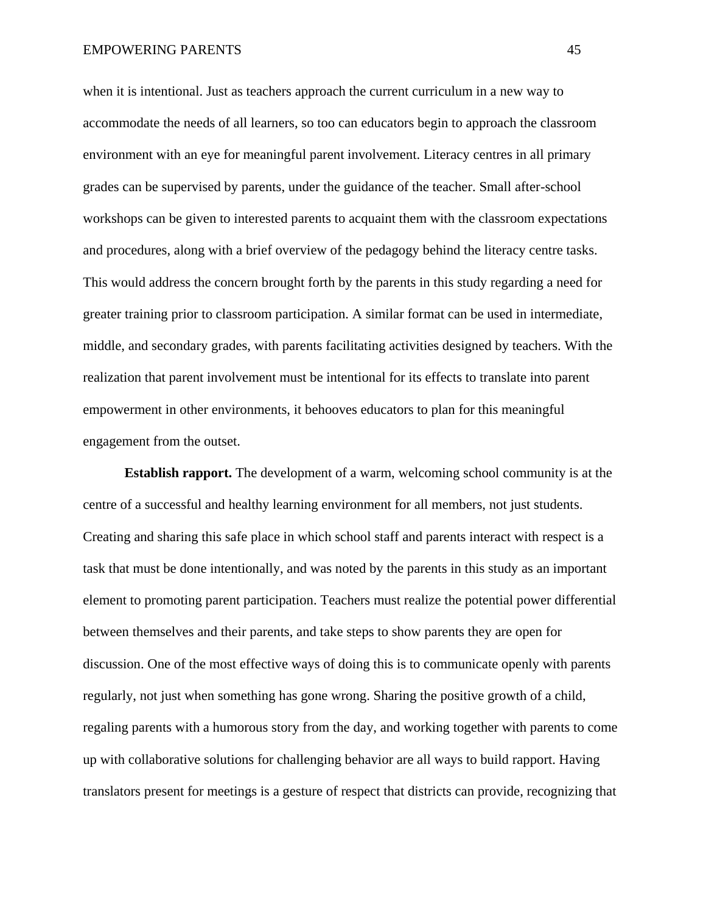when it is intentional. Just as teachers approach the current curriculum in a new way to accommodate the needs of all learners, so too can educators begin to approach the classroom environment with an eye for meaningful parent involvement. Literacy centres in all primary grades can be supervised by parents, under the guidance of the teacher. Small after-school workshops can be given to interested parents to acquaint them with the classroom expectations and procedures, along with a brief overview of the pedagogy behind the literacy centre tasks. This would address the concern brought forth by the parents in this study regarding a need for greater training prior to classroom participation. A similar format can be used in intermediate, middle, and secondary grades, with parents facilitating activities designed by teachers. With the realization that parent involvement must be intentional for its effects to translate into parent empowerment in other environments, it behooves educators to plan for this meaningful engagement from the outset.

**Establish rapport.** The development of a warm, welcoming school community is at the centre of a successful and healthy learning environment for all members, not just students. Creating and sharing this safe place in which school staff and parents interact with respect is a task that must be done intentionally, and was noted by the parents in this study as an important element to promoting parent participation. Teachers must realize the potential power differential between themselves and their parents, and take steps to show parents they are open for discussion. One of the most effective ways of doing this is to communicate openly with parents regularly, not just when something has gone wrong. Sharing the positive growth of a child, regaling parents with a humorous story from the day, and working together with parents to come up with collaborative solutions for challenging behavior are all ways to build rapport. Having translators present for meetings is a gesture of respect that districts can provide, recognizing that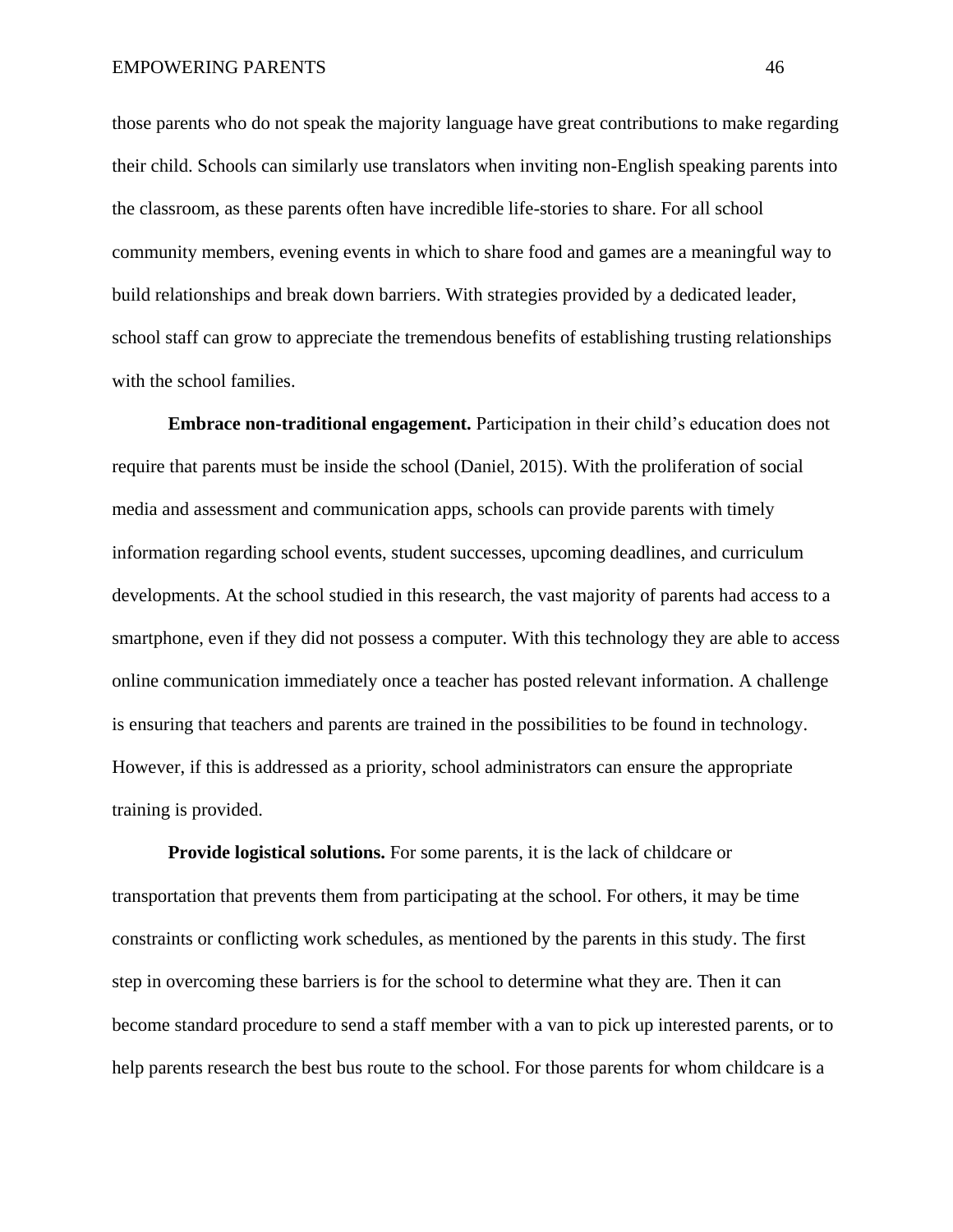those parents who do not speak the majority language have great contributions to make regarding their child. Schools can similarly use translators when inviting non-English speaking parents into the classroom, as these parents often have incredible life-stories to share. For all school community members, evening events in which to share food and games are a meaningful way to build relationships and break down barriers. With strategies provided by a dedicated leader, school staff can grow to appreciate the tremendous benefits of establishing trusting relationships with the school families.

**Embrace non-traditional engagement.** Participation in their child's education does not require that parents must be inside the school (Daniel, 2015). With the proliferation of social media and assessment and communication apps, schools can provide parents with timely information regarding school events, student successes, upcoming deadlines, and curriculum developments. At the school studied in this research, the vast majority of parents had access to a smartphone, even if they did not possess a computer. With this technology they are able to access online communication immediately once a teacher has posted relevant information. A challenge is ensuring that teachers and parents are trained in the possibilities to be found in technology. However, if this is addressed as a priority, school administrators can ensure the appropriate training is provided.

**Provide logistical solutions.** For some parents, it is the lack of childcare or transportation that prevents them from participating at the school. For others, it may be time constraints or conflicting work schedules, as mentioned by the parents in this study. The first step in overcoming these barriers is for the school to determine what they are. Then it can become standard procedure to send a staff member with a van to pick up interested parents, or to help parents research the best bus route to the school. For those parents for whom childcare is a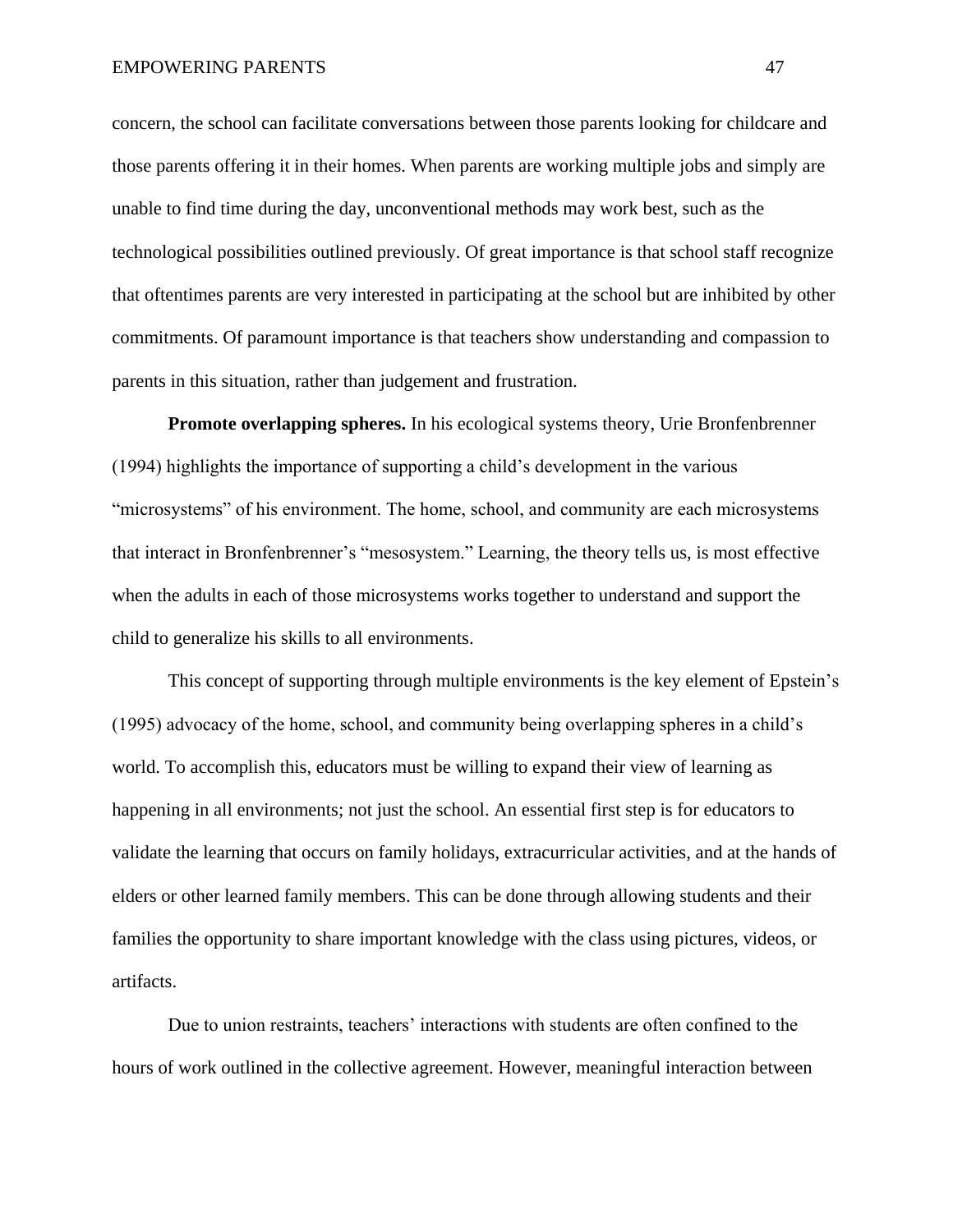concern, the school can facilitate conversations between those parents looking for childcare and those parents offering it in their homes. When parents are working multiple jobs and simply are unable to find time during the day, unconventional methods may work best, such as the technological possibilities outlined previously. Of great importance is that school staff recognize that oftentimes parents are very interested in participating at the school but are inhibited by other commitments. Of paramount importance is that teachers show understanding and compassion to parents in this situation, rather than judgement and frustration.

**Promote overlapping spheres.** In his ecological systems theory, Urie Bronfenbrenner (1994) highlights the importance of supporting a child's development in the various "microsystems" of his environment. The home, school, and community are each microsystems that interact in Bronfenbrenner's "mesosystem." Learning, the theory tells us, is most effective when the adults in each of those microsystems works together to understand and support the child to generalize his skills to all environments.

This concept of supporting through multiple environments is the key element of Epstein's (1995) advocacy of the home, school, and community being overlapping spheres in a child's world. To accomplish this, educators must be willing to expand their view of learning as happening in all environments; not just the school. An essential first step is for educators to validate the learning that occurs on family holidays, extracurricular activities, and at the hands of elders or other learned family members. This can be done through allowing students and their families the opportunity to share important knowledge with the class using pictures, videos, or artifacts.

Due to union restraints, teachers' interactions with students are often confined to the hours of work outlined in the collective agreement. However, meaningful interaction between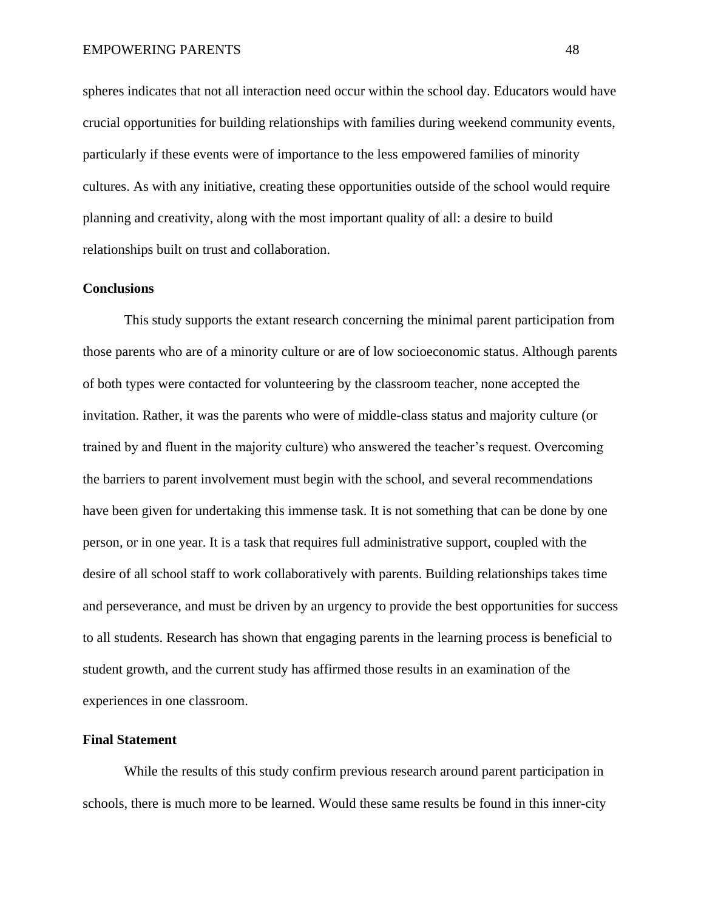spheres indicates that not all interaction need occur within the school day. Educators would have crucial opportunities for building relationships with families during weekend community events, particularly if these events were of importance to the less empowered families of minority cultures. As with any initiative, creating these opportunities outside of the school would require planning and creativity, along with the most important quality of all: a desire to build relationships built on trust and collaboration.

**Conclusions**

This study supports the extant research concerning the minimal parent participation from those parents who are of a minority culture or are of low socioeconomic status. Although parents of both types were contacted for volunteering by the classroom teacher, none accepted the invitation. Rather, it was the parents who were of middle-class status and majority culture (or trained by and fluent in the majority culture) who answered the teacher's request. Overcoming the barriers to parent involvement must begin with the school, and several recommendations have been given for undertaking this immense task. It is not something that can be done by one person, or in one year. It is a task that requires full administrative support, coupled with the desire of all school staff to work collaboratively with parents. Building relationships takes time and perseverance, and must be driven by an urgency to provide the best opportunities for success to all students. Research has shown that engaging parents in the learning process is beneficial to student growth, and the current study has affirmed those results in an examination of the experiences in one classroom.

**Final Statement**

While the results of this study confirm previous research around parent participation in schools, there is much more to be learned. Would these same results be found in this inner-city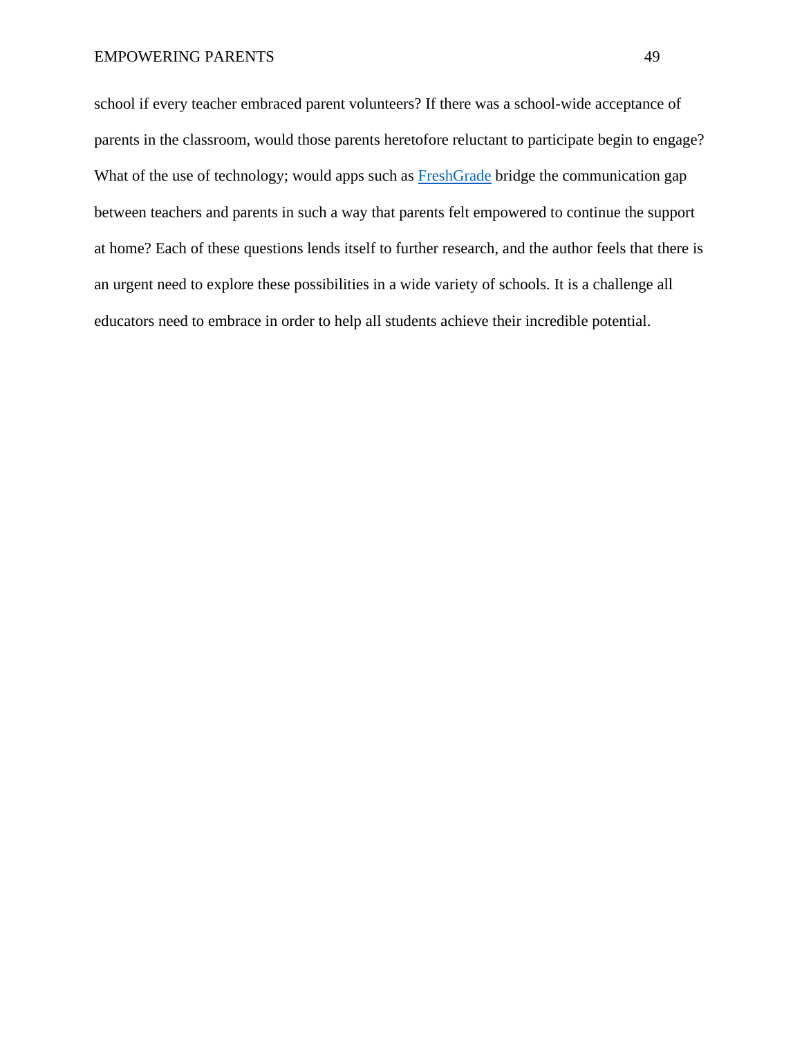school if every teacher embraced parent volunteers? If there was a school-wide acceptance of parents in the classroom, would those parents heretofore reluctant to participate begin to engage? What of the use of technology; would apps such as FreshGrade bridge the communication gap between teachers and parents in such a way that parents felt empowered to continue the support at home? Each of these questions lends itself to further research, and the author feels that there is an urgent need to explore these possibilities in a wide variety of schools. It is a challenge all educators need to embrace in order to help all students achieve their incredible potential.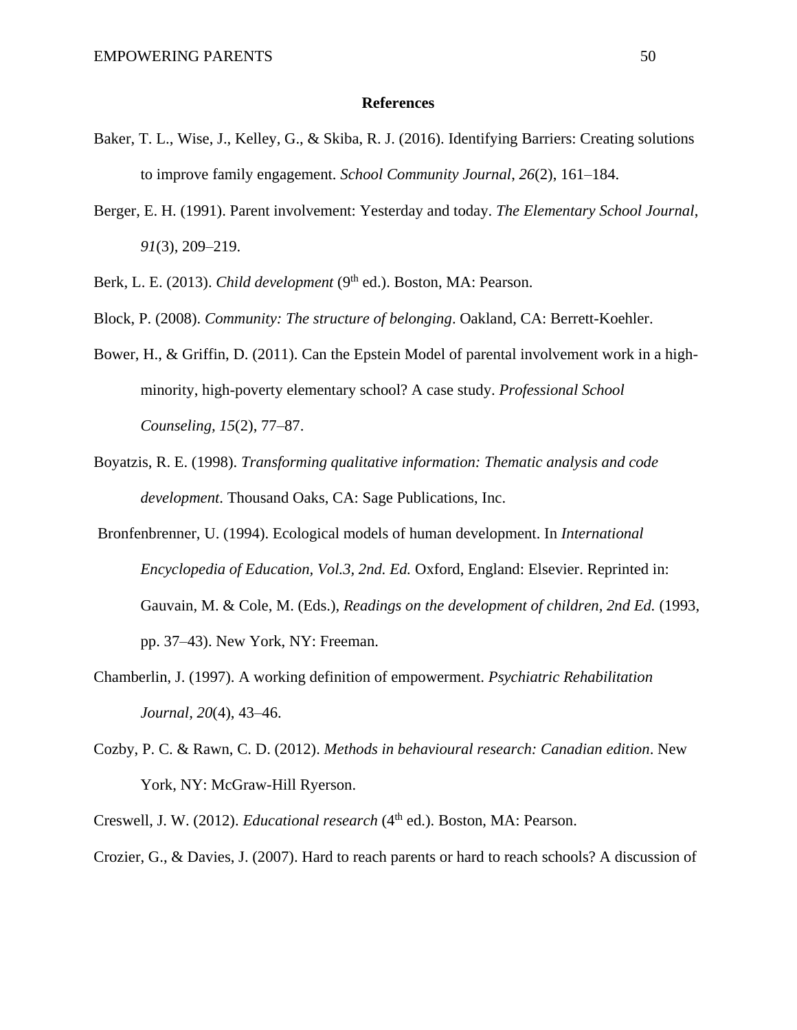# References

Baker, T. L., Wise, J., Kelley, G., & Skiba, R. J. (2016). Identifying Barriers: Creating solutions to improve family engagement. *School Community Journal*, *26*(2), 161–184.

Berger, E. H. (1991). Parent involvement: Yesterday and today. *The Elementary School Journal*, *91*(3), 209–219.

Berk, L. E. (2013). *Child development* (9th ed.). Boston, MA: Pearson.

Block, P. (2008). *Community: The structure of belonging*. Oakland, CA: Berrett-Koehler.

Bower, H., & Griffin, D. (2011). Can the Epstein Model of parental involvement work in a high-minority, high-poverty elementary school? A case study. *Professional School Counseling, 15*(2), 77–87.

Boyatzis, R. E. (1998). *Transforming qualitative information: Thematic analysis and code development*. Thousand Oaks, CA: Sage Publications, Inc.

Bronfenbrenner, U. (1994). Ecological models of human development. In *International Encyclopedia of Education, Vol.3, 2nd. Ed.* Oxford, England: Elsevier. Reprinted in: Gauvain, M. & Cole, M. (Eds.), *Readings on the development of children, 2nd Ed.* (1993, pp. 37–43). New York, NY: Freeman.

Chamberlin, J. (1997). A working definition of empowerment. *Psychiatric Rehabilitation Journal, 20*(4), 43–46.

Cozby, P. C. & Rawn, C. D. (2012). *Methods in behavioural research: Canadian edition*. New York, NY: McGraw-Hill Ryerson.

Creswell, J. W. (2012). *Educational research* (4th ed.). Boston, MA: Pearson.

Crozier, G., & Davies, J. (2007). Hard to reach parents or hard to reach schools? A discussion of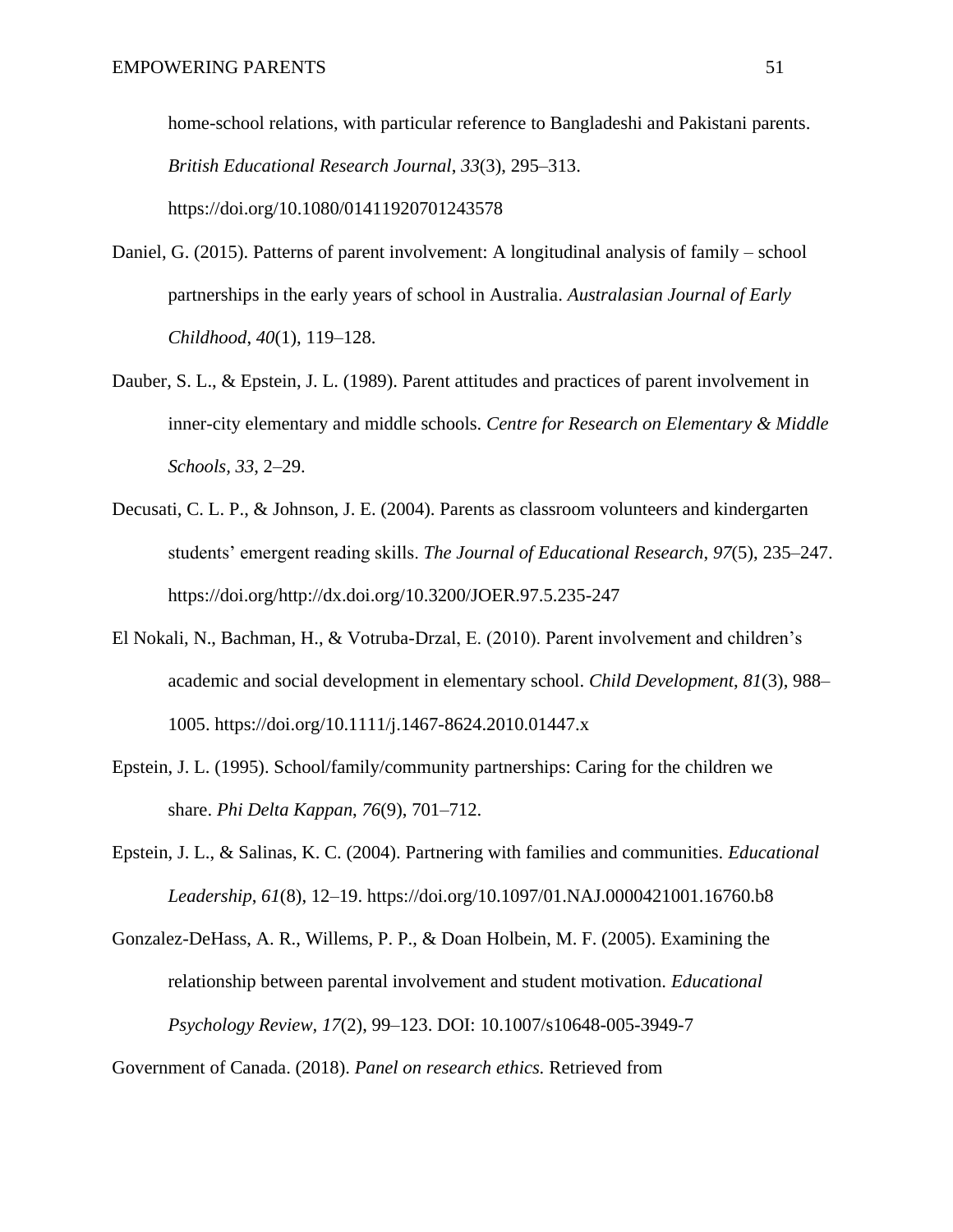home-school relations, with particular reference to Bangladeshi and Pakistani parents. *British Educational Research Journal*, *33*(3), 295–313. https://doi.org/10.1080/01411920701243578

Daniel, G. (2015). Patterns of parent involvement: A longitudinal analysis of family – school partnerships in the early years of school in Australia. *Australasian Journal of Early Childhood*, *40*(1), 119–128.

Dauber, S. L., & Epstein, J. L. (1989). Parent attitudes and practices of parent involvement in inner-city elementary and middle schools. *Centre for Research on Elementary & Middle Schools, 33*, 2–29.

Decusati, C. L. P., & Johnson, J. E. (2004). Parents as classroom volunteers and kindergarten students' emergent reading skills. *The Journal of Educational Research*, *97*(5), 235–247. https://doi.org/http://dx.doi.org/10.3200/JOER.97.5.235-247

El Nokali, N., Bachman, H., & Votruba-Drzal, E. (2010). Parent involvement and children's academic and social development in elementary school. *Child Development*, *81*(3), 988–1005. https://doi.org/10.1111/j.1467-8624.2010.01447.x

Epstein, J. L. (1995). School/family/community partnerships: Caring for the children we share. *Phi Delta Kappan*, *76*(9), 701–712.

Epstein, J. L., & Salinas, K. C. (2004). Partnering with families and communities. *Educational Leadership*, *61*(8), 12–19. https://doi.org/10.1097/01.NAJ.0000421001.16760.b8

Gonzalez-DeHass, A. R., Willems, P. P., & Doan Holbein, M. F. (2005). Examining the relationship between parental involvement and student motivation. *Educational Psychology Review*, *17*(2), 99–123. DOI: 10.1007/s10648-005-3949-7

Government of Canada. (2018). *Panel on research ethics.* Retrieved from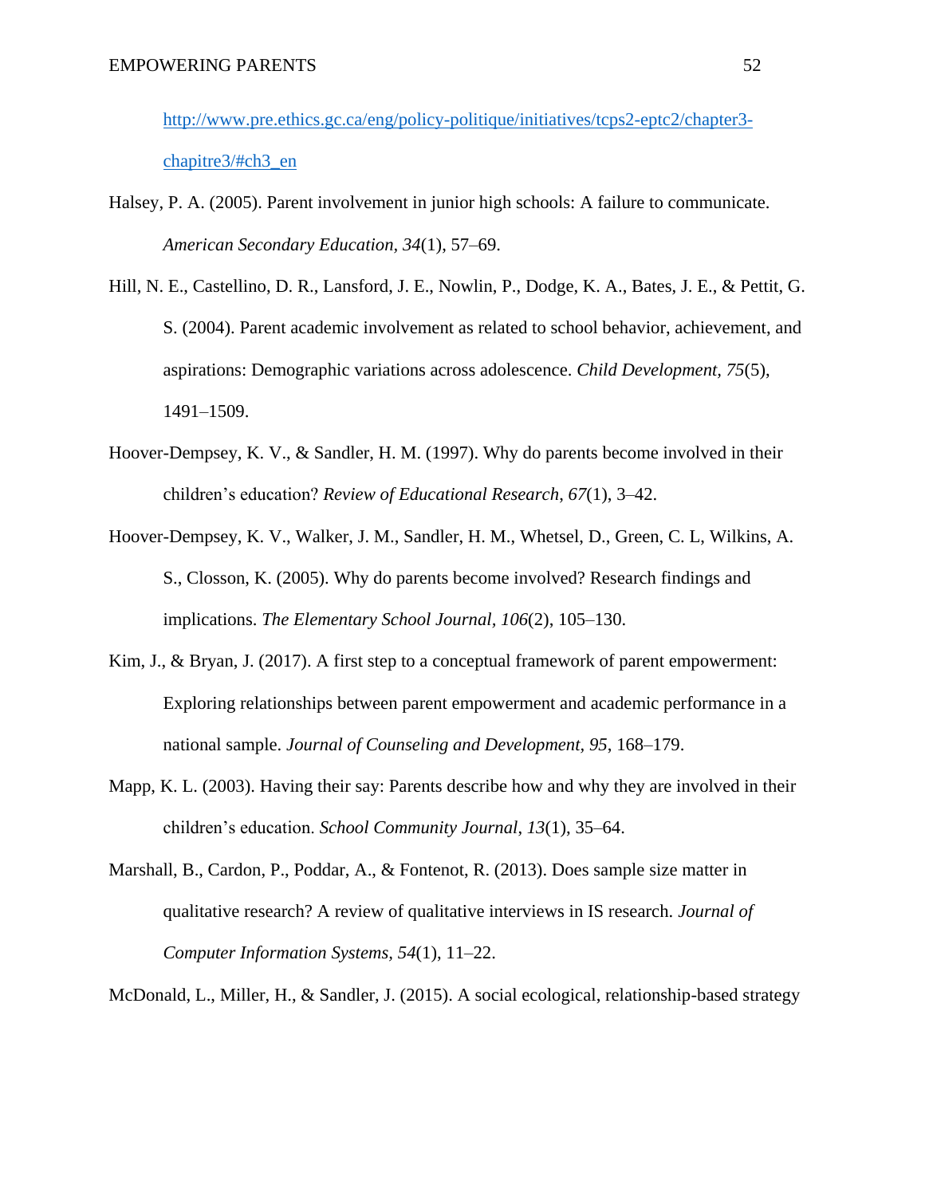http://www.pre.ethics.gc.ca/eng/policy-politique/initiatives/tcps2-eptc2/chapter3-chapitre3/#ch3_en

Halsey, P. A. (2005). Parent involvement in junior high schools: A failure to communicate. *American Secondary Education*, *34*(1), 57–69.

Hill, N. E., Castellino, D. R., Lansford, J. E., Nowlin, P., Dodge, K. A., Bates, J. E., & Pettit, G. S. (2004). Parent academic involvement as related to school behavior, achievement, and aspirations: Demographic variations across adolescence. *Child Development, 75*(5), 1491–1509.

Hoover-Dempsey, K. V., & Sandler, H. M. (1997). Why do parents become involved in their children's education? *Review of Educational Research*, *67*(1), 3–42.

Hoover-Dempsey, K. V., Walker, J. M., Sandler, H. M., Whetsel, D., Green, C. L, Wilkins, A. S., Closson, K. (2005). Why do parents become involved? Research findings and implications. *The Elementary School Journal*, *106*(2), 105–130.

Kim, J., & Bryan, J. (2017). A first step to a conceptual framework of parent empowerment: Exploring relationships between parent empowerment and academic performance in a national sample. *Journal of Counseling and Development*, *95*, 168–179.

Mapp, K. L. (2003). Having their say: Parents describe how and why they are involved in their children's education. *School Community Journal*, *13*(1), 35–64.

Marshall, B., Cardon, P., Poddar, A., & Fontenot, R. (2013). Does sample size matter in qualitative research? A review of qualitative interviews in IS research. *Journal of Computer Information Systems*, *54*(1), 11–22.

McDonald, L., Miller, H., & Sandler, J. (2015). A social ecological, relationship-based strategy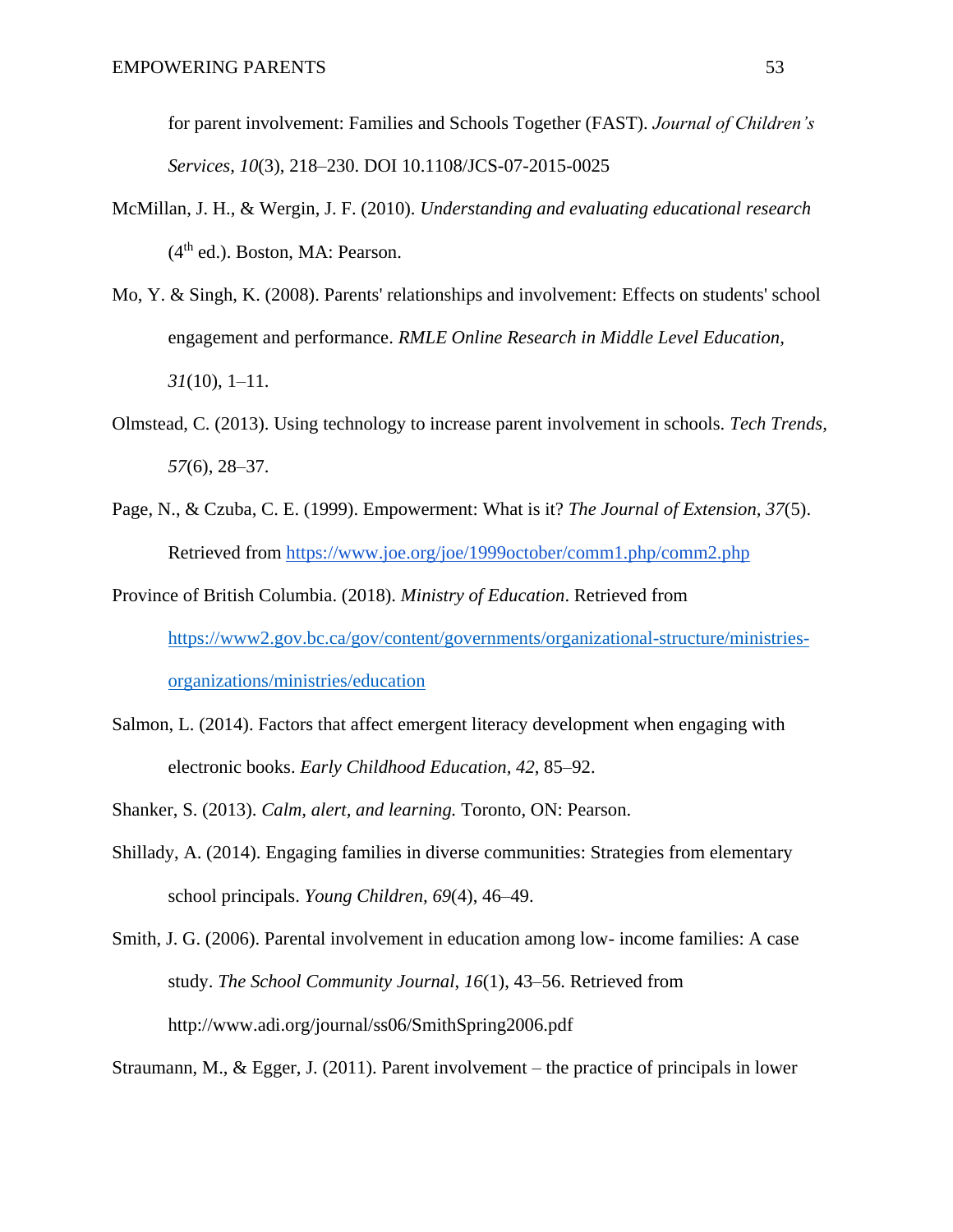for parent involvement: Families and Schools Together (FAST). *Journal of Children's Services, 10*(3), 218–230. DOI 10.1108/JCS-07-2015-0025

McMillan, J. H., & Wergin, J. F. (2010). *Understanding and evaluating educational research* (4th ed.). Boston, MA: Pearson.

Mo, Y. & Singh, K. (2008). Parents' relationships and involvement: Effects on students' school engagement and performance. *RMLE Online Research in Middle Level Education, 31*(10), 1–11.

Olmstead, C. (2013). Using technology to increase parent involvement in schools. *Tech Trends, 57*(6), 28–37.

Page, N., & Czuba, C. E. (1999). Empowerment: What is it? *The Journal of Extension, 37*(5). Retrieved from https://www.joe.org/joe/1999october/comm1.php/comm2.php

Province of British Columbia. (2018). *Ministry of Education*. Retrieved from https://www2.gov.bc.ca/gov/content/governments/organizational-structure/ministries-organizations/ministries/education

Salmon, L. (2014). Factors that affect emergent literacy development when engaging with electronic books. *Early Childhood Education, 42*, 85–92.

Shanker, S. (2013). *Calm, alert, and learning.* Toronto, ON: Pearson.

Shillady, A. (2014). Engaging families in diverse communities: Strategies from elementary school principals. *Young Children, 69*(4), 46–49.

Smith, J. G. (2006). Parental involvement in education among low- income families: A case study. *The School Community Journal, 16*(1), 43–56. Retrieved from http://www.adi.org/journal/ss06/SmithSpring2006.pdf

Straumann, M., & Egger, J. (2011). Parent involvement – the practice of principals in lower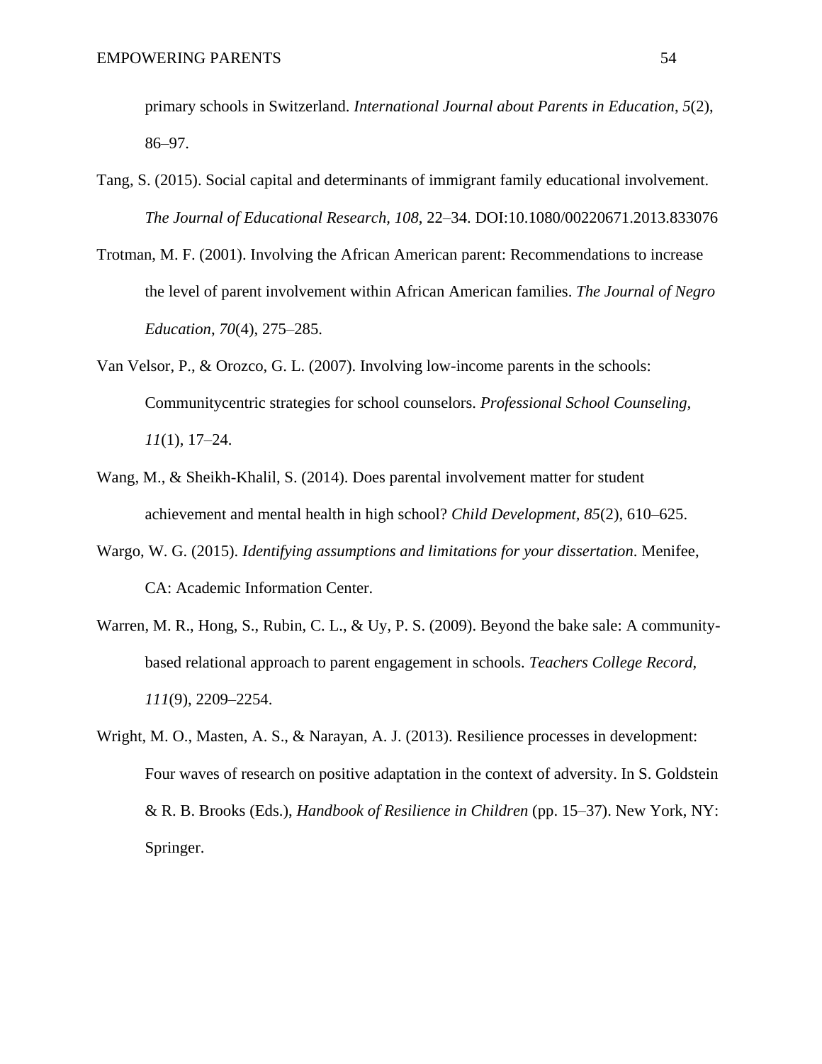primary schools in Switzerland. *International Journal about Parents in Education*, *5*(2), 86–97.

Tang, S. (2015). Social capital and determinants of immigrant family educational involvement. *The Journal of Educational Research, 108*, 22–34. DOI:10.1080/00220671.2013.833076

Trotman, M. F. (2001). Involving the African American parent: Recommendations to increase the level of parent involvement within African American families. *The Journal of Negro Education*, *70*(4), 275–285.

Van Velsor, P., & Orozco, G. L. (2007). Involving low-income parents in the schools: Communitycentric strategies for school counselors. *Professional School Counseling, 11*(1), 17–24.

Wang, M., & Sheikh-Khalil, S. (2014). Does parental involvement matter for student achievement and mental health in high school? *Child Development, 85*(2), 610–625.

Wargo, W. G. (2015). *Identifying assumptions and limitations for your dissertation*. Menifee, CA: Academic Information Center.

Warren, M. R., Hong, S., Rubin, C. L., & Uy, P. S. (2009). Beyond the bake sale: A community-based relational approach to parent engagement in schools. *Teachers College Record, 111*(9), 2209–2254.

Wright, M. O., Masten, A. S., & Narayan, A. J. (2013). Resilience processes in development: Four waves of research on positive adaptation in the context of adversity. In S. Goldstein & R. B. Brooks (Eds.), *Handbook of Resilience in Children* (pp. 15–37). New York, NY: Springer.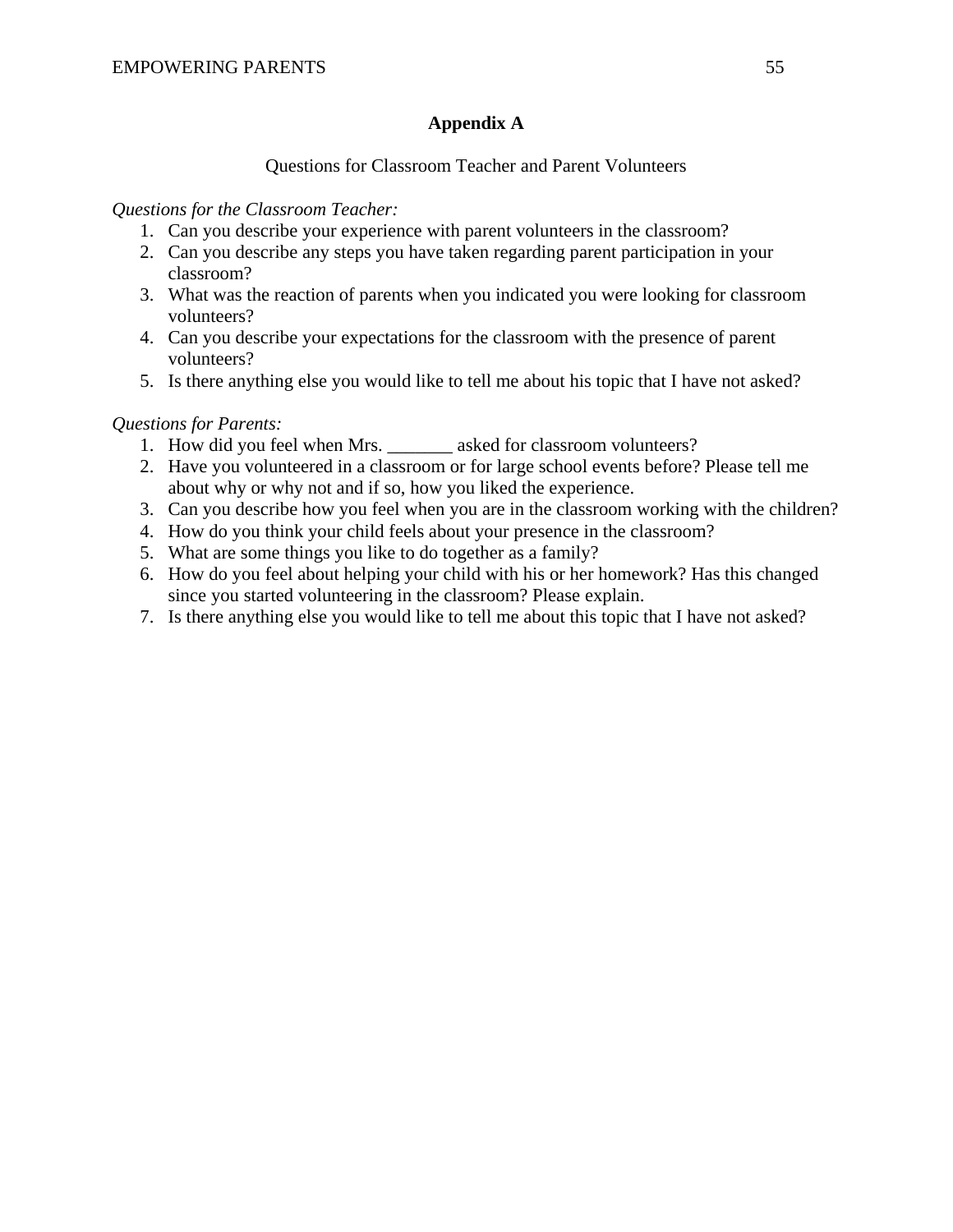# Appendix A

Questions for Classroom Teacher and Parent Volunteers

*Questions for the Classroom Teacher:*

1. Can you describe your experience with parent volunteers in the classroom?
2. Can you describe any steps you have taken regarding parent participation in your classroom?
3. What was the reaction of parents when you indicated you were looking for classroom volunteers?
4. Can you describe your expectations for the classroom with the presence of parent volunteers?
5. Is there anything else you would like to tell me about his topic that I have not asked?

*Questions for Parents:*

1. How did you feel when Mrs. _______ asked for classroom volunteers?
2. Have you volunteered in a classroom or for large school events before? Please tell me about why or why not and if so, how you liked the experience.
3. Can you describe how you feel when you are in the classroom working with the children?
4. How do you think your child feels about your presence in the classroom?
5. What are some things you like to do together as a family?
6. How do you feel about helping your child with his or her homework? Has this changed since you started volunteering in the classroom? Please explain.
7. Is there anything else you would like to tell me about this topic that I have not asked?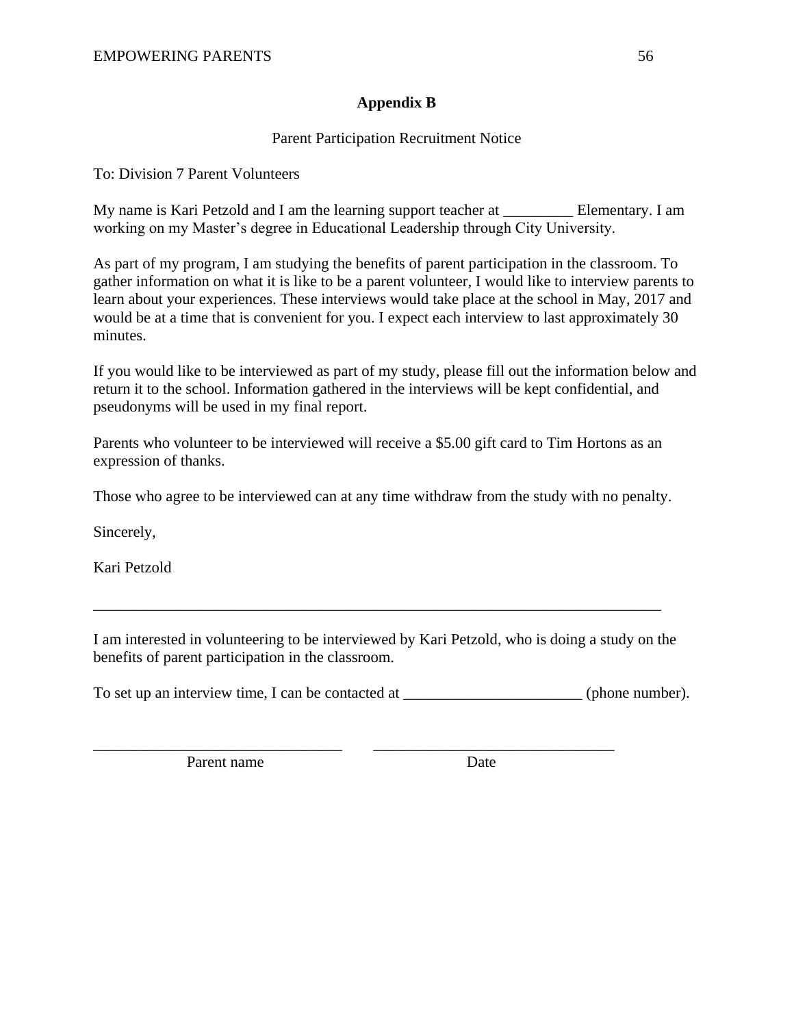# Appendix B

Parent Participation Recruitment Notice

To: Division 7 Parent Volunteers

My name is Kari Petzold and I am the learning support teacher at _________ Elementary. I am working on my Master's degree in Educational Leadership through City University.

As part of my program, I am studying the benefits of parent participation in the classroom. To gather information on what it is like to be a parent volunteer, I would like to interview parents to learn about your experiences. These interviews would take place at the school in May, 2017 and would be at a time that is convenient for you. I expect each interview to last approximately 30 minutes.

If you would like to be interviewed as part of my study, please fill out the information below and return it to the school. Information gathered in the interviews will be kept confidential, and pseudonyms will be used in my final report.

Parents who volunteer to be interviewed will receive a $5.00 gift card to Tim Hortons as an expression of thanks.

Those who agree to be interviewed can at any time withdraw from the study with no penalty.

Sincerely,

Kari Petzold

_____________________________________________________________________________

I am interested in volunteering to be interviewed by Kari Petzold, who is doing a study on the benefits of parent participation in the classroom.

To set up an interview time, I can be contacted at _______________________ (phone number).

_______________________________ _______________________________

Parent name Date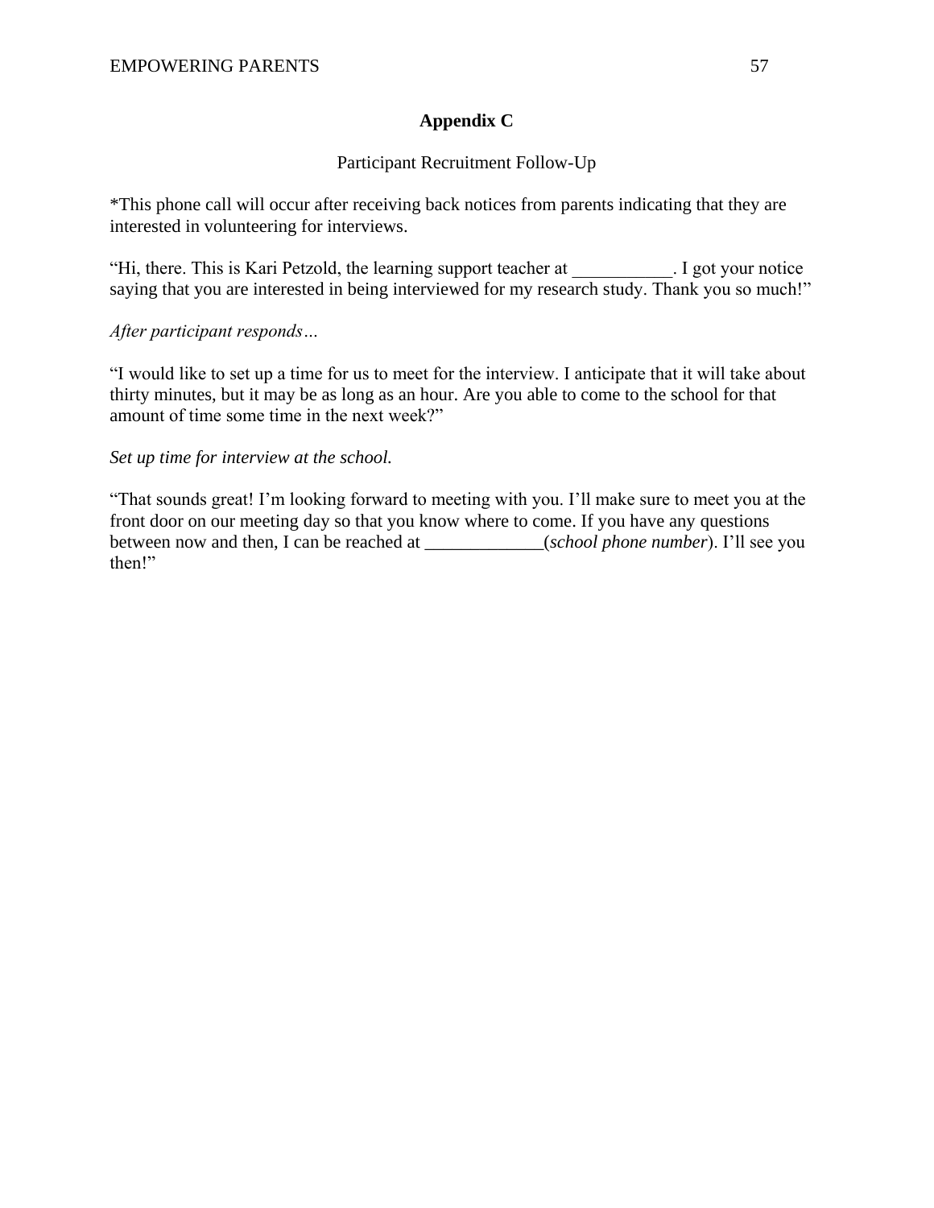# Appendix C

Participant Recruitment Follow-Up

*This phone call will occur after receiving back notices from parents indicating that they are interested in volunteering for interviews.

"Hi, there. This is Kari Petzold, the learning support teacher at ___________. I got your notice saying that you are interested in being interviewed for my research study. Thank you so much!"

*After participant responds…*

"I would like to set up a time for us to meet for the interview. I anticipate that it will take about thirty minutes, but it may be as long as an hour. Are you able to come to the school for that amount of time some time in the next week?"

*Set up time for interview at the school.*

"That sounds great! I'm looking forward to meeting with you. I'll make sure to meet you at the front door on our meeting day so that you know where to come. If you have any questions between now and then, I can be reached at _____________(*school phone number*). I'll see you then!"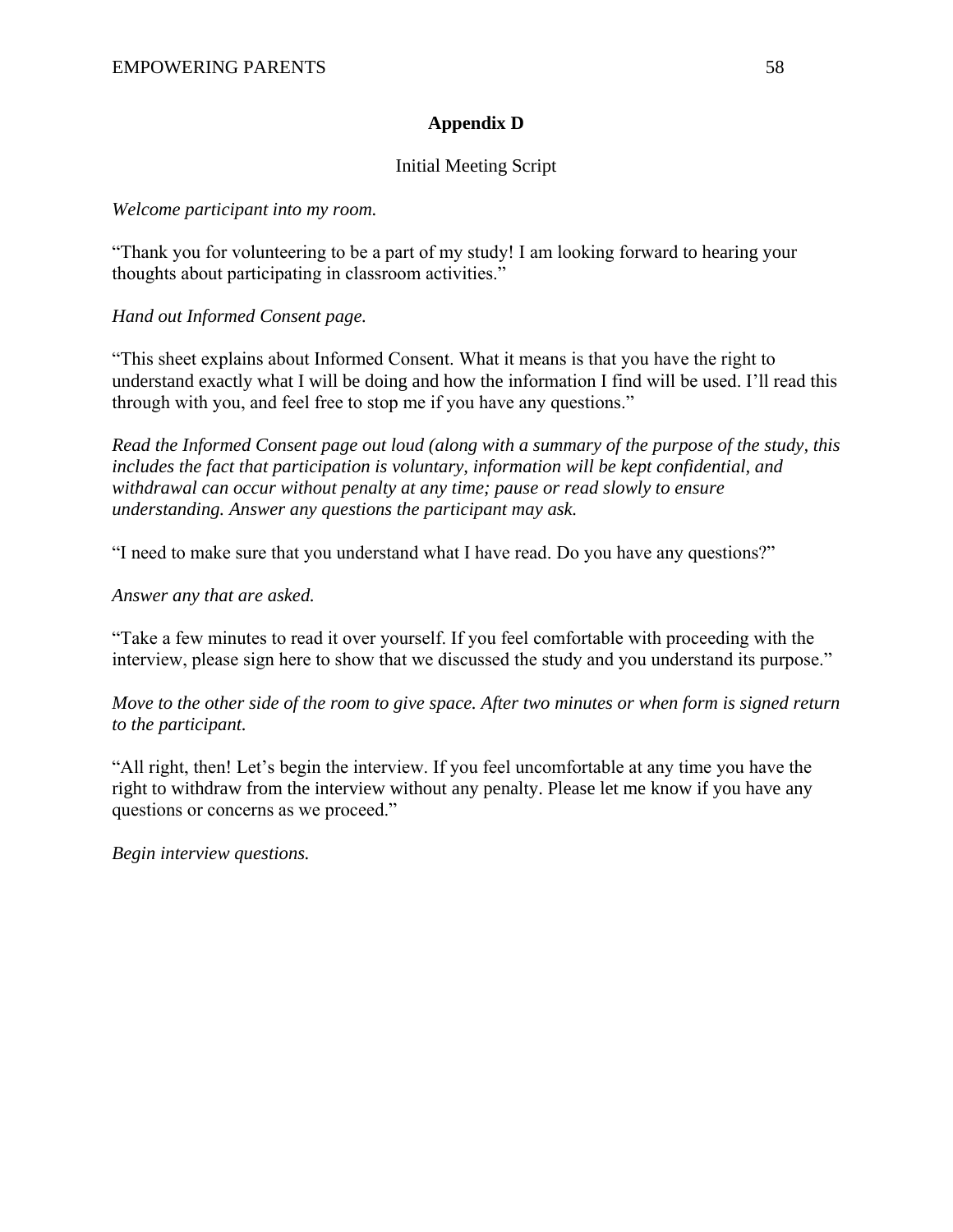## Appendix D

Initial Meeting Script

*Welcome participant into my room.*

"Thank you for volunteering to be a part of my study! I am looking forward to hearing your thoughts about participating in classroom activities."

*Hand out Informed Consent page.*

"This sheet explains about Informed Consent. What it means is that you have the right to understand exactly what I will be doing and how the information I find will be used. I'll read this through with you, and feel free to stop me if you have any questions."

*Read the Informed Consent page out loud (along with a summary of the purpose of the study, this includes the fact that participation is voluntary, information will be kept confidential, and withdrawal can occur without penalty at any time; pause or read slowly to ensure understanding. Answer any questions the participant may ask.*

"I need to make sure that you understand what I have read. Do you have any questions?"

*Answer any that are asked.*

"Take a few minutes to read it over yourself. If you feel comfortable with proceeding with the interview, please sign here to show that we discussed the study and you understand its purpose."

*Move to the other side of the room to give space. After two minutes or when form is signed return to the participant.*

"All right, then! Let's begin the interview. If you feel uncomfortable at any time you have the right to withdraw from the interview without any penalty. Please let me know if you have any questions or concerns as we proceed."

*Begin interview questions.*